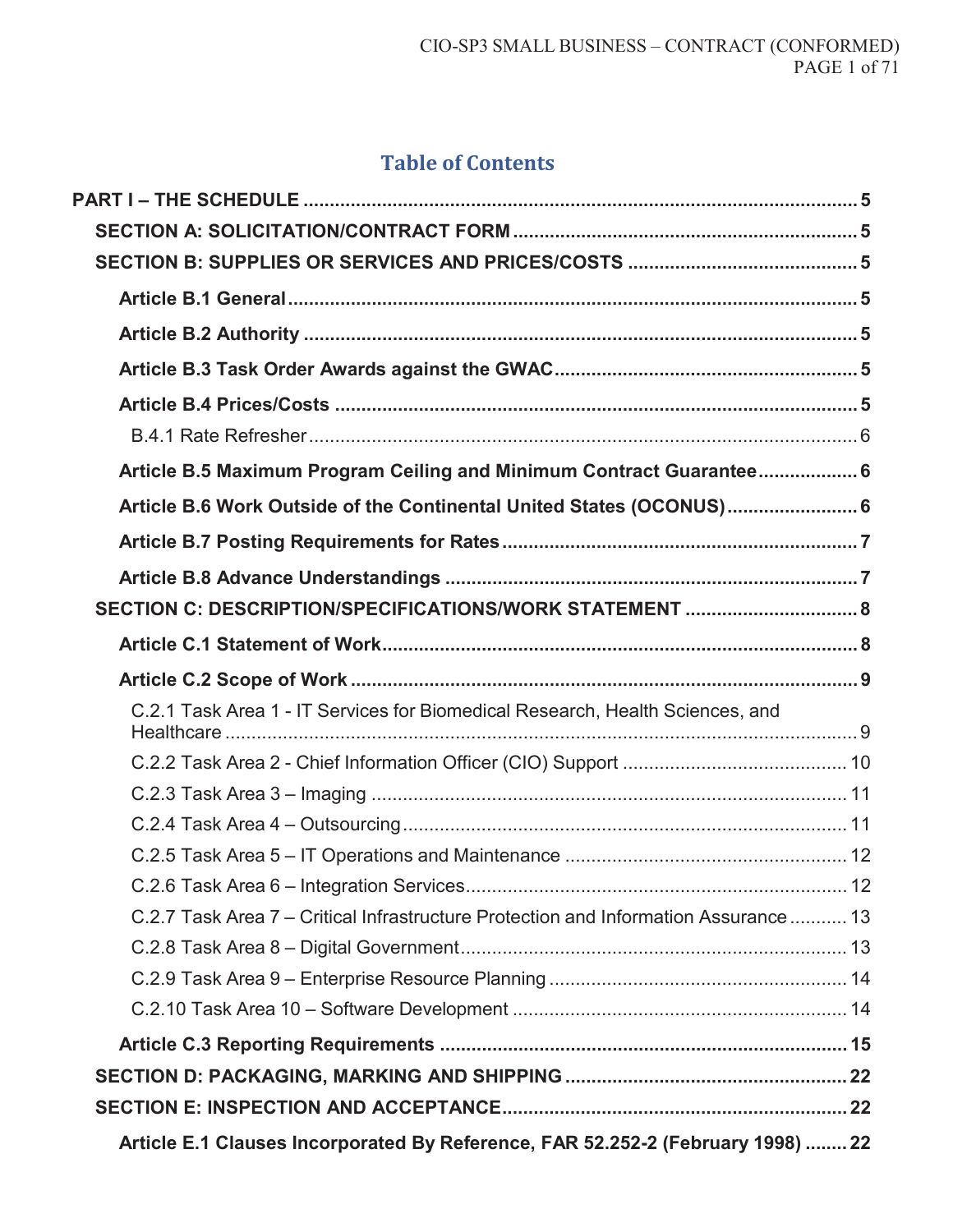# Table of Contents

**PART I – THE SCHEDULE** ........................................................................................................ 5

**SECTION A: SOLICITATION/CONTRACT FORM** ................................................................ 5

**SECTION B: SUPPLIES OR SERVICES AND PRICES/COSTS** ........................................... 5

**Article B.1 General** ............................................................................................................. 5

**Article B.2 Authority** .......................................................................................................... 5

**Article B.3 Task Order Awards against the GWAC** .......................................................... 5

**Article B.4 Prices/Costs** ..................................................................................................... 5

B.4.1 Rate Refresher ............................................................................................................ 6

**Article B.5 Maximum Program Ceiling and Minimum Contract Guarantee** ...................... 6

**Article B.6 Work Outside of the Continental United States (OCONUS)** ........................... 6

**Article B.7 Posting Requirements for Rates** ..................................................................... 7

**Article B.8 Advance Understandings** ................................................................................ 7

**SECTION C: DESCRIPTION/SPECIFICATIONS/WORK STATEMENT** ................................. 8

**Article C.1 Statement of Work** ........................................................................................... 8

**Article C.2 Scope of Work** ................................................................................................. 9

C.2.1 Task Area 1 - IT Services for Biomedical Research, Health Sciences, and Healthcare ........................................................................................................................... 9

C.2.2 Task Area 2 - Chief Information Officer (CIO) Support ............................................ 10

C.2.3 Task Area 3 – Imaging ............................................................................................. 11

C.2.4 Task Area 4 – Outsourcing ....................................................................................... 11

C.2.5 Task Area 5 – IT Operations and Maintenance ........................................................ 12

C.2.6 Task Area 6 – Integration Services ........................................................................... 12

C.2.7 Task Area 7 – Critical Infrastructure Protection and Information Assurance ........... 13

C.2.8 Task Area 8 – Digital Government ........................................................................... 13

C.2.9 Task Area 9 – Enterprise Resource Planning ........................................................... 14

C.2.10 Task Area 10 – Software Development .................................................................. 14

**Article C.3 Reporting Requirements** ............................................................................... 15

**SECTION D: PACKAGING, MARKING AND SHIPPING** ...................................................... 22

**SECTION E: INSPECTION AND ACCEPTANCE** .................................................................. 22

**Article E.1 Clauses Incorporated By Reference, FAR 52.252-2 (February 1998)** ........ 22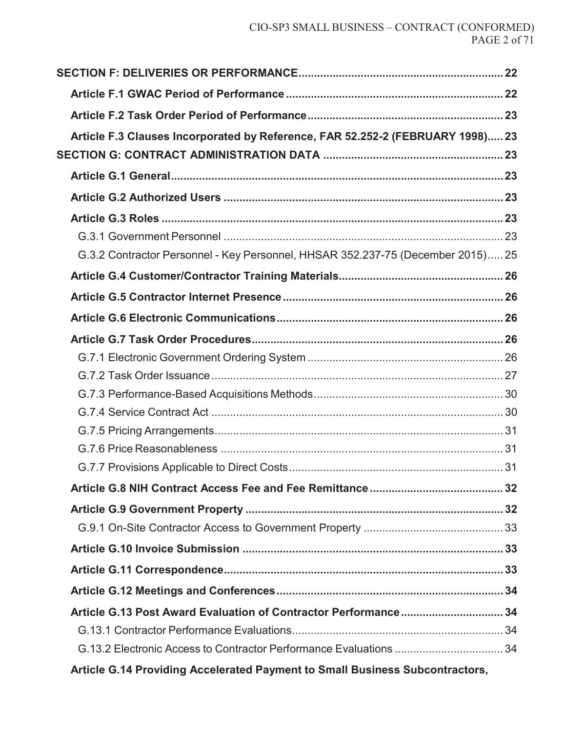**SECTION F: DELIVERIES OR PERFORMANCE** ..... 22

**Article F.1 GWAC Period of Performance** ..... 22

**Article F.2 Task Order Period of Performance** ..... 23

**Article F.3 Clauses Incorporated by Reference, FAR 52.252-2 (FEBRUARY 1998)** ..... 23

**SECTION G: CONTRACT ADMINISTRATION DATA** ..... 23

**Article G.1 General** ..... 23

**Article G.2 Authorized Users** ..... 23

**Article G.3 Roles** ..... 23

G.3.1 Government Personnel ..... 23

G.3.2 Contractor Personnel - Key Personnel, HHSAR 352.237-75 (December 2015) ..... 25

**Article G.4 Customer/Contractor Training Materials** ..... 26

**Article G.5 Contractor Internet Presence** ..... 26

**Article G.6 Electronic Communications** ..... 26

**Article G.7 Task Order Procedures** ..... 26

G.7.1 Electronic Government Ordering System ..... 26

G.7.2 Task Order Issuance ..... 27

G.7.3 Performance-Based Acquisitions Methods ..... 30

G.7.4 Service Contract Act ..... 30

G.7.5 Pricing Arrangements ..... 31

G.7.6 Price Reasonableness ..... 31

G.7.7 Provisions Applicable to Direct Costs ..... 31

**Article G.8 NIH Contract Access Fee and Fee Remittance** ..... 32

**Article G.9 Government Property** ..... 32

G.9.1 On-Site Contractor Access to Government Property ..... 33

**Article G.10 Invoice Submission** ..... 33

**Article G.11 Correspondence** ..... 33

**Article G.12 Meetings and Conferences** ..... 34

**Article G.13 Post Award Evaluation of Contractor Performance** ..... 34

G.13.1 Contractor Performance Evaluations ..... 34

G.13.2 Electronic Access to Contractor Performance Evaluations ..... 34

**Article G.14 Providing Accelerated Payment to Small Business Subcontractors,**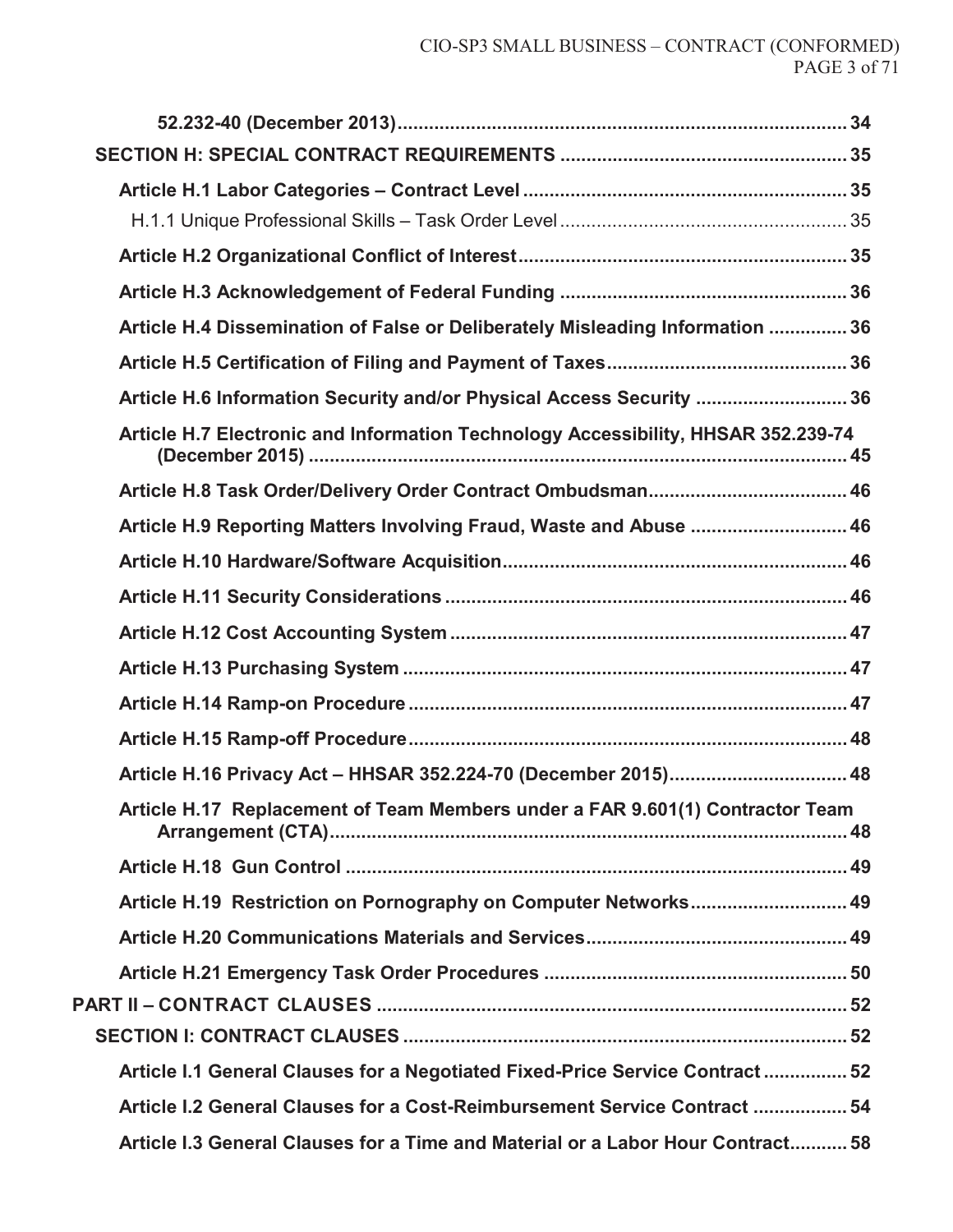- **52.232-40 (December 2013)** ..... 34
- **SECTION H: SPECIAL CONTRACT REQUIREMENTS** ..... 35
  - **Article H.1 Labor Categories – Contract Level** ..... 35
    - H.1.1 Unique Professional Skills – Task Order Level ..... 35
  - **Article H.2 Organizational Conflict of Interest** ..... 35
  - **Article H.3 Acknowledgement of Federal Funding** ..... 36
  - **Article H.4 Dissemination of False or Deliberately Misleading Information** ..... 36
  - **Article H.5 Certification of Filing and Payment of Taxes** ..... 36
  - **Article H.6 Information Security and/or Physical Access Security** ..... 36
  - **Article H.7 Electronic and Information Technology Accessibility, HHSAR 352.239-74 (December 2015)** ..... 45
  - **Article H.8 Task Order/Delivery Order Contract Ombudsman** ..... 46
  - **Article H.9 Reporting Matters Involving Fraud, Waste and Abuse** ..... 46
  - **Article H.10 Hardware/Software Acquisition** ..... 46
  - **Article H.11 Security Considerations** ..... 46
  - **Article H.12 Cost Accounting System** ..... 47
  - **Article H.13 Purchasing System** ..... 47
  - **Article H.14 Ramp-on Procedure** ..... 47
  - **Article H.15 Ramp-off Procedure** ..... 48
  - **Article H.16 Privacy Act – HHSAR 352.224-70 (December 2015)** ..... 48
  - **Article H.17 Replacement of Team Members under a FAR 9.601(1) Contractor Team Arrangement (CTA)** ..... 48
  - **Article H.18 Gun Control** ..... 49
  - **Article H.19 Restriction on Pornography on Computer Networks** ..... 49
  - **Article H.20 Communications Materials and Services** ..... 49
  - **Article H.21 Emergency Task Order Procedures** ..... 50
- **PART II – CONTRACT CLAUSES** ..... 52
- **SECTION I: CONTRACT CLAUSES** ..... 52
  - **Article I.1 General Clauses for a Negotiated Fixed-Price Service Contract** ..... 52
  - **Article I.2 General Clauses for a Cost-Reimbursement Service Contract** ..... 54
  - **Article I.3 General Clauses for a Time and Material or a Labor Hour Contract** ..... 58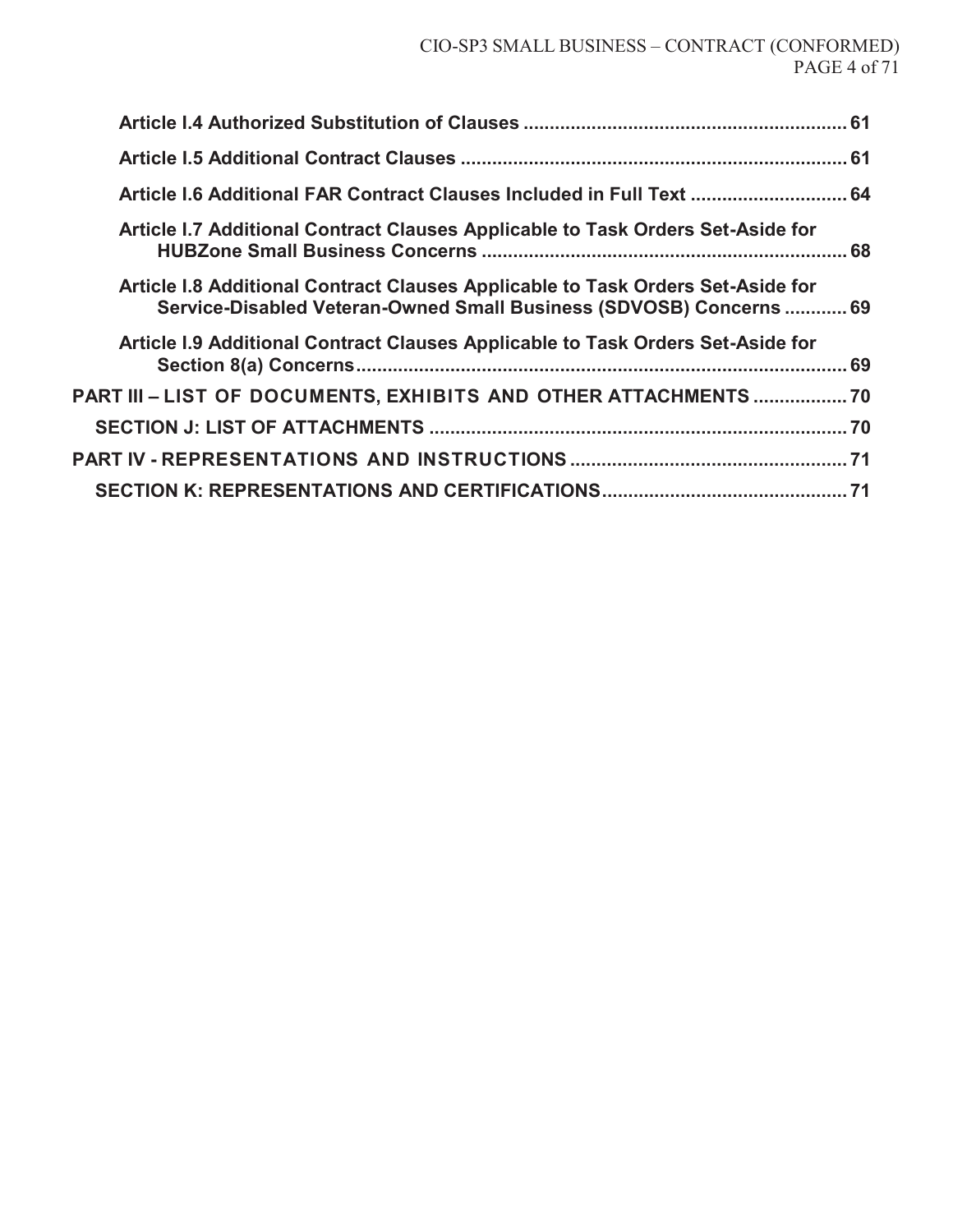Article I.4 Authorized Substitution of Clauses ............................................................ 61

Article I.5 Additional Contract Clauses ........................................................................ 61

Article I.6 Additional FAR Contract Clauses Included in Full Text ............................ 64

Article I.7 Additional Contract Clauses Applicable to Task Orders Set-Aside for HUBZone Small Business Concerns ..................................................................... 68

Article I.8 Additional Contract Clauses Applicable to Task Orders Set-Aside for Service-Disabled Veteran-Owned Small Business (SDVOSB) Concerns ............ 69

Article I.9 Additional Contract Clauses Applicable to Task Orders Set-Aside for Section 8(a) Concerns............................................................................................ 69

PART III – LIST OF DOCUMENTS, EXHIBITS AND OTHER ATTACHMENTS .................. 70

SECTION J: LIST OF ATTACHMENTS ............................................................................... 70

PART IV - REPRESENTATIONS AND INSTRUCTIONS .................................................... 71

SECTION K: REPRESENTATIONS AND CERTIFICATIONS.............................................. 71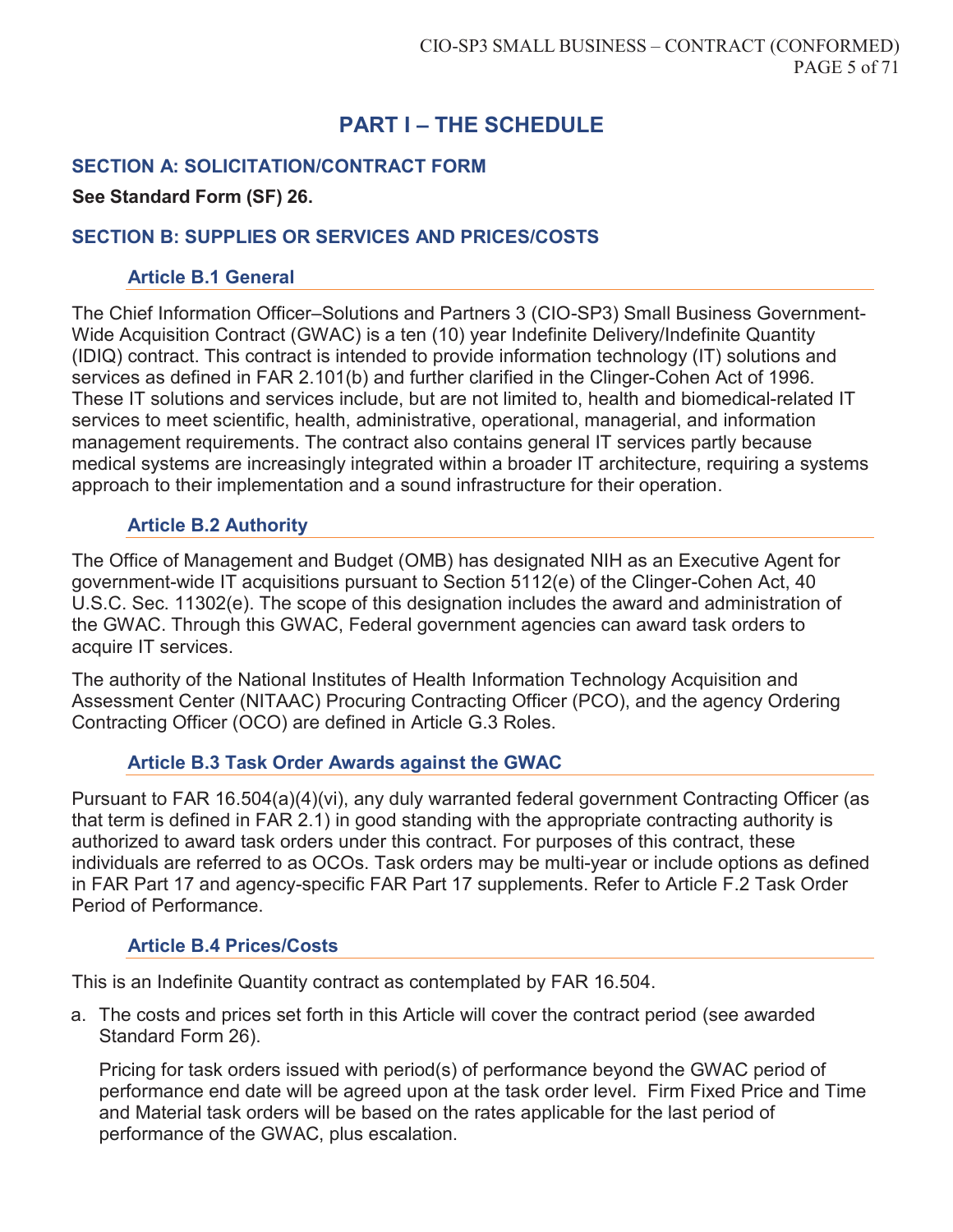# PART I – THE SCHEDULE

## SECTION A: SOLICITATION/CONTRACT FORM

**See Standard Form (SF) 26.**

## SECTION B: SUPPLIES OR SERVICES AND PRICES/COSTS

### Article B.1 General

The Chief Information Officer–Solutions and Partners 3 (CIO-SP3) Small Business Government-Wide Acquisition Contract (GWAC) is a ten (10) year Indefinite Delivery/Indefinite Quantity (IDIQ) contract. This contract is intended to provide information technology (IT) solutions and services as defined in FAR 2.101(b) and further clarified in the Clinger-Cohen Act of 1996. These IT solutions and services include, but are not limited to, health and biomedical-related IT services to meet scientific, health, administrative, operational, managerial, and information management requirements. The contract also contains general IT services partly because medical systems are increasingly integrated within a broader IT architecture, requiring a systems approach to their implementation and a sound infrastructure for their operation.

### Article B.2 Authority

The Office of Management and Budget (OMB) has designated NIH as an Executive Agent for government-wide IT acquisitions pursuant to Section 5112(e) of the Clinger-Cohen Act, 40 U.S.C. Sec. 11302(e). The scope of this designation includes the award and administration of the GWAC. Through this GWAC, Federal government agencies can award task orders to acquire IT services.

The authority of the National Institutes of Health Information Technology Acquisition and Assessment Center (NITAAC) Procuring Contracting Officer (PCO), and the agency Ordering Contracting Officer (OCO) are defined in Article G.3 Roles.

### Article B.3 Task Order Awards against the GWAC

Pursuant to FAR 16.504(a)(4)(vi), any duly warranted federal government Contracting Officer (as that term is defined in FAR 2.1) in good standing with the appropriate contracting authority is authorized to award task orders under this contract. For purposes of this contract, these individuals are referred to as OCOs. Task orders may be multi-year or include options as defined in FAR Part 17 and agency-specific FAR Part 17 supplements. Refer to Article F.2 Task Order Period of Performance.

### Article B.4 Prices/Costs

This is an Indefinite Quantity contract as contemplated by FAR 16.504.

a. The costs and prices set forth in this Article will cover the contract period (see awarded Standard Form 26).

   Pricing for task orders issued with period(s) of performance beyond the GWAC period of performance end date will be agreed upon at the task order level. Firm Fixed Price and Time and Material task orders will be based on the rates applicable for the last period of performance of the GWAC, plus escalation.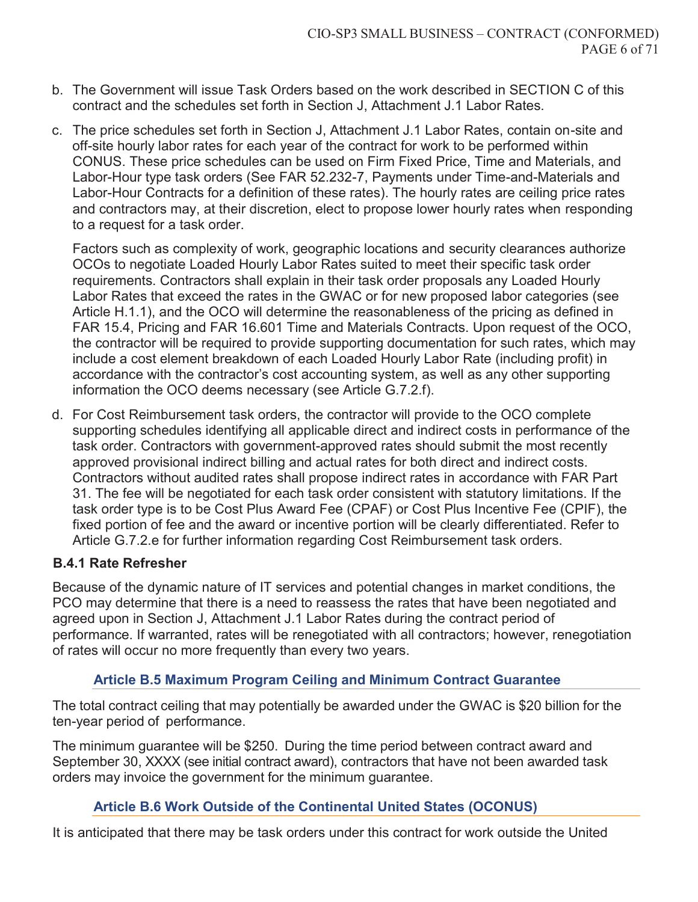b. The Government will issue Task Orders based on the work described in SECTION C of this contract and the schedules set forth in Section J, Attachment J.1 Labor Rates.

c. The price schedules set forth in Section J, Attachment J.1 Labor Rates, contain on-site and off-site hourly labor rates for each year of the contract for work to be performed within CONUS. These price schedules can be used on Firm Fixed Price, Time and Materials, and Labor-Hour type task orders (See FAR 52.232-7, Payments under Time-and-Materials and Labor-Hour Contracts for a definition of these rates). The hourly rates are ceiling price rates and contractors may, at their discretion, elect to propose lower hourly rates when responding to a request for a task order.

   Factors such as complexity of work, geographic locations and security clearances authorize OCOs to negotiate Loaded Hourly Labor Rates suited to meet their specific task order requirements. Contractors shall explain in their task order proposals any Loaded Hourly Labor Rates that exceed the rates in the GWAC or for new proposed labor categories (see Article H.1.1), and the OCO will determine the reasonableness of the pricing as defined in FAR 15.4, Pricing and FAR 16.601 Time and Materials Contracts. Upon request of the OCO, the contractor will be required to provide supporting documentation for such rates, which may include a cost element breakdown of each Loaded Hourly Labor Rate (including profit) in accordance with the contractor's cost accounting system, as well as any other supporting information the OCO deems necessary (see Article G.7.2.f).

d. For Cost Reimbursement task orders, the contractor will provide to the OCO complete supporting schedules identifying all applicable direct and indirect costs in performance of the task order. Contractors with government-approved rates should submit the most recently approved provisional indirect billing and actual rates for both direct and indirect costs. Contractors without audited rates shall propose indirect rates in accordance with FAR Part 31. The fee will be negotiated for each task order consistent with statutory limitations. If the task order type is to be Cost Plus Award Fee (CPAF) or Cost Plus Incentive Fee (CPIF), the fixed portion of fee and the award or incentive portion will be clearly differentiated. Refer to Article G.7.2.e for further information regarding Cost Reimbursement task orders.

**B.4.1 Rate Refresher**

Because of the dynamic nature of IT services and potential changes in market conditions, the PCO may determine that there is a need to reassess the rates that have been negotiated and agreed upon in Section J, Attachment J.1 Labor Rates during the contract period of performance. If warranted, rates will be renegotiated with all contractors; however, renegotiation of rates will occur no more frequently than every two years.

## Article B.5 Maximum Program Ceiling and Minimum Contract Guarantee

The total contract ceiling that may potentially be awarded under the GWAC is $20 billion for the ten-year period of performance.

The minimum guarantee will be $250. During the time period between contract award and September 30, XXXX (see initial contract award), contractors that have not been awarded task orders may invoice the government for the minimum guarantee.

## Article B.6 Work Outside of the Continental United States (OCONUS)

It is anticipated that there may be task orders under this contract for work outside the United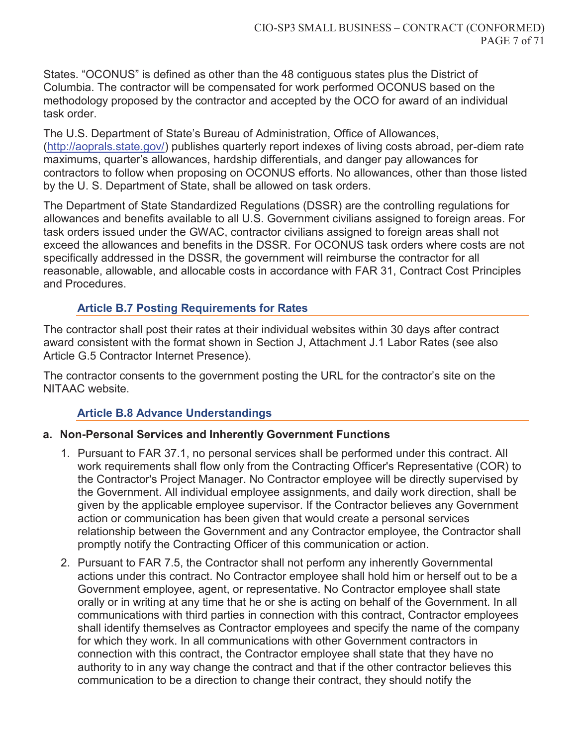States. "OCONUS" is defined as other than the 48 contiguous states plus the District of Columbia. The contractor will be compensated for work performed OCONUS based on the methodology proposed by the contractor and accepted by the OCO for award of an individual task order.

The U.S. Department of State's Bureau of Administration, Office of Allowances, (http://aoprals.state.gov/) publishes quarterly report indexes of living costs abroad, per-diem rate maximums, quarter's allowances, hardship differentials, and danger pay allowances for contractors to follow when proposing on OCONUS efforts. No allowances, other than those listed by the U. S. Department of State, shall be allowed on task orders.

The Department of State Standardized Regulations (DSSR) are the controlling regulations for allowances and benefits available to all U.S. Government civilians assigned to foreign areas. For task orders issued under the GWAC, contractor civilians assigned to foreign areas shall not exceed the allowances and benefits in the DSSR. For OCONUS task orders where costs are not specifically addressed in the DSSR, the government will reimburse the contractor for all reasonable, allowable, and allocable costs in accordance with FAR 31, Contract Cost Principles and Procedures.

### Article B.7 Posting Requirements for Rates

The contractor shall post their rates at their individual websites within 30 days after contract award consistent with the format shown in Section J, Attachment J.1 Labor Rates (see also Article G.5 Contractor Internet Presence).

The contractor consents to the government posting the URL for the contractor's site on the NITAAC website.

### Article B.8 Advance Understandings

**a. Non-Personal Services and Inherently Government Functions**

1. Pursuant to FAR 37.1, no personal services shall be performed under this contract. All work requirements shall flow only from the Contracting Officer's Representative (COR) to the Contractor's Project Manager. No Contractor employee will be directly supervised by the Government. All individual employee assignments, and daily work direction, shall be given by the applicable employee supervisor. If the Contractor believes any Government action or communication has been given that would create a personal services relationship between the Government and any Contractor employee, the Contractor shall promptly notify the Contracting Officer of this communication or action.

2. Pursuant to FAR 7.5, the Contractor shall not perform any inherently Governmental actions under this contract. No Contractor employee shall hold him or herself out to be a Government employee, agent, or representative. No Contractor employee shall state orally or in writing at any time that he or she is acting on behalf of the Government. In all communications with third parties in connection with this contract, Contractor employees shall identify themselves as Contractor employees and specify the name of the company for which they work. In all communications with other Government contractors in connection with this contract, the Contractor employee shall state that they have no authority to in any way change the contract and that if the other contractor believes this communication to be a direction to change their contract, they should notify the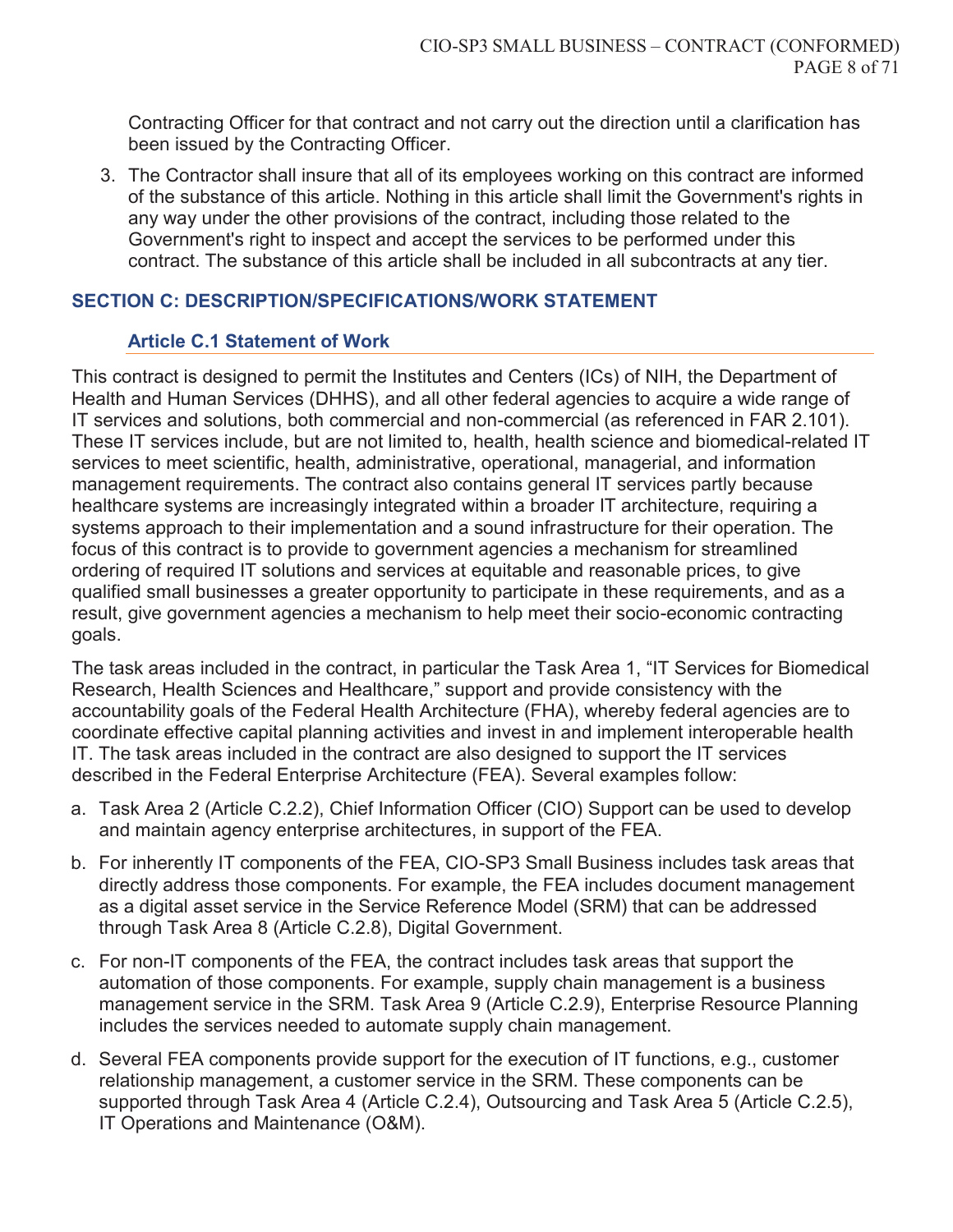Contracting Officer for that contract and not carry out the direction until a clarification has been issued by the Contracting Officer.

3. The Contractor shall insure that all of its employees working on this contract are informed of the substance of this article. Nothing in this article shall limit the Government's rights in any way under the other provisions of the contract, including those related to the Government's right to inspect and accept the services to be performed under this contract. The substance of this article shall be included in all subcontracts at any tier.

## SECTION C: DESCRIPTION/SPECIFICATIONS/WORK STATEMENT

### Article C.1 Statement of Work

This contract is designed to permit the Institutes and Centers (ICs) of NIH, the Department of Health and Human Services (DHHS), and all other federal agencies to acquire a wide range of IT services and solutions, both commercial and non-commercial (as referenced in FAR 2.101). These IT services include, but are not limited to, health, health science and biomedical-related IT services to meet scientific, health, administrative, operational, managerial, and information management requirements. The contract also contains general IT services partly because healthcare systems are increasingly integrated within a broader IT architecture, requiring a systems approach to their implementation and a sound infrastructure for their operation. The focus of this contract is to provide to government agencies a mechanism for streamlined ordering of required IT solutions and services at equitable and reasonable prices, to give qualified small businesses a greater opportunity to participate in these requirements, and as a result, give government agencies a mechanism to help meet their socio-economic contracting goals.

The task areas included in the contract, in particular the Task Area 1, "IT Services for Biomedical Research, Health Sciences and Healthcare," support and provide consistency with the accountability goals of the Federal Health Architecture (FHA), whereby federal agencies are to coordinate effective capital planning activities and invest in and implement interoperable health IT. The task areas included in the contract are also designed to support the IT services described in the Federal Enterprise Architecture (FEA). Several examples follow:

a. Task Area 2 (Article C.2.2), Chief Information Officer (CIO) Support can be used to develop and maintain agency enterprise architectures, in support of the FEA.

b. For inherently IT components of the FEA, CIO-SP3 Small Business includes task areas that directly address those components. For example, the FEA includes document management as a digital asset service in the Service Reference Model (SRM) that can be addressed through Task Area 8 (Article C.2.8), Digital Government.

c. For non-IT components of the FEA, the contract includes task areas that support the automation of those components. For example, supply chain management is a business management service in the SRM. Task Area 9 (Article C.2.9), Enterprise Resource Planning includes the services needed to automate supply chain management.

d. Several FEA components provide support for the execution of IT functions, e.g., customer relationship management, a customer service in the SRM. These components can be supported through Task Area 4 (Article C.2.4), Outsourcing and Task Area 5 (Article C.2.5), IT Operations and Maintenance (O&M).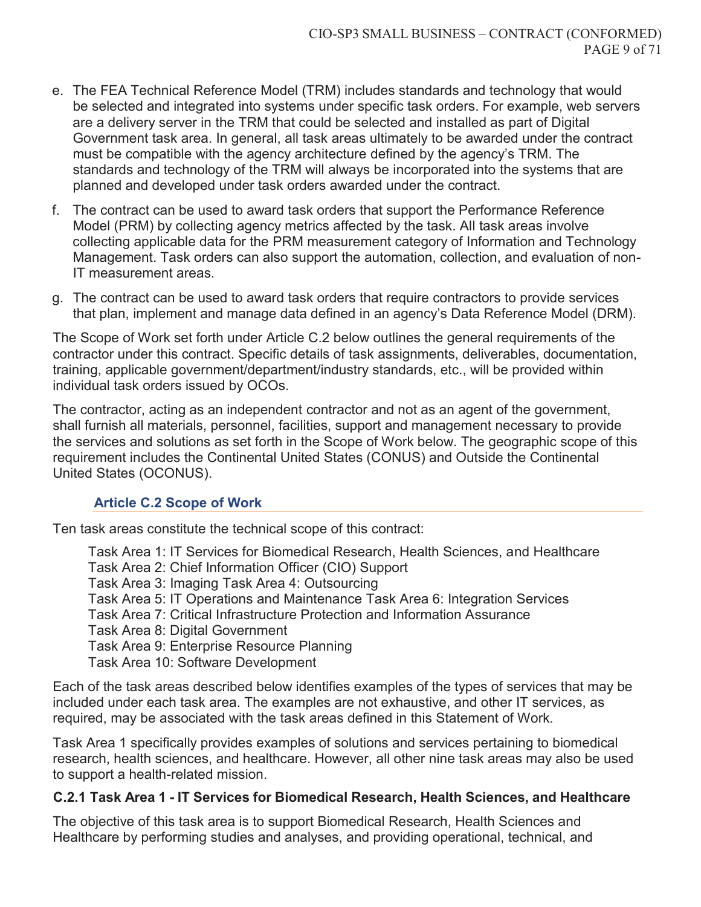e. The FEA Technical Reference Model (TRM) includes standards and technology that would be selected and integrated into systems under specific task orders. For example, web servers are a delivery server in the TRM that could be selected and installed as part of Digital Government task area. In general, all task areas ultimately to be awarded under the contract must be compatible with the agency architecture defined by the agency's TRM. The standards and technology of the TRM will always be incorporated into the systems that are planned and developed under task orders awarded under the contract.

f. The contract can be used to award task orders that support the Performance Reference Model (PRM) by collecting agency metrics affected by the task. All task areas involve collecting applicable data for the PRM measurement category of Information and Technology Management. Task orders can also support the automation, collection, and evaluation of non-IT measurement areas.

g. The contract can be used to award task orders that require contractors to provide services that plan, implement and manage data defined in an agency's Data Reference Model (DRM).

The Scope of Work set forth under Article C.2 below outlines the general requirements of the contractor under this contract. Specific details of task assignments, deliverables, documentation, training, applicable government/department/industry standards, etc., will be provided within individual task orders issued by OCOs.

The contractor, acting as an independent contractor and not as an agent of the government, shall furnish all materials, personnel, facilities, support and management necessary to provide the services and solutions as set forth in the Scope of Work below. The geographic scope of this requirement includes the Continental United States (CONUS) and Outside the Continental United States (OCONUS).

## Article C.2 Scope of Work

Ten task areas constitute the technical scope of this contract:

Task Area 1: IT Services for Biomedical Research, Health Sciences, and Healthcare
Task Area 2: Chief Information Officer (CIO) Support
Task Area 3: Imaging Task Area 4: Outsourcing
Task Area 5: IT Operations and Maintenance Task Area 6: Integration Services
Task Area 7: Critical Infrastructure Protection and Information Assurance
Task Area 8: Digital Government
Task Area 9: Enterprise Resource Planning
Task Area 10: Software Development

Each of the task areas described below identifies examples of the types of services that may be included under each task area. The examples are not exhaustive, and other IT services, as required, may be associated with the task areas defined in this Statement of Work.

Task Area 1 specifically provides examples of solutions and services pertaining to biomedical research, health sciences, and healthcare. However, all other nine task areas may also be used to support a health-related mission.

### C.2.1 Task Area 1 - IT Services for Biomedical Research, Health Sciences, and Healthcare

The objective of this task area is to support Biomedical Research, Health Sciences and Healthcare by performing studies and analyses, and providing operational, technical, and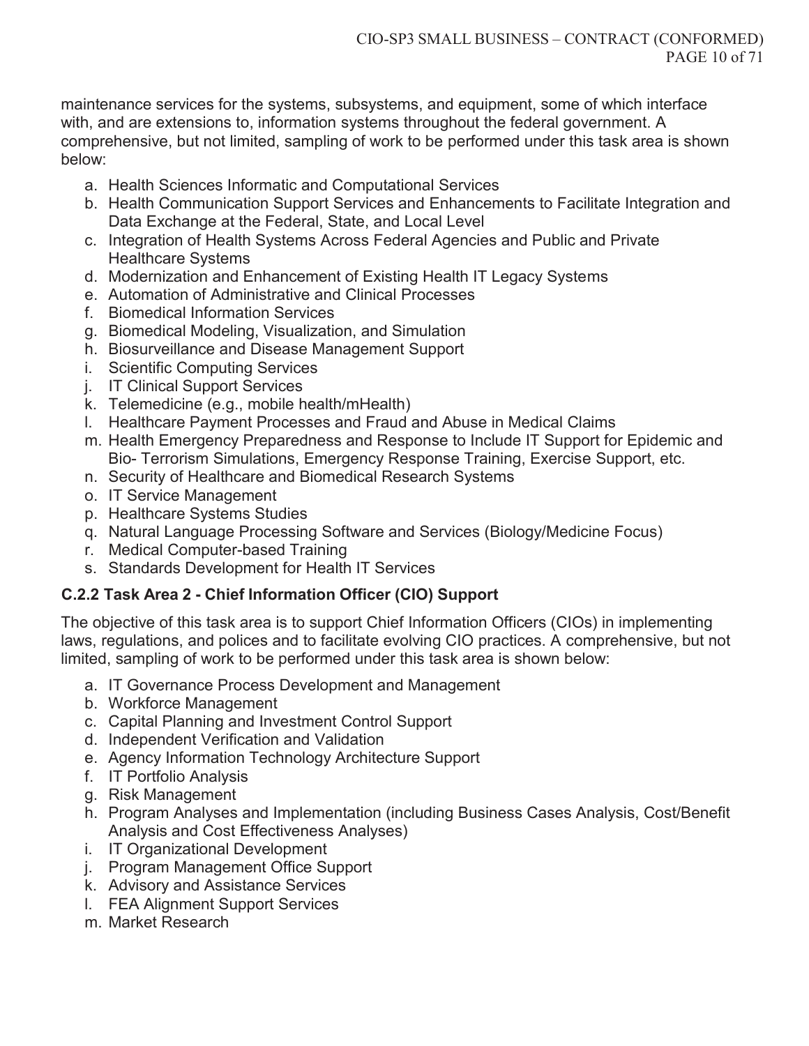maintenance services for the systems, subsystems, and equipment, some of which interface with, and are extensions to, information systems throughout the federal government. A comprehensive, but not limited, sampling of work to be performed under this task area is shown below:

a. Health Sciences Informatic and Computational Services
b. Health Communication Support Services and Enhancements to Facilitate Integration and Data Exchange at the Federal, State, and Local Level
c. Integration of Health Systems Across Federal Agencies and Public and Private Healthcare Systems
d. Modernization and Enhancement of Existing Health IT Legacy Systems
e. Automation of Administrative and Clinical Processes
f. Biomedical Information Services
g. Biomedical Modeling, Visualization, and Simulation
h. Biosurveillance and Disease Management Support
i. Scientific Computing Services
j. IT Clinical Support Services
k. Telemedicine (e.g., mobile health/mHealth)
l. Healthcare Payment Processes and Fraud and Abuse in Medical Claims
m. Health Emergency Preparedness and Response to Include IT Support for Epidemic and Bio- Terrorism Simulations, Emergency Response Training, Exercise Support, etc.
n. Security of Healthcare and Biomedical Research Systems
o. IT Service Management
p. Healthcare Systems Studies
q. Natural Language Processing Software and Services (Biology/Medicine Focus)
r. Medical Computer-based Training
s. Standards Development for Health IT Services

### C.2.2 Task Area 2 - Chief Information Officer (CIO) Support

The objective of this task area is to support Chief Information Officers (CIOs) in implementing laws, regulations, and polices and to facilitate evolving CIO practices. A comprehensive, but not limited, sampling of work to be performed under this task area is shown below:

a. IT Governance Process Development and Management
b. Workforce Management
c. Capital Planning and Investment Control Support
d. Independent Verification and Validation
e. Agency Information Technology Architecture Support
f. IT Portfolio Analysis
g. Risk Management
h. Program Analyses and Implementation (including Business Cases Analysis, Cost/Benefit Analysis and Cost Effectiveness Analyses)
i. IT Organizational Development
j. Program Management Office Support
k. Advisory and Assistance Services
l. FEA Alignment Support Services
m. Market Research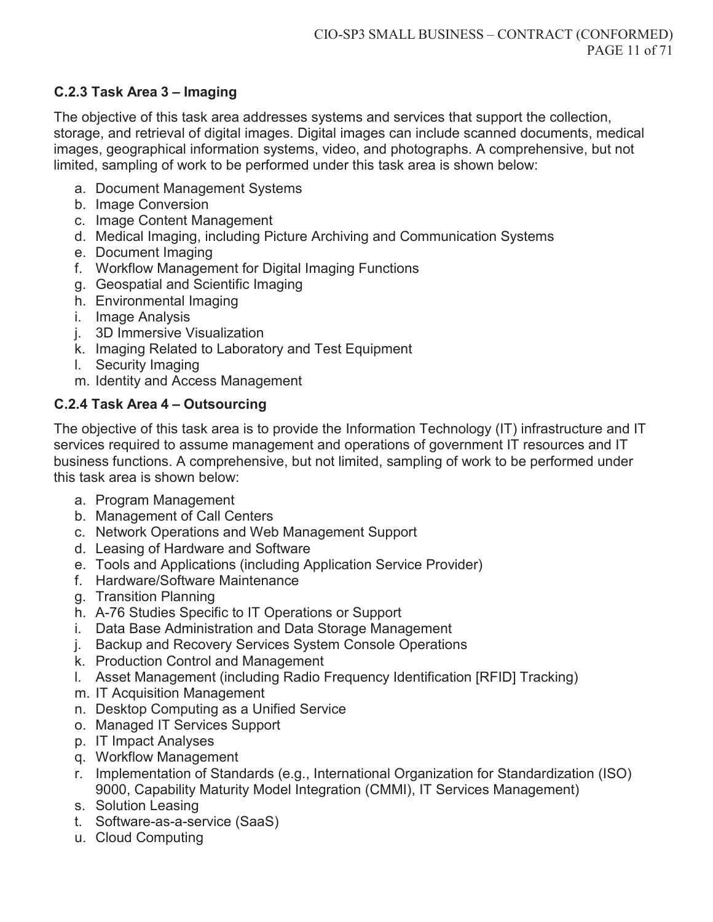### C.2.3 Task Area 3 – Imaging

The objective of this task area addresses systems and services that support the collection, storage, and retrieval of digital images. Digital images can include scanned documents, medical images, geographical information systems, video, and photographs. A comprehensive, but not limited, sampling of work to be performed under this task area is shown below:

a. Document Management Systems
b. Image Conversion
c. Image Content Management
d. Medical Imaging, including Picture Archiving and Communication Systems
e. Document Imaging
f. Workflow Management for Digital Imaging Functions
g. Geospatial and Scientific Imaging
h. Environmental Imaging
i. Image Analysis
j. 3D Immersive Visualization
k. Imaging Related to Laboratory and Test Equipment
l. Security Imaging
m. Identity and Access Management

### C.2.4 Task Area 4 – Outsourcing

The objective of this task area is to provide the Information Technology (IT) infrastructure and IT services required to assume management and operations of government IT resources and IT business functions. A comprehensive, but not limited, sampling of work to be performed under this task area is shown below:

a. Program Management
b. Management of Call Centers
c. Network Operations and Web Management Support
d. Leasing of Hardware and Software
e. Tools and Applications (including Application Service Provider)
f. Hardware/Software Maintenance
g. Transition Planning
h. A-76 Studies Specific to IT Operations or Support
i. Data Base Administration and Data Storage Management
j. Backup and Recovery Services System Console Operations
k. Production Control and Management
l. Asset Management (including Radio Frequency Identification [RFID] Tracking)
m. IT Acquisition Management
n. Desktop Computing as a Unified Service
o. Managed IT Services Support
p. IT Impact Analyses
q. Workflow Management
r. Implementation of Standards (e.g., International Organization for Standardization (ISO) 9000, Capability Maturity Model Integration (CMMI), IT Services Management)
s. Solution Leasing
t. Software-as-a-service (SaaS)
u. Cloud Computing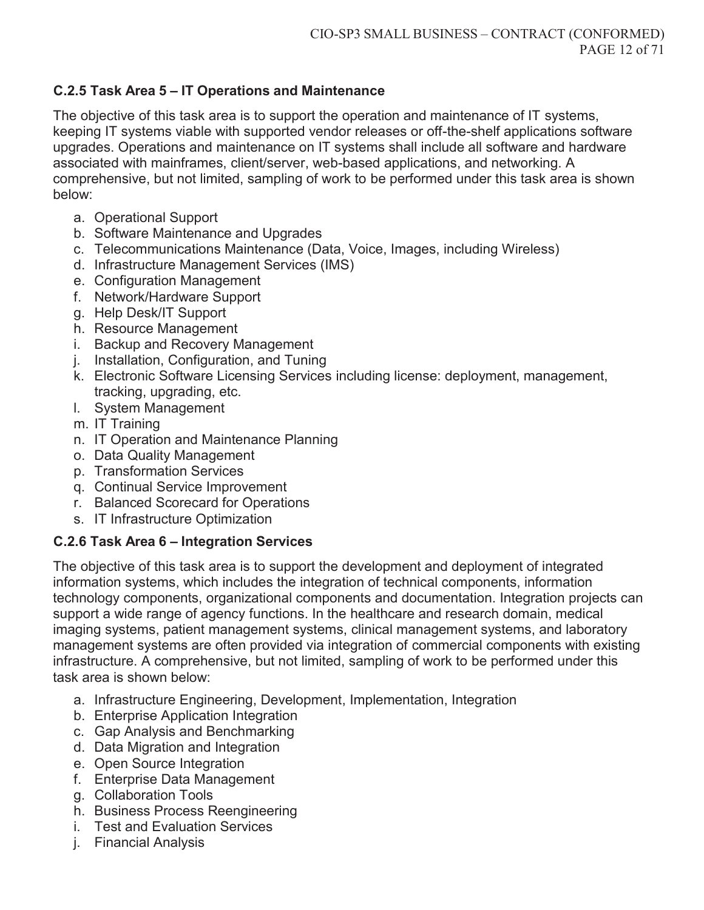### C.2.5 Task Area 5 – IT Operations and Maintenance

The objective of this task area is to support the operation and maintenance of IT systems, keeping IT systems viable with supported vendor releases or off-the-shelf applications software upgrades. Operations and maintenance on IT systems shall include all software and hardware associated with mainframes, client/server, web-based applications, and networking. A comprehensive, but not limited, sampling of work to be performed under this task area is shown below:

a. Operational Support
b. Software Maintenance and Upgrades
c. Telecommunications Maintenance (Data, Voice, Images, including Wireless)
d. Infrastructure Management Services (IMS)
e. Configuration Management
f. Network/Hardware Support
g. Help Desk/IT Support
h. Resource Management
i. Backup and Recovery Management
j. Installation, Configuration, and Tuning
k. Electronic Software Licensing Services including license: deployment, management, tracking, upgrading, etc.
l. System Management
m. IT Training
n. IT Operation and Maintenance Planning
o. Data Quality Management
p. Transformation Services
q. Continual Service Improvement
r. Balanced Scorecard for Operations
s. IT Infrastructure Optimization

### C.2.6 Task Area 6 – Integration Services

The objective of this task area is to support the development and deployment of integrated information systems, which includes the integration of technical components, information technology components, organizational components and documentation. Integration projects can support a wide range of agency functions. In the healthcare and research domain, medical imaging systems, patient management systems, clinical management systems, and laboratory management systems are often provided via integration of commercial components with existing infrastructure. A comprehensive, but not limited, sampling of work to be performed under this task area is shown below:

a. Infrastructure Engineering, Development, Implementation, Integration
b. Enterprise Application Integration
c. Gap Analysis and Benchmarking
d. Data Migration and Integration
e. Open Source Integration
f. Enterprise Data Management
g. Collaboration Tools
h. Business Process Reengineering
i. Test and Evaluation Services
j. Financial Analysis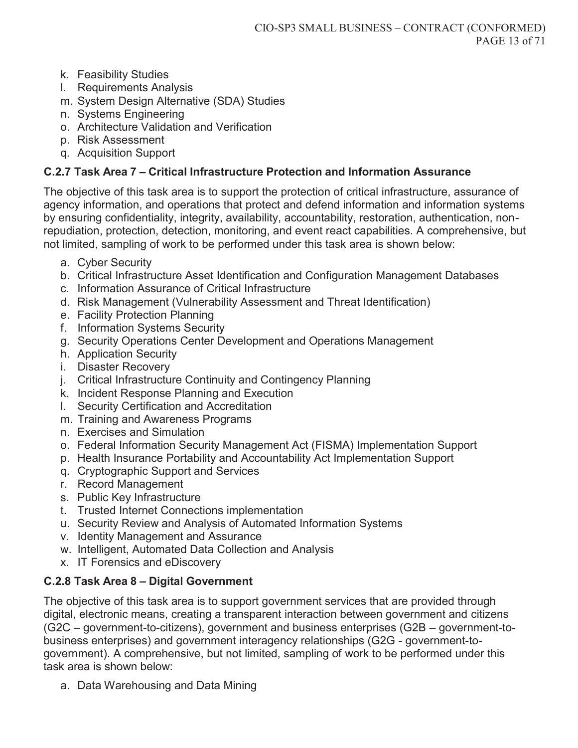k. Feasibility Studies
l. Requirements Analysis
m. System Design Alternative (SDA) Studies
n. Systems Engineering
o. Architecture Validation and Verification
p. Risk Assessment
q. Acquisition Support

### C.2.7 Task Area 7 – Critical Infrastructure Protection and Information Assurance

The objective of this task area is to support the protection of critical infrastructure, assurance of agency information, and operations that protect and defend information and information systems by ensuring confidentiality, integrity, availability, accountability, restoration, authentication, non-repudiation, protection, detection, monitoring, and event react capabilities. A comprehensive, but not limited, sampling of work to be performed under this task area is shown below:

a. Cyber Security
b. Critical Infrastructure Asset Identification and Configuration Management Databases
c. Information Assurance of Critical Infrastructure
d. Risk Management (Vulnerability Assessment and Threat Identification)
e. Facility Protection Planning
f. Information Systems Security
g. Security Operations Center Development and Operations Management
h. Application Security
i. Disaster Recovery
j. Critical Infrastructure Continuity and Contingency Planning
k. Incident Response Planning and Execution
l. Security Certification and Accreditation
m. Training and Awareness Programs
n. Exercises and Simulation
o. Federal Information Security Management Act (FISMA) Implementation Support
p. Health Insurance Portability and Accountability Act Implementation Support
q. Cryptographic Support and Services
r. Record Management
s. Public Key Infrastructure
t. Trusted Internet Connections implementation
u. Security Review and Analysis of Automated Information Systems
v. Identity Management and Assurance
w. Intelligent, Automated Data Collection and Analysis
x. IT Forensics and eDiscovery

### C.2.8 Task Area 8 – Digital Government

The objective of this task area is to support government services that are provided through digital, electronic means, creating a transparent interaction between government and citizens (G2C – government-to-citizens), government and business enterprises (G2B – government-to-business enterprises) and government interagency relationships (G2G - government-to-government). A comprehensive, but not limited, sampling of work to be performed under this task area is shown below:

a. Data Warehousing and Data Mining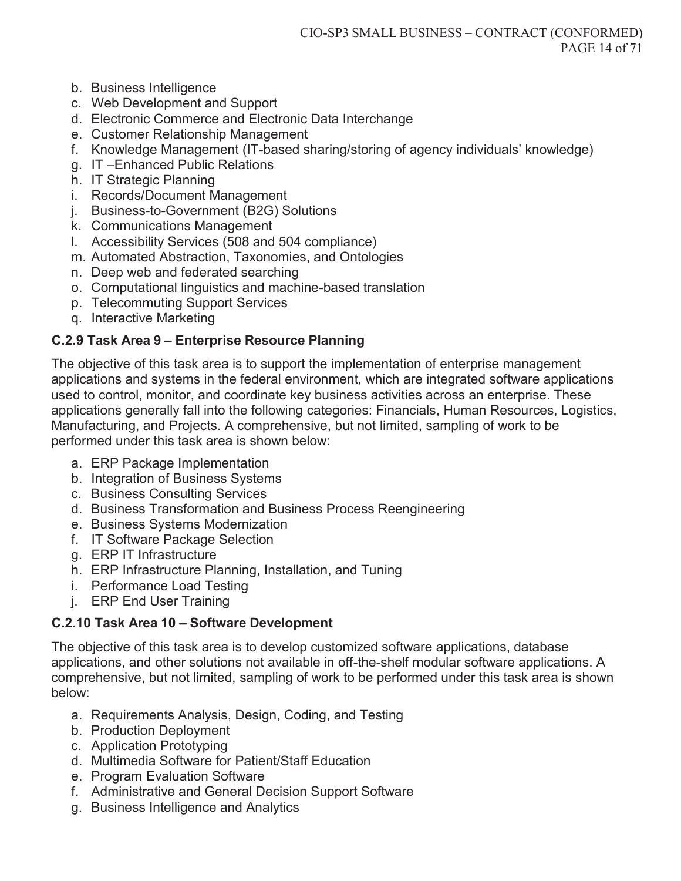b. Business Intelligence
c. Web Development and Support
d. Electronic Commerce and Electronic Data Interchange
e. Customer Relationship Management
f. Knowledge Management (IT-based sharing/storing of agency individuals' knowledge)
g. IT –Enhanced Public Relations
h. IT Strategic Planning
i. Records/Document Management
j. Business-to-Government (B2G) Solutions
k. Communications Management
l. Accessibility Services (508 and 504 compliance)
m. Automated Abstraction, Taxonomies, and Ontologies
n. Deep web and federated searching
o. Computational linguistics and machine-based translation
p. Telecommuting Support Services
q. Interactive Marketing

### C.2.9 Task Area 9 – Enterprise Resource Planning

The objective of this task area is to support the implementation of enterprise management applications and systems in the federal environment, which are integrated software applications used to control, monitor, and coordinate key business activities across an enterprise. These applications generally fall into the following categories: Financials, Human Resources, Logistics, Manufacturing, and Projects. A comprehensive, but not limited, sampling of work to be performed under this task area is shown below:

a. ERP Package Implementation
b. Integration of Business Systems
c. Business Consulting Services
d. Business Transformation and Business Process Reengineering
e. Business Systems Modernization
f. IT Software Package Selection
g. ERP IT Infrastructure
h. ERP Infrastructure Planning, Installation, and Tuning
i. Performance Load Testing
j. ERP End User Training

### C.2.10 Task Area 10 – Software Development

The objective of this task area is to develop customized software applications, database applications, and other solutions not available in off-the-shelf modular software applications. A comprehensive, but not limited, sampling of work to be performed under this task area is shown below:

a. Requirements Analysis, Design, Coding, and Testing
b. Production Deployment
c. Application Prototyping
d. Multimedia Software for Patient/Staff Education
e. Program Evaluation Software
f. Administrative and General Decision Support Software
g. Business Intelligence and Analytics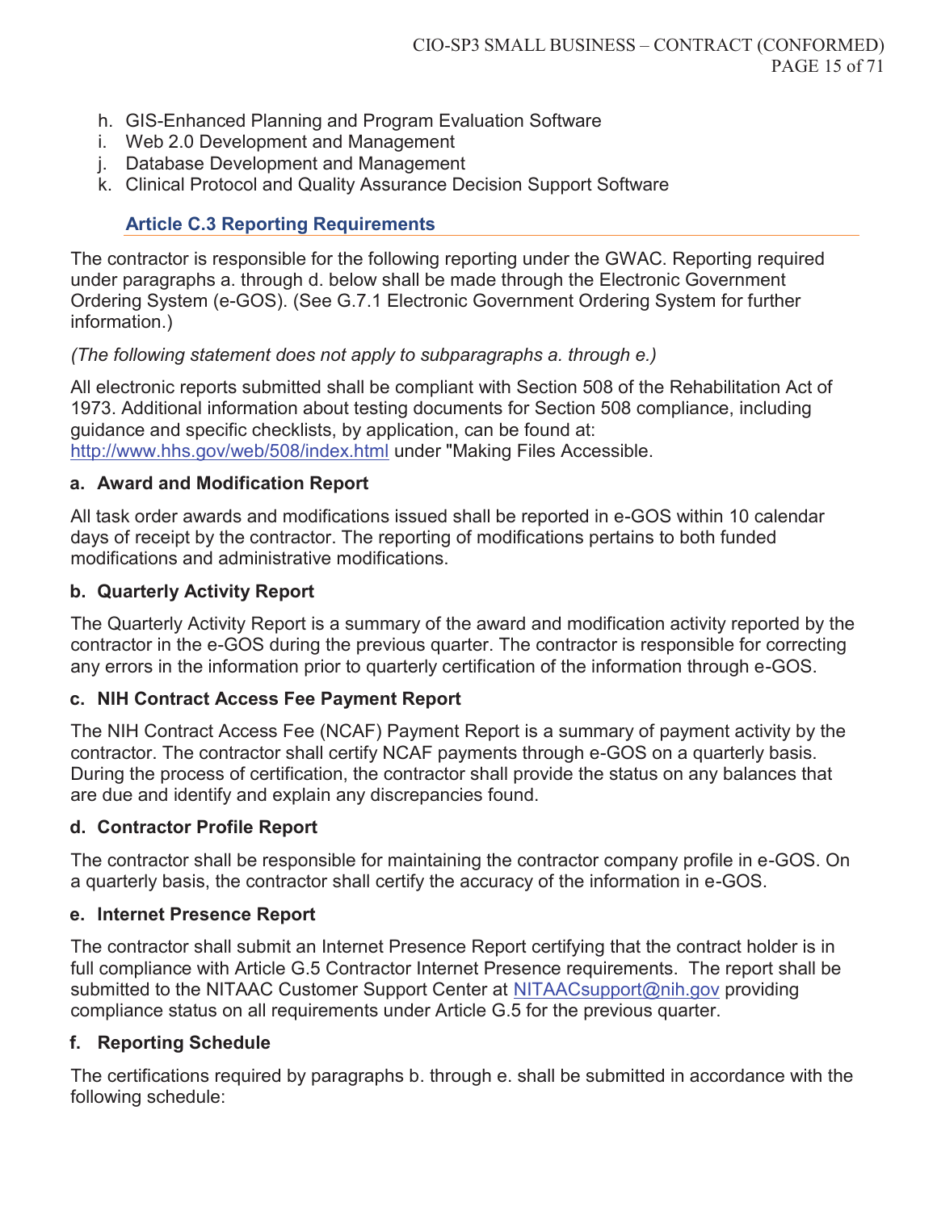h. GIS-Enhanced Planning and Program Evaluation Software
i. Web 2.0 Development and Management
j. Database Development and Management
k. Clinical Protocol and Quality Assurance Decision Support Software

### Article C.3 Reporting Requirements

The contractor is responsible for the following reporting under the GWAC. Reporting required under paragraphs a. through d. below shall be made through the Electronic Government Ordering System (e-GOS). (See G.7.1 Electronic Government Ordering System for further information.)

*(The following statement does not apply to subparagraphs a. through e.)*

All electronic reports submitted shall be compliant with Section 508 of the Rehabilitation Act of 1973. Additional information about testing documents for Section 508 compliance, including guidance and specific checklists, by application, can be found at: http://www.hhs.gov/web/508/index.html under "Making Files Accessible.

**a. Award and Modification Report**

All task order awards and modifications issued shall be reported in e-GOS within 10 calendar days of receipt by the contractor. The reporting of modifications pertains to both funded modifications and administrative modifications.

**b. Quarterly Activity Report**

The Quarterly Activity Report is a summary of the award and modification activity reported by the contractor in the e-GOS during the previous quarter. The contractor is responsible for correcting any errors in the information prior to quarterly certification of the information through e-GOS.

**c. NIH Contract Access Fee Payment Report**

The NIH Contract Access Fee (NCAF) Payment Report is a summary of payment activity by the contractor. The contractor shall certify NCAF payments through e-GOS on a quarterly basis. During the process of certification, the contractor shall provide the status on any balances that are due and identify and explain any discrepancies found.

**d. Contractor Profile Report**

The contractor shall be responsible for maintaining the contractor company profile in e-GOS. On a quarterly basis, the contractor shall certify the accuracy of the information in e-GOS.

**e. Internet Presence Report**

The contractor shall submit an Internet Presence Report certifying that the contract holder is in full compliance with Article G.5 Contractor Internet Presence requirements. The report shall be submitted to the NITAAC Customer Support Center at NITAACsupport@nih.gov providing compliance status on all requirements under Article G.5 for the previous quarter.

**f. Reporting Schedule**

The certifications required by paragraphs b. through e. shall be submitted in accordance with the following schedule: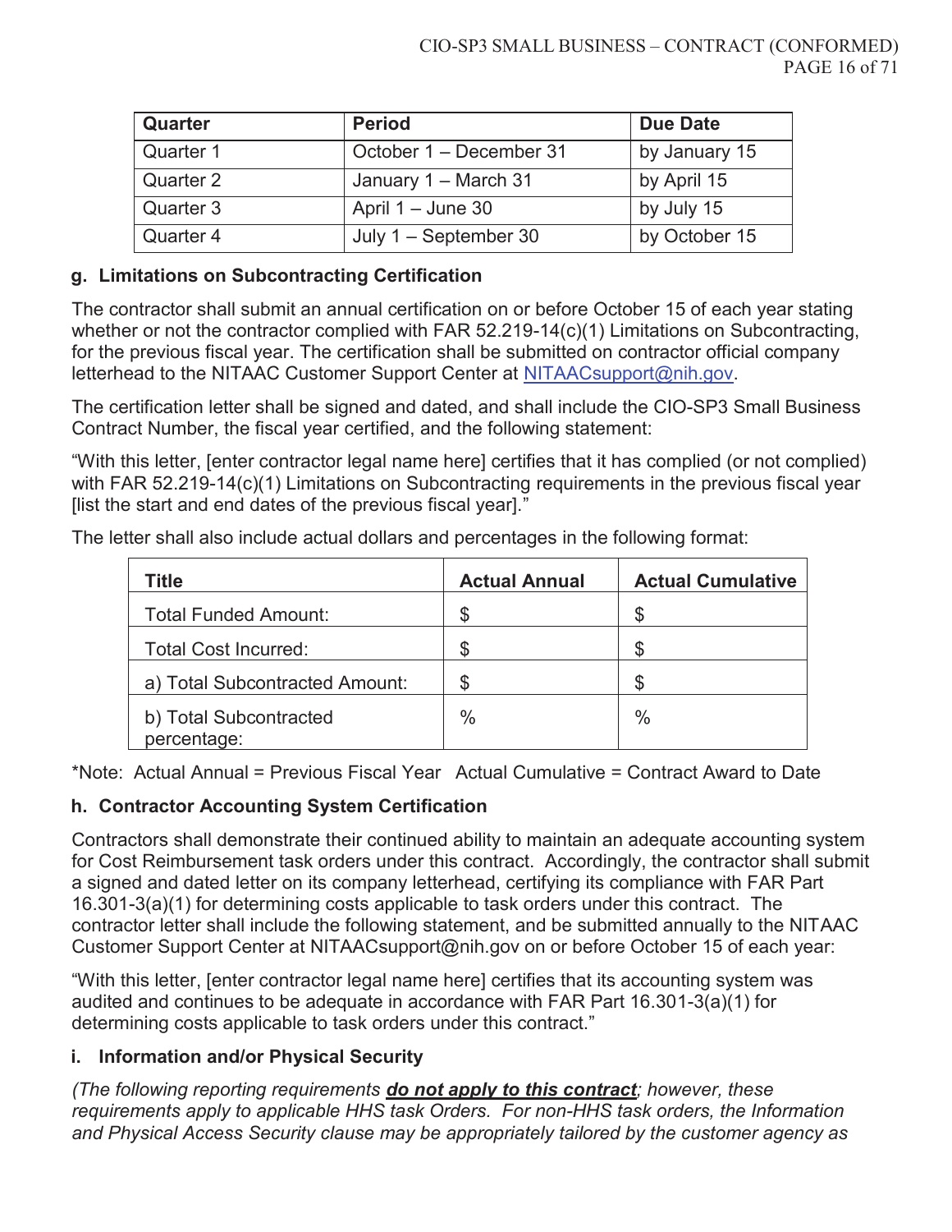| Quarter | Period | Due Date |
|---|---|---|
| Quarter 1 | October 1 – December 31 | by January 15 |
| Quarter 2 | January 1 – March 31 | by April 15 |
| Quarter 3 | April 1 – June 30 | by July 15 |
| Quarter 4 | July 1 – September 30 | by October 15 |

### g. Limitations on Subcontracting Certification

The contractor shall submit an annual certification on or before October 15 of each year stating whether or not the contractor complied with FAR 52.219-14(c)(1) Limitations on Subcontracting, for the previous fiscal year. The certification shall be submitted on contractor official company letterhead to the NITAAC Customer Support Center at NITAACsupport@nih.gov.

The certification letter shall be signed and dated, and shall include the CIO-SP3 Small Business Contract Number, the fiscal year certified, and the following statement:

"With this letter, [enter contractor legal name here] certifies that it has complied (or not complied) with FAR 52.219-14(c)(1) Limitations on Subcontracting requirements in the previous fiscal year [list the start and end dates of the previous fiscal year]."

The letter shall also include actual dollars and percentages in the following format:

| Title | Actual Annual | Actual Cumulative |
|---|---|---|
| Total Funded Amount: | $ | $ |
| Total Cost Incurred: | $ | $ |
| a) Total Subcontracted Amount: | $ | $ |
| b) Total Subcontracted percentage: | % | % |

*Note: Actual Annual = Previous Fiscal Year Actual Cumulative = Contract Award to Date

### h. Contractor Accounting System Certification

Contractors shall demonstrate their continued ability to maintain an adequate accounting system for Cost Reimbursement task orders under this contract. Accordingly, the contractor shall submit a signed and dated letter on its company letterhead, certifying its compliance with FAR Part 16.301-3(a)(1) for determining costs applicable to task orders under this contract. The contractor letter shall include the following statement, and be submitted annually to the NITAAC Customer Support Center at NITAACsupport@nih.gov on or before October 15 of each year:

"With this letter, [enter contractor legal name here] certifies that its accounting system was audited and continues to be adequate in accordance with FAR Part 16.301-3(a)(1) for determining costs applicable to task orders under this contract."

### i. Information and/or Physical Security

*(The following reporting requirements **do not apply to this contract**; however, these requirements apply to applicable HHS task Orders. For non-HHS task orders, the Information and Physical Access Security clause may be appropriately tailored by the customer agency as*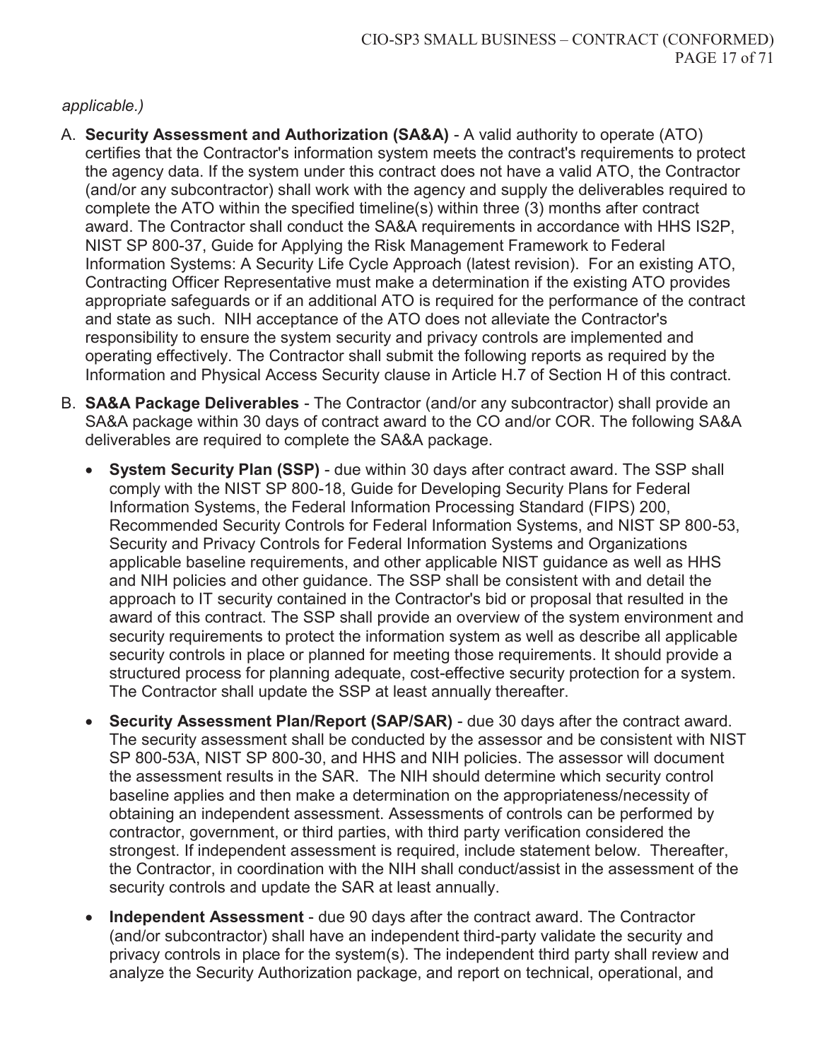*applicable.)*

A. **Security Assessment and Authorization (SA&A)** - A valid authority to operate (ATO) certifies that the Contractor's information system meets the contract's requirements to protect the agency data. If the system under this contract does not have a valid ATO, the Contractor (and/or any subcontractor) shall work with the agency and supply the deliverables required to complete the ATO within the specified timeline(s) within three (3) months after contract award. The Contractor shall conduct the SA&A requirements in accordance with HHS IS2P, NIST SP 800-37, Guide for Applying the Risk Management Framework to Federal Information Systems: A Security Life Cycle Approach (latest revision). For an existing ATO, Contracting Officer Representative must make a determination if the existing ATO provides appropriate safeguards or if an additional ATO is required for the performance of the contract and state as such. NIH acceptance of the ATO does not alleviate the Contractor's responsibility to ensure the system security and privacy controls are implemented and operating effectively. The Contractor shall submit the following reports as required by the Information and Physical Access Security clause in Article H.7 of Section H of this contract.

B. **SA&A Package Deliverables** - The Contractor (and/or any subcontractor) shall provide an SA&A package within 30 days of contract award to the CO and/or COR. The following SA&A deliverables are required to complete the SA&A package.

   - **System Security Plan (SSP)** - due within 30 days after contract award. The SSP shall comply with the NIST SP 800-18, Guide for Developing Security Plans for Federal Information Systems, the Federal Information Processing Standard (FIPS) 200, Recommended Security Controls for Federal Information Systems, and NIST SP 800-53, Security and Privacy Controls for Federal Information Systems and Organizations applicable baseline requirements, and other applicable NIST guidance as well as HHS and NIH policies and other guidance. The SSP shall be consistent with and detail the approach to IT security contained in the Contractor's bid or proposal that resulted in the award of this contract. The SSP shall provide an overview of the system environment and security requirements to protect the information system as well as describe all applicable security controls in place or planned for meeting those requirements. It should provide a structured process for planning adequate, cost-effective security protection for a system. The Contractor shall update the SSP at least annually thereafter.

   - **Security Assessment Plan/Report (SAP/SAR)** - due 30 days after the contract award. The security assessment shall be conducted by the assessor and be consistent with NIST SP 800-53A, NIST SP 800-30, and HHS and NIH policies. The assessor will document the assessment results in the SAR. The NIH should determine which security control baseline applies and then make a determination on the appropriateness/necessity of obtaining an independent assessment. Assessments of controls can be performed by contractor, government, or third parties, with third party verification considered the strongest. If independent assessment is required, include statement below. Thereafter, the Contractor, in coordination with the NIH shall conduct/assist in the assessment of the security controls and update the SAR at least annually.

   - **Independent Assessment** - due 90 days after the contract award. The Contractor (and/or subcontractor) shall have an independent third-party validate the security and privacy controls in place for the system(s). The independent third party shall review and analyze the Security Authorization package, and report on technical, operational, and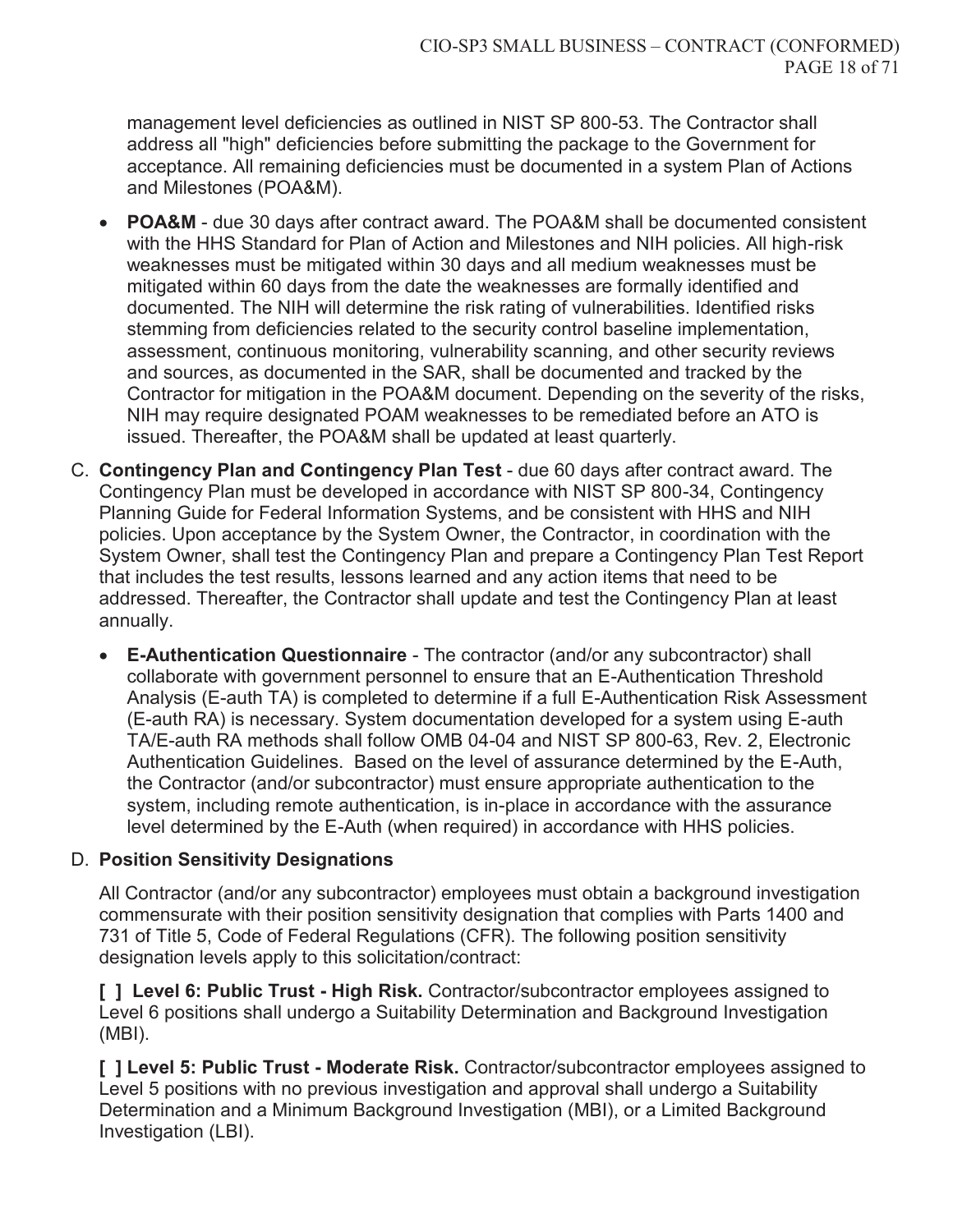management level deficiencies as outlined in NIST SP 800-53. The Contractor shall address all "high" deficiencies before submitting the package to the Government for acceptance. All remaining deficiencies must be documented in a system Plan of Actions and Milestones (POA&M).

- **POA&M** - due 30 days after contract award. The POA&M shall be documented consistent with the HHS Standard for Plan of Action and Milestones and NIH policies. All high-risk weaknesses must be mitigated within 30 days and all medium weaknesses must be mitigated within 60 days from the date the weaknesses are formally identified and documented. The NIH will determine the risk rating of vulnerabilities. Identified risks stemming from deficiencies related to the security control baseline implementation, assessment, continuous monitoring, vulnerability scanning, and other security reviews and sources, as documented in the SAR, shall be documented and tracked by the Contractor for mitigation in the POA&M document. Depending on the severity of the risks, NIH may require designated POAM weaknesses to be remediated before an ATO is issued. Thereafter, the POA&M shall be updated at least quarterly.

C. **Contingency Plan and Contingency Plan Test** - due 60 days after contract award. The Contingency Plan must be developed in accordance with NIST SP 800-34, Contingency Planning Guide for Federal Information Systems, and be consistent with HHS and NIH policies. Upon acceptance by the System Owner, the Contractor, in coordination with the System Owner, shall test the Contingency Plan and prepare a Contingency Plan Test Report that includes the test results, lessons learned and any action items that need to be addressed. Thereafter, the Contractor shall update and test the Contingency Plan at least annually.

- **E-Authentication Questionnaire** - The contractor (and/or any subcontractor) shall collaborate with government personnel to ensure that an E-Authentication Threshold Analysis (E-auth TA) is completed to determine if a full E-Authentication Risk Assessment (E-auth RA) is necessary. System documentation developed for a system using E-auth TA/E-auth RA methods shall follow OMB 04-04 and NIST SP 800-63, Rev. 2, Electronic Authentication Guidelines. Based on the level of assurance determined by the E-Auth, the Contractor (and/or subcontractor) must ensure appropriate authentication to the system, including remote authentication, is in-place in accordance with the assurance level determined by the E-Auth (when required) in accordance with HHS policies.

D. **Position Sensitivity Designations**

All Contractor (and/or any subcontractor) employees must obtain a background investigation commensurate with their position sensitivity designation that complies with Parts 1400 and 731 of Title 5, Code of Federal Regulations (CFR). The following position sensitivity designation levels apply to this solicitation/contract:

**[ ] Level 6: Public Trust - High Risk.** Contractor/subcontractor employees assigned to Level 6 positions shall undergo a Suitability Determination and Background Investigation (MBI).

**[ ] Level 5: Public Trust - Moderate Risk.** Contractor/subcontractor employees assigned to Level 5 positions with no previous investigation and approval shall undergo a Suitability Determination and a Minimum Background Investigation (MBI), or a Limited Background Investigation (LBI).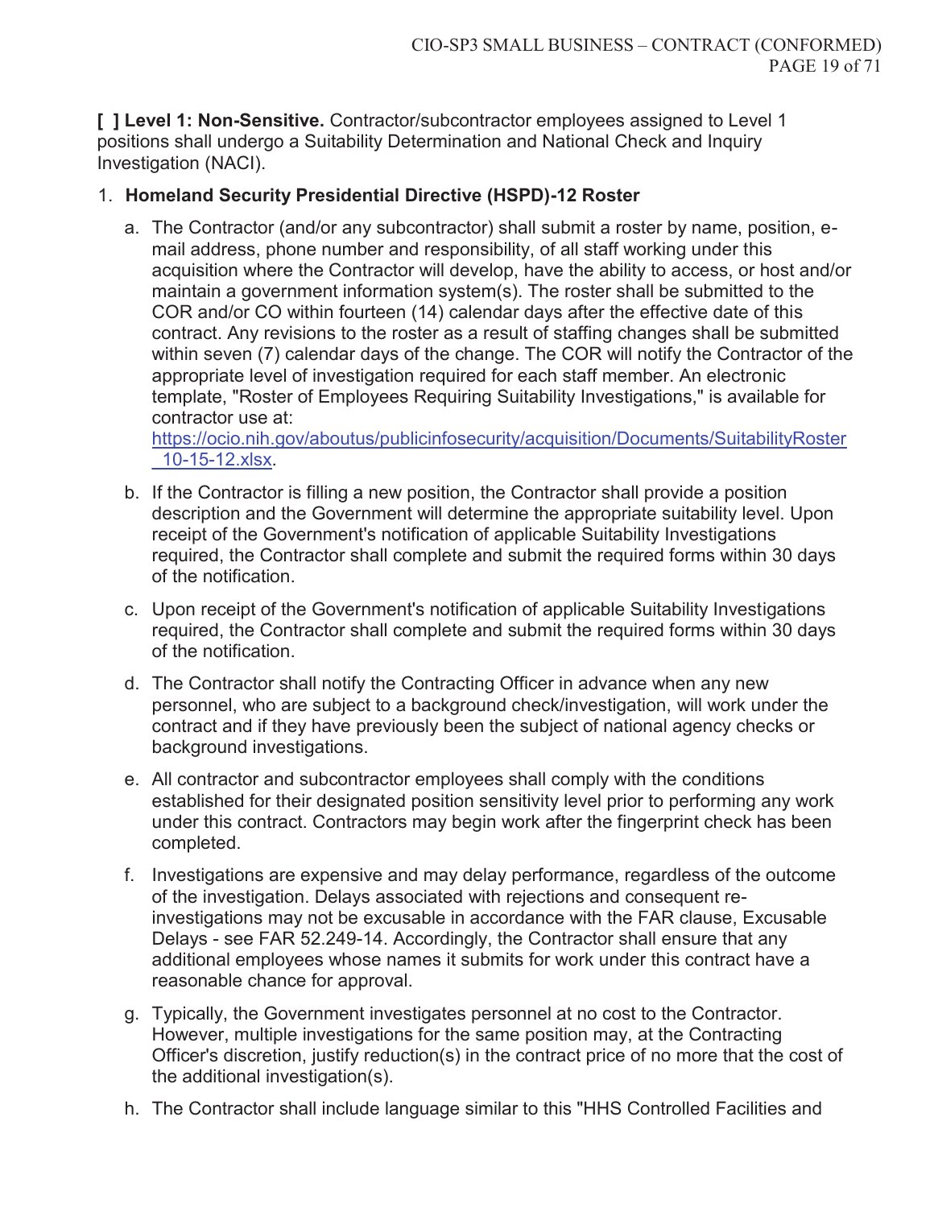**[ ] Level 1: Non-Sensitive.** Contractor/subcontractor employees assigned to Level 1 positions shall undergo a Suitability Determination and National Check and Inquiry Investigation (NACI).

1. **Homeland Security Presidential Directive (HSPD)-12 Roster**

   a. The Contractor (and/or any subcontractor) shall submit a roster by name, position, e-mail address, phone number and responsibility, of all staff working under this acquisition where the Contractor will develop, have the ability to access, or host and/or maintain a government information system(s). The roster shall be submitted to the COR and/or CO within fourteen (14) calendar days after the effective date of this contract. Any revisions to the roster as a result of staffing changes shall be submitted within seven (7) calendar days of the change. The COR will notify the Contractor of the appropriate level of investigation required for each staff member. An electronic template, "Roster of Employees Requiring Suitability Investigations," is available for contractor use at: [https://ocio.nih.gov/aboutus/publicinfosecurity/acquisition/Documents/SuitabilityRoster_10-15-12.xlsx](https://ocio.nih.gov/aboutus/publicinfosecurity/acquisition/Documents/SuitabilityRoster_10-15-12.xlsx).

   b. If the Contractor is filling a new position, the Contractor shall provide a position description and the Government will determine the appropriate suitability level. Upon receipt of the Government's notification of applicable Suitability Investigations required, the Contractor shall complete and submit the required forms within 30 days of the notification.

   c. Upon receipt of the Government's notification of applicable Suitability Investigations required, the Contractor shall complete and submit the required forms within 30 days of the notification.

   d. The Contractor shall notify the Contracting Officer in advance when any new personnel, who are subject to a background check/investigation, will work under the contract and if they have previously been the subject of national agency checks or background investigations.

   e. All contractor and subcontractor employees shall comply with the conditions established for their designated position sensitivity level prior to performing any work under this contract. Contractors may begin work after the fingerprint check has been completed.

   f. Investigations are expensive and may delay performance, regardless of the outcome of the investigation. Delays associated with rejections and consequent re-investigations may not be excusable in accordance with the FAR clause, Excusable Delays - see FAR 52.249-14. Accordingly, the Contractor shall ensure that any additional employees whose names it submits for work under this contract have a reasonable chance for approval.

   g. Typically, the Government investigates personnel at no cost to the Contractor. However, multiple investigations for the same position may, at the Contracting Officer's discretion, justify reduction(s) in the contract price of no more that the cost of the additional investigation(s).

   h. The Contractor shall include language similar to this "HHS Controlled Facilities and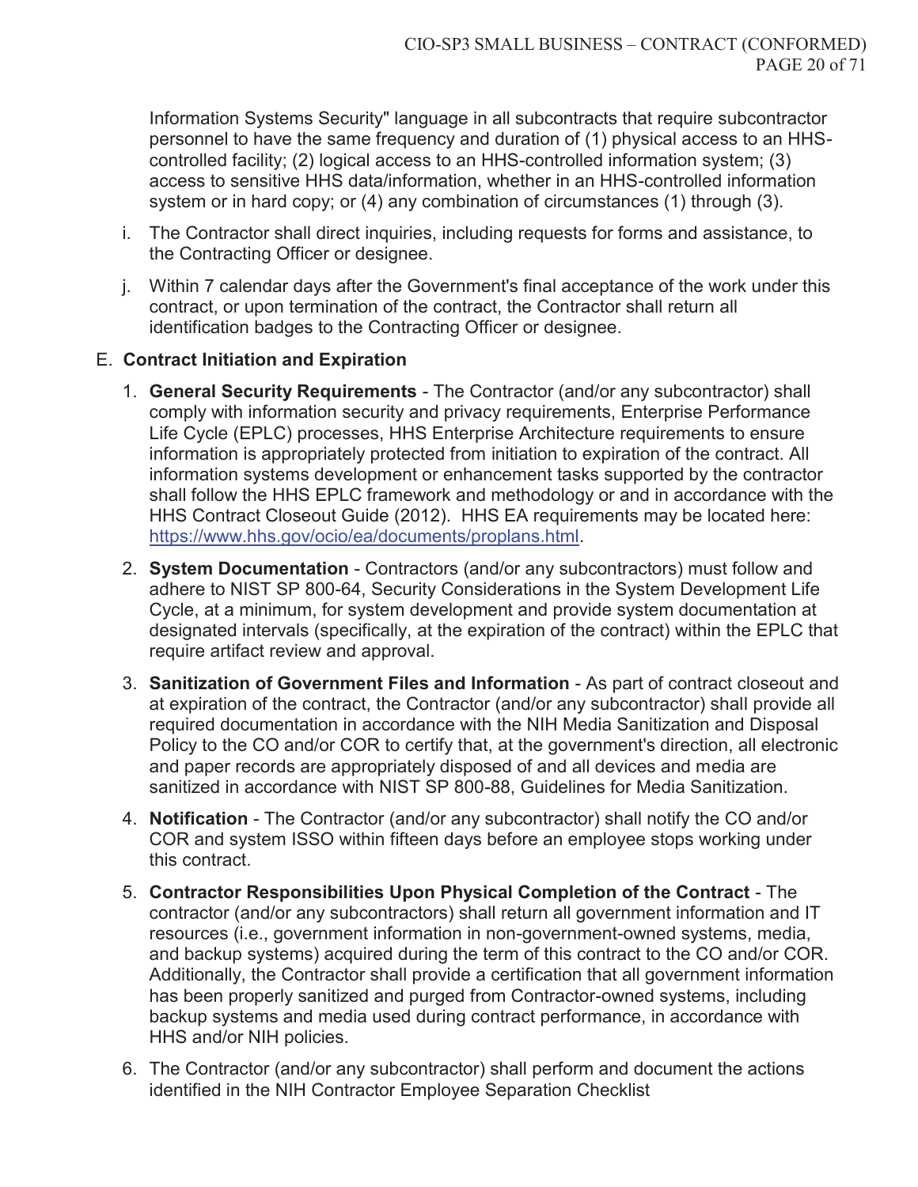Information Systems Security" language in all subcontracts that require subcontractor personnel to have the same frequency and duration of (1) physical access to an HHS-controlled facility; (2) logical access to an HHS-controlled information system; (3) access to sensitive HHS data/information, whether in an HHS-controlled information system or in hard copy; or (4) any combination of circumstances (1) through (3).

i. The Contractor shall direct inquiries, including requests for forms and assistance, to the Contracting Officer or designee.

j. Within 7 calendar days after the Government's final acceptance of the work under this contract, or upon termination of the contract, the Contractor shall return all identification badges to the Contracting Officer or designee.

E. **Contract Initiation and Expiration**

1. **General Security Requirements** - The Contractor (and/or any subcontractor) shall comply with information security and privacy requirements, Enterprise Performance Life Cycle (EPLC) processes, HHS Enterprise Architecture requirements to ensure information is appropriately protected from initiation to expiration of the contract. All information systems development or enhancement tasks supported by the contractor shall follow the HHS EPLC framework and methodology or and in accordance with the HHS Contract Closeout Guide (2012). HHS EA requirements may be located here: https://www.hhs.gov/ocio/ea/documents/proplans.html.

2. **System Documentation** - Contractors (and/or any subcontractors) must follow and adhere to NIST SP 800-64, Security Considerations in the System Development Life Cycle, at a minimum, for system development and provide system documentation at designated intervals (specifically, at the expiration of the contract) within the EPLC that require artifact review and approval.

3. **Sanitization of Government Files and Information** - As part of contract closeout and at expiration of the contract, the Contractor (and/or any subcontractor) shall provide all required documentation in accordance with the NIH Media Sanitization and Disposal Policy to the CO and/or COR to certify that, at the government's direction, all electronic and paper records are appropriately disposed of and all devices and media are sanitized in accordance with NIST SP 800-88, Guidelines for Media Sanitization.

4. **Notification** - The Contractor (and/or any subcontractor) shall notify the CO and/or COR and system ISSO within fifteen days before an employee stops working under this contract.

5. **Contractor Responsibilities Upon Physical Completion of the Contract** - The contractor (and/or any subcontractors) shall return all government information and IT resources (i.e., government information in non-government-owned systems, media, and backup systems) acquired during the term of this contract to the CO and/or COR. Additionally, the Contractor shall provide a certification that all government information has been properly sanitized and purged from Contractor-owned systems, including backup systems and media used during contract performance, in accordance with HHS and/or NIH policies.

6. The Contractor (and/or any subcontractor) shall perform and document the actions identified in the NIH Contractor Employee Separation Checklist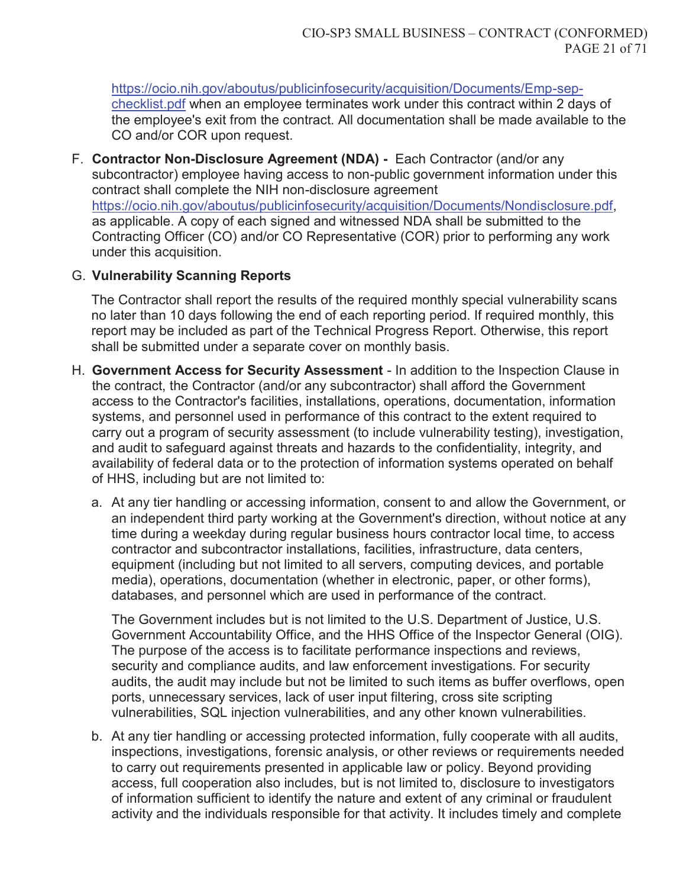https://ocio.nih.gov/aboutus/publicinfosecurity/acquisition/Documents/Emp-sep-checklist.pdf when an employee terminates work under this contract within 2 days of the employee's exit from the contract. All documentation shall be made available to the CO and/or COR upon request.

F. **Contractor Non-Disclosure Agreement (NDA) -** Each Contractor (and/or any subcontractor) employee having access to non-public government information under this contract shall complete the NIH non-disclosure agreement https://ocio.nih.gov/aboutus/publicinfosecurity/acquisition/Documents/Nondisclosure.pdf, as applicable. A copy of each signed and witnessed NDA shall be submitted to the Contracting Officer (CO) and/or CO Representative (COR) prior to performing any work under this acquisition.

G. **Vulnerability Scanning Reports**

   The Contractor shall report the results of the required monthly special vulnerability scans no later than 10 days following the end of each reporting period. If required monthly, this report may be included as part of the Technical Progress Report. Otherwise, this report shall be submitted under a separate cover on monthly basis.

H. **Government Access for Security Assessment** - In addition to the Inspection Clause in the contract, the Contractor (and/or any subcontractor) shall afford the Government access to the Contractor's facilities, installations, operations, documentation, information systems, and personnel used in performance of this contract to the extent required to carry out a program of security assessment (to include vulnerability testing), investigation, and audit to safeguard against threats and hazards to the confidentiality, integrity, and availability of federal data or to the protection of information systems operated on behalf of HHS, including but are not limited to:

   a. At any tier handling or accessing information, consent to and allow the Government, or an independent third party working at the Government's direction, without notice at any time during a weekday during regular business hours contractor local time, to access contractor and subcontractor installations, facilities, infrastructure, data centers, equipment (including but not limited to all servers, computing devices, and portable media), operations, documentation (whether in electronic, paper, or other forms), databases, and personnel which are used in performance of the contract.

      The Government includes but is not limited to the U.S. Department of Justice, U.S. Government Accountability Office, and the HHS Office of the Inspector General (OIG). The purpose of the access is to facilitate performance inspections and reviews, security and compliance audits, and law enforcement investigations. For security audits, the audit may include but not be limited to such items as buffer overflows, open ports, unnecessary services, lack of user input filtering, cross site scripting vulnerabilities, SQL injection vulnerabilities, and any other known vulnerabilities.

   b. At any tier handling or accessing protected information, fully cooperate with all audits, inspections, investigations, forensic analysis, or other reviews or requirements needed to carry out requirements presented in applicable law or policy. Beyond providing access, full cooperation also includes, but is not limited to, disclosure to investigators of information sufficient to identify the nature and extent of any criminal or fraudulent activity and the individuals responsible for that activity. It includes timely and complete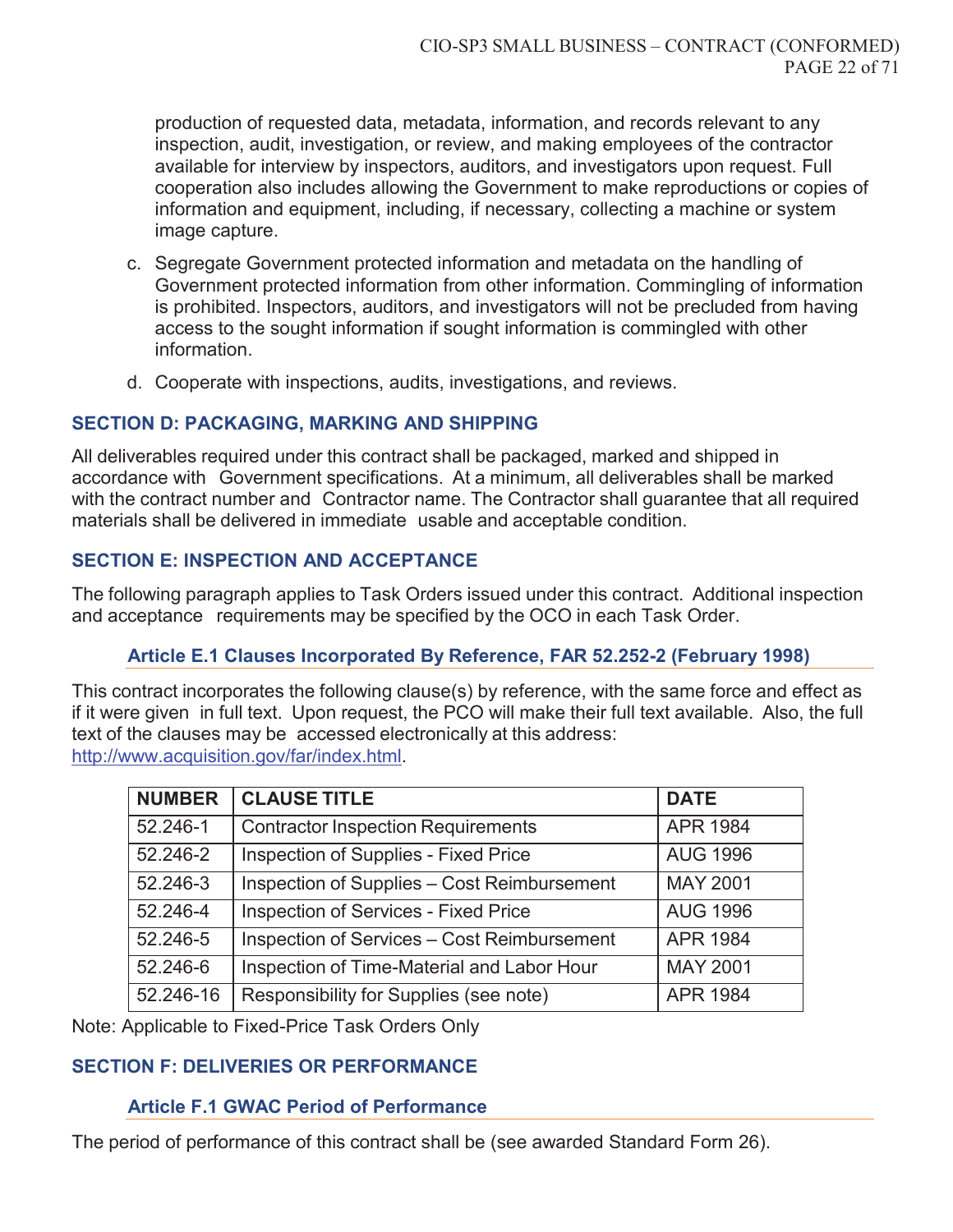production of requested data, metadata, information, and records relevant to any inspection, audit, investigation, or review, and making employees of the contractor available for interview by inspectors, auditors, and investigators upon request. Full cooperation also includes allowing the Government to make reproductions or copies of information and equipment, including, if necessary, collecting a machine or system image capture.

c. Segregate Government protected information and metadata on the handling of Government protected information from other information. Commingling of information is prohibited. Inspectors, auditors, and investigators will not be precluded from having access to the sought information if sought information is commingled with other information.

d. Cooperate with inspections, audits, investigations, and reviews.

## SECTION D: PACKAGING, MARKING AND SHIPPING

All deliverables required under this contract shall be packaged, marked and shipped in accordance with Government specifications. At a minimum, all deliverables shall be marked with the contract number and Contractor name. The Contractor shall guarantee that all required materials shall be delivered in immediate usable and acceptable condition.

## SECTION E: INSPECTION AND ACCEPTANCE

The following paragraph applies to Task Orders issued under this contract. Additional inspection and acceptance requirements may be specified by the OCO in each Task Order.

### Article E.1 Clauses Incorporated By Reference, FAR 52.252-2 (February 1998)

This contract incorporates the following clause(s) by reference, with the same force and effect as if it were given in full text. Upon request, the PCO will make their full text available. Also, the full text of the clauses may be accessed electronically at this address: http://www.acquisition.gov/far/index.html.

| NUMBER | CLAUSE TITLE | DATE |
|---|---|---|
| 52.246-1 | Contractor Inspection Requirements | APR 1984 |
| 52.246-2 | Inspection of Supplies - Fixed Price | AUG 1996 |
| 52.246-3 | Inspection of Supplies – Cost Reimbursement | MAY 2001 |
| 52.246-4 | Inspection of Services - Fixed Price | AUG 1996 |
| 52.246-5 | Inspection of Services – Cost Reimbursement | APR 1984 |
| 52.246-6 | Inspection of Time-Material and Labor Hour | MAY 2001 |
| 52.246-16 | Responsibility for Supplies (see note) | APR 1984 |

Note: Applicable to Fixed-Price Task Orders Only

## SECTION F: DELIVERIES OR PERFORMANCE

### Article F.1 GWAC Period of Performance

The period of performance of this contract shall be (see awarded Standard Form 26).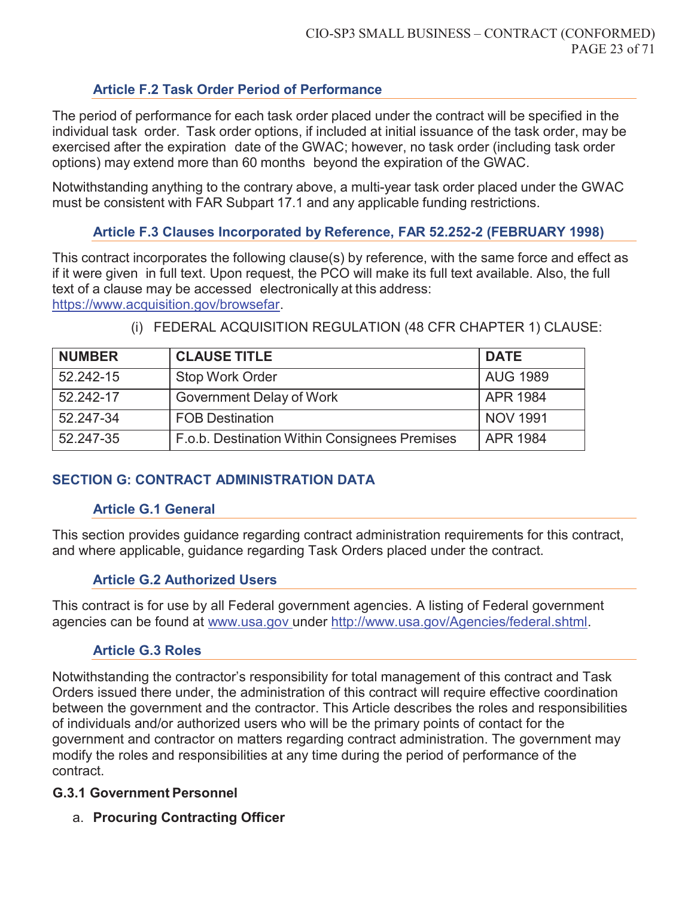### Article F.2 Task Order Period of Performance

The period of performance for each task order placed under the contract will be specified in the individual task order. Task order options, if included at initial issuance of the task order, may be exercised after the expiration date of the GWAC; however, no task order (including task order options) may extend more than 60 months beyond the expiration of the GWAC.

Notwithstanding anything to the contrary above, a multi-year task order placed under the GWAC must be consistent with FAR Subpart 17.1 and any applicable funding restrictions.

### Article F.3 Clauses Incorporated by Reference, FAR 52.252-2 (FEBRUARY 1998)

This contract incorporates the following clause(s) by reference, with the same force and effect as if it were given in full text. Upon request, the PCO will make its full text available. Also, the full text of a clause may be accessed electronically at this address: https://www.acquisition.gov/browsefar.

(i) FEDERAL ACQUISITION REGULATION (48 CFR CHAPTER 1) CLAUSE:

| NUMBER | CLAUSE TITLE | DATE |
|---|---|---|
| 52.242-15 | Stop Work Order | AUG 1989 |
| 52.242-17 | Government Delay of Work | APR 1984 |
| 52.247-34 | FOB Destination | NOV 1991 |
| 52.247-35 | F.o.b. Destination Within Consignees Premises | APR 1984 |

## SECTION G: CONTRACT ADMINISTRATION DATA

### Article G.1 General

This section provides guidance regarding contract administration requirements for this contract, and where applicable, guidance regarding Task Orders placed under the contract.

### Article G.2 Authorized Users

This contract is for use by all Federal government agencies. A listing of Federal government agencies can be found at www.usa.gov under http://www.usa.gov/Agencies/federal.shtml.

### Article G.3 Roles

Notwithstanding the contractor's responsibility for total management of this contract and Task Orders issued there under, the administration of this contract will require effective coordination between the government and the contractor. This Article describes the roles and responsibilities of individuals and/or authorized users who will be the primary points of contact for the government and contractor on matters regarding contract administration. The government may modify the roles and responsibilities at any time during the period of performance of the contract.

**G.3.1 Government Personnel**

a. **Procuring Contracting Officer**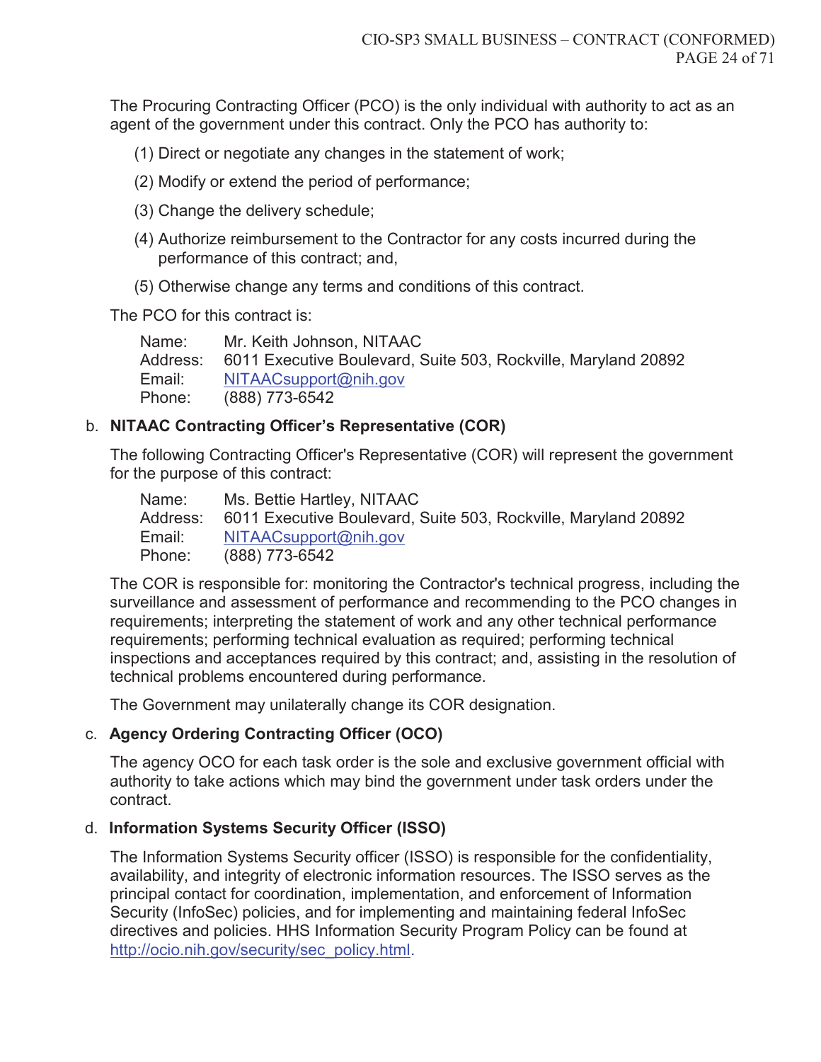The Procuring Contracting Officer (PCO) is the only individual with authority to act as an agent of the government under this contract. Only the PCO has authority to:

(1) Direct or negotiate any changes in the statement of work;

(2) Modify or extend the period of performance;

(3) Change the delivery schedule;

(4) Authorize reimbursement to the Contractor for any costs incurred during the performance of this contract; and,

(5) Otherwise change any terms and conditions of this contract.

The PCO for this contract is:

Name: Mr. Keith Johnson, NITAAC
Address: 6011 Executive Boulevard, Suite 503, Rockville, Maryland 20892
Email: NITAACsupport@nih.gov
Phone: (888) 773-6542

b. **NITAAC Contracting Officer's Representative (COR)**

The following Contracting Officer's Representative (COR) will represent the government for the purpose of this contract:

Name: Ms. Bettie Hartley, NITAAC
Address: 6011 Executive Boulevard, Suite 503, Rockville, Maryland 20892
Email: NITAACsupport@nih.gov
Phone: (888) 773-6542

The COR is responsible for: monitoring the Contractor's technical progress, including the surveillance and assessment of performance and recommending to the PCO changes in requirements; interpreting the statement of work and any other technical performance requirements; performing technical evaluation as required; performing technical inspections and acceptances required by this contract; and, assisting in the resolution of technical problems encountered during performance.

The Government may unilaterally change its COR designation.

c. **Agency Ordering Contracting Officer (OCO)**

The agency OCO for each task order is the sole and exclusive government official with authority to take actions which may bind the government under task orders under the contract.

d. **Information Systems Security Officer (ISSO)**

The Information Systems Security officer (ISSO) is responsible for the confidentiality, availability, and integrity of electronic information resources. The ISSO serves as the principal contact for coordination, implementation, and enforcement of Information Security (InfoSec) policies, and for implementing and maintaining federal InfoSec directives and policies. HHS Information Security Program Policy can be found at http://ocio.nih.gov/security/sec_policy.html.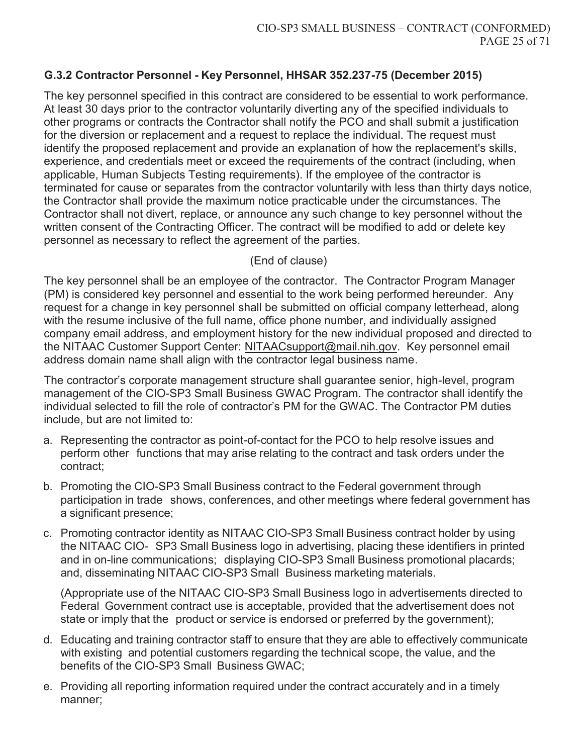### G.3.2 Contractor Personnel - Key Personnel, HHSAR 352.237-75 (December 2015)

The key personnel specified in this contract are considered to be essential to work performance. At least 30 days prior to the contractor voluntarily diverting any of the specified individuals to other programs or contracts the Contractor shall notify the PCO and shall submit a justification for the diversion or replacement and a request to replace the individual. The request must identify the proposed replacement and provide an explanation of how the replacement's skills, experience, and credentials meet or exceed the requirements of the contract (including, when applicable, Human Subjects Testing requirements). If the employee of the contractor is terminated for cause or separates from the contractor voluntarily with less than thirty days notice, the Contractor shall provide the maximum notice practicable under the circumstances. The Contractor shall not divert, replace, or announce any such change to key personnel without the written consent of the Contracting Officer. The contract will be modified to add or delete key personnel as necessary to reflect the agreement of the parties.

(End of clause)

The key personnel shall be an employee of the contractor. The Contractor Program Manager (PM) is considered key personnel and essential to the work being performed hereunder. Any request for a change in key personnel shall be submitted on official company letterhead, along with the resume inclusive of the full name, office phone number, and individually assigned company email address, and employment history for the new individual proposed and directed to the NITAAC Customer Support Center: NITAACsupport@mail.nih.gov. Key personnel email address domain name shall align with the contractor legal business name.

The contractor's corporate management structure shall guarantee senior, high-level, program management of the CIO-SP3 Small Business GWAC Program. The contractor shall identify the individual selected to fill the role of contractor's PM for the GWAC. The Contractor PM duties include, but are not limited to:

a. Representing the contractor as point-of-contact for the PCO to help resolve issues and perform other functions that may arise relating to the contract and task orders under the contract;

b. Promoting the CIO-SP3 Small Business contract to the Federal government through participation in trade shows, conferences, and other meetings where federal government has a significant presence;

c. Promoting contractor identity as NITAAC CIO-SP3 Small Business contract holder by using the NITAAC CIO- SP3 Small Business logo in advertising, placing these identifiers in printed and in on-line communications; displaying CIO-SP3 Small Business promotional placards; and, disseminating NITAAC CIO-SP3 Small Business marketing materials.

   (Appropriate use of the NITAAC CIO-SP3 Small Business logo in advertisements directed to Federal Government contract use is acceptable, provided that the advertisement does not state or imply that the product or service is endorsed or preferred by the government);

d. Educating and training contractor staff to ensure that they are able to effectively communicate with existing and potential customers regarding the technical scope, the value, and the benefits of the CIO-SP3 Small Business GWAC;

e. Providing all reporting information required under the contract accurately and in a timely manner;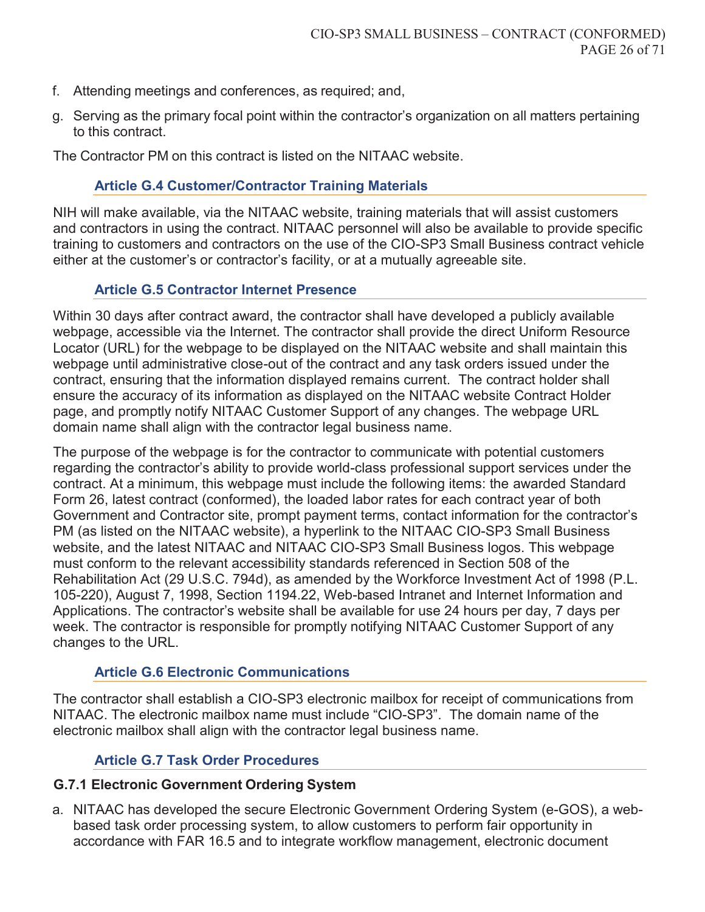f. Attending meetings and conferences, as required; and,

g. Serving as the primary focal point within the contractor's organization on all matters pertaining to this contract.

The Contractor PM on this contract is listed on the NITAAC website.

### Article G.4 Customer/Contractor Training Materials

NIH will make available, via the NITAAC website, training materials that will assist customers and contractors in using the contract. NITAAC personnel will also be available to provide specific training to customers and contractors on the use of the CIO-SP3 Small Business contract vehicle either at the customer's or contractor's facility, or at a mutually agreeable site.

### Article G.5 Contractor Internet Presence

Within 30 days after contract award, the contractor shall have developed a publicly available webpage, accessible via the Internet. The contractor shall provide the direct Uniform Resource Locator (URL) for the webpage to be displayed on the NITAAC website and shall maintain this webpage until administrative close-out of the contract and any task orders issued under the contract, ensuring that the information displayed remains current. The contract holder shall ensure the accuracy of its information as displayed on the NITAAC website Contract Holder page, and promptly notify NITAAC Customer Support of any changes. The webpage URL domain name shall align with the contractor legal business name.

The purpose of the webpage is for the contractor to communicate with potential customers regarding the contractor's ability to provide world-class professional support services under the contract. At a minimum, this webpage must include the following items: the awarded Standard Form 26, latest contract (conformed), the loaded labor rates for each contract year of both Government and Contractor site, prompt payment terms, contact information for the contractor's PM (as listed on the NITAAC website), a hyperlink to the NITAAC CIO-SP3 Small Business website, and the latest NITAAC and NITAAC CIO-SP3 Small Business logos. This webpage must conform to the relevant accessibility standards referenced in Section 508 of the Rehabilitation Act (29 U.S.C. 794d), as amended by the Workforce Investment Act of 1998 (P.L. 105-220), August 7, 1998, Section 1194.22, Web-based Intranet and Internet Information and Applications. The contractor's website shall be available for use 24 hours per day, 7 days per week. The contractor is responsible for promptly notifying NITAAC Customer Support of any changes to the URL.

### Article G.6 Electronic Communications

The contractor shall establish a CIO-SP3 electronic mailbox for receipt of communications from NITAAC. The electronic mailbox name must include "CIO-SP3". The domain name of the electronic mailbox shall align with the contractor legal business name.

### Article G.7 Task Order Procedures

#### G.7.1 Electronic Government Ordering System

a. NITAAC has developed the secure Electronic Government Ordering System (e-GOS), a web-based task order processing system, to allow customers to perform fair opportunity in accordance with FAR 16.5 and to integrate workflow management, electronic document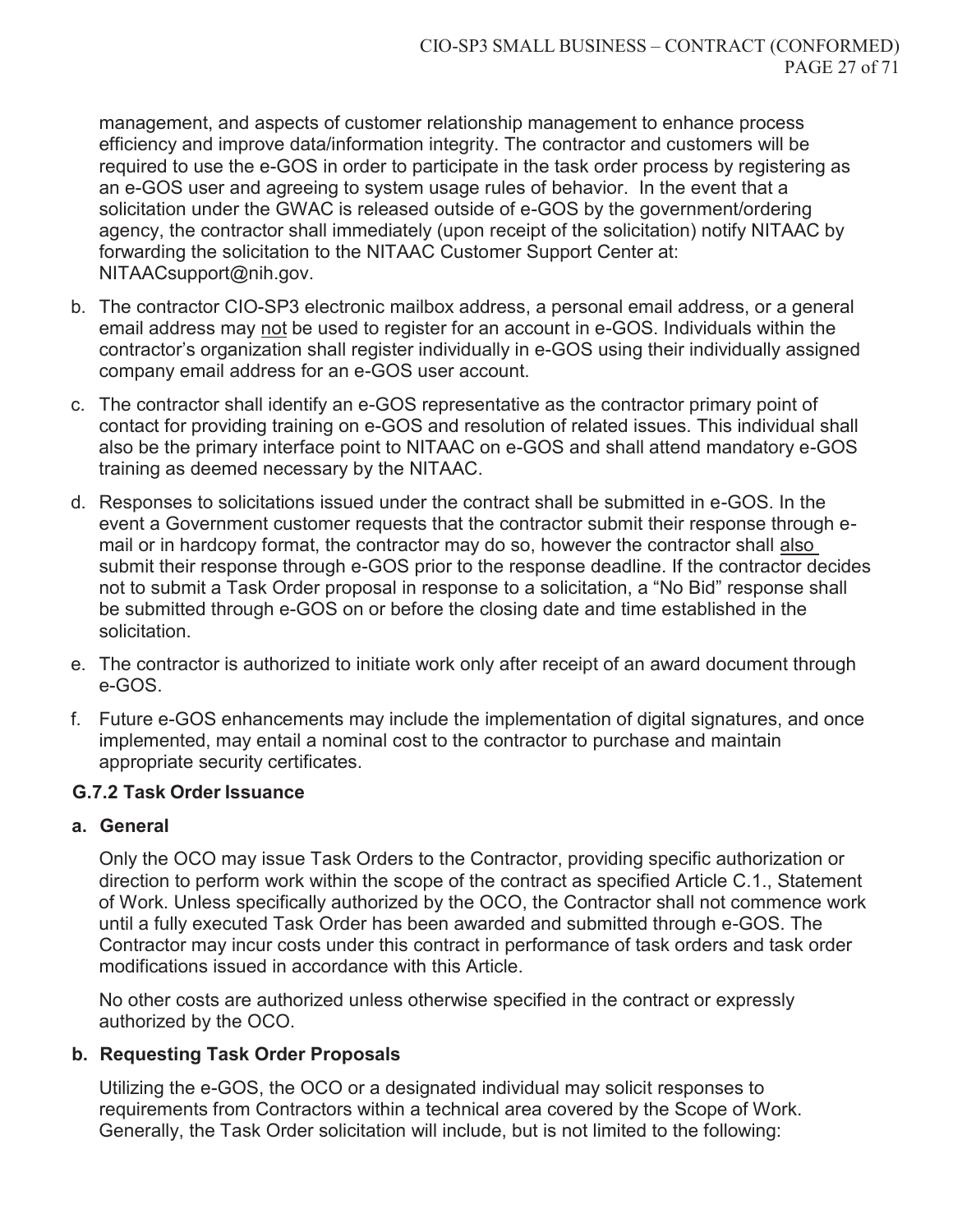management, and aspects of customer relationship management to enhance process efficiency and improve data/information integrity. The contractor and customers will be required to use the e-GOS in order to participate in the task order process by registering as an e-GOS user and agreeing to system usage rules of behavior. In the event that a solicitation under the GWAC is released outside of e-GOS by the government/ordering agency, the contractor shall immediately (upon receipt of the solicitation) notify NITAAC by forwarding the solicitation to the NITAAC Customer Support Center at: NITAACsupport@nih.gov.

b. The contractor CIO-SP3 electronic mailbox address, a personal email address, or a general email address may <u>not</u> be used to register for an account in e-GOS. Individuals within the contractor's organization shall register individually in e-GOS using their individually assigned company email address for an e-GOS user account.

c. The contractor shall identify an e-GOS representative as the contractor primary point of contact for providing training on e-GOS and resolution of related issues. This individual shall also be the primary interface point to NITAAC on e-GOS and shall attend mandatory e-GOS training as deemed necessary by the NITAAC.

d. Responses to solicitations issued under the contract shall be submitted in e-GOS. In the event a Government customer requests that the contractor submit their response through e-mail or in hardcopy format, the contractor may do so, however the contractor shall <u>also</u> submit their response through e-GOS prior to the response deadline. If the contractor decides not to submit a Task Order proposal in response to a solicitation, a "No Bid" response shall be submitted through e-GOS on or before the closing date and time established in the solicitation.

e. The contractor is authorized to initiate work only after receipt of an award document through e-GOS.

f. Future e-GOS enhancements may include the implementation of digital signatures, and once implemented, may entail a nominal cost to the contractor to purchase and maintain appropriate security certificates.

### G.7.2 Task Order Issuance

**a. General**

Only the OCO may issue Task Orders to the Contractor, providing specific authorization or direction to perform work within the scope of the contract as specified Article C.1., Statement of Work. Unless specifically authorized by the OCO, the Contractor shall not commence work until a fully executed Task Order has been awarded and submitted through e-GOS. The Contractor may incur costs under this contract in performance of task orders and task order modifications issued in accordance with this Article.

No other costs are authorized unless otherwise specified in the contract or expressly authorized by the OCO.

**b. Requesting Task Order Proposals**

Utilizing the e-GOS, the OCO or a designated individual may solicit responses to requirements from Contractors within a technical area covered by the Scope of Work. Generally, the Task Order solicitation will include, but is not limited to the following: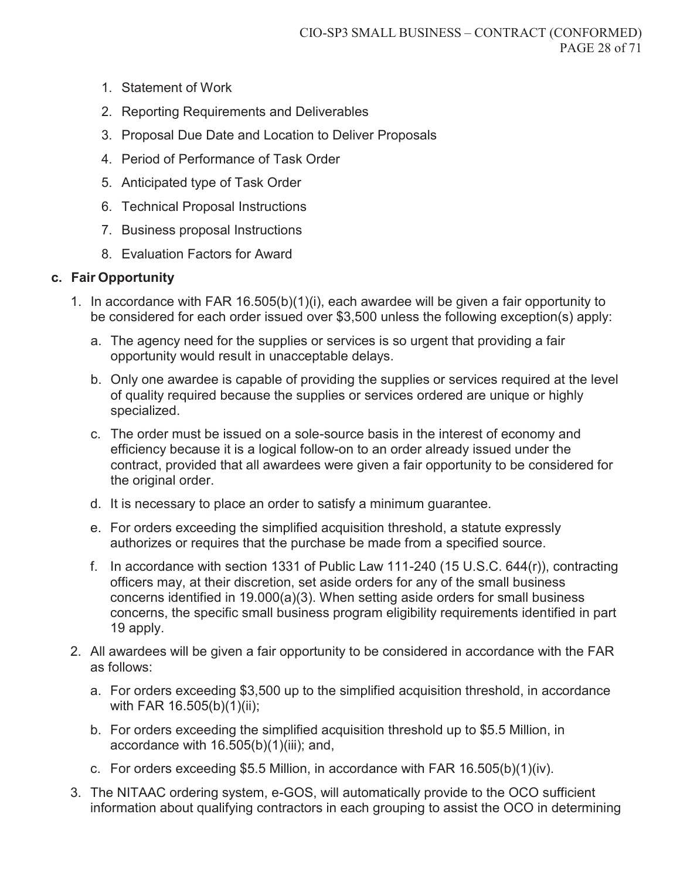1. Statement of Work
2. Reporting Requirements and Deliverables
3. Proposal Due Date and Location to Deliver Proposals
4. Period of Performance of Task Order
5. Anticipated type of Task Order
6. Technical Proposal Instructions
7. Business proposal Instructions
8. Evaluation Factors for Award

**c. Fair Opportunity**

1. In accordance with FAR 16.505(b)(1)(i), each awardee will be given a fair opportunity to be considered for each order issued over $3,500 unless the following exception(s) apply:
   a. The agency need for the supplies or services is so urgent that providing a fair opportunity would result in unacceptable delays.
   b. Only one awardee is capable of providing the supplies or services required at the level of quality required because the supplies or services ordered are unique or highly specialized.
   c. The order must be issued on a sole-source basis in the interest of economy and efficiency because it is a logical follow-on to an order already issued under the contract, provided that all awardees were given a fair opportunity to be considered for the original order.
   d. It is necessary to place an order to satisfy a minimum guarantee.
   e. For orders exceeding the simplified acquisition threshold, a statute expressly authorizes or requires that the purchase be made from a specified source.
   f. In accordance with section 1331 of Public Law 111-240 (15 U.S.C. 644(r)), contracting officers may, at their discretion, set aside orders for any of the small business concerns identified in 19.000(a)(3). When setting aside orders for small business concerns, the specific small business program eligibility requirements identified in part 19 apply.
2. All awardees will be given a fair opportunity to be considered in accordance with the FAR as follows:
   a. For orders exceeding $3,500 up to the simplified acquisition threshold, in accordance with FAR 16.505(b)(1)(ii);
   b. For orders exceeding the simplified acquisition threshold up to $5.5 Million, in accordance with 16.505(b)(1)(iii); and,
   c. For orders exceeding $5.5 Million, in accordance with FAR 16.505(b)(1)(iv).
3. The NITAAC ordering system, e-GOS, will automatically provide to the OCO sufficient information about qualifying contractors in each grouping to assist the OCO in determining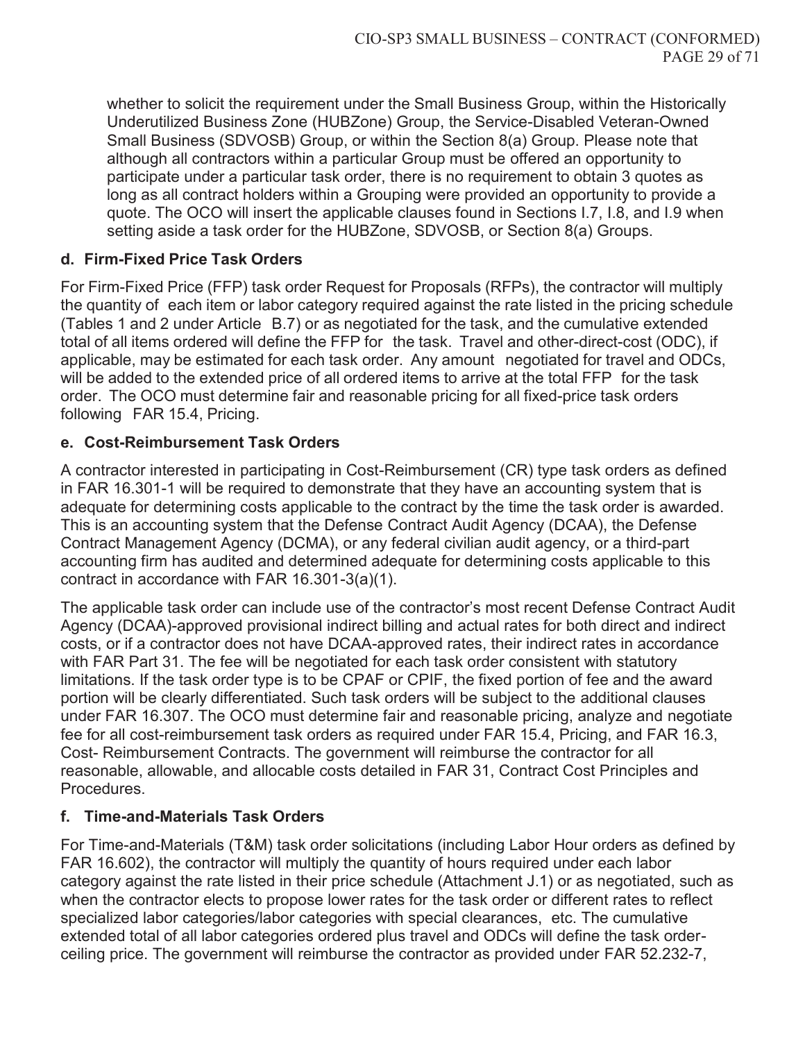whether to solicit the requirement under the Small Business Group, within the Historically Underutilized Business Zone (HUBZone) Group, the Service-Disabled Veteran-Owned Small Business (SDVOSB) Group, or within the Section 8(a) Group. Please note that although all contractors within a particular Group must be offered an opportunity to participate under a particular task order, there is no requirement to obtain 3 quotes as long as all contract holders within a Grouping were provided an opportunity to provide a quote. The OCO will insert the applicable clauses found in Sections I.7, I.8, and I.9 when setting aside a task order for the HUBZone, SDVOSB, or Section 8(a) Groups.

### d. Firm-Fixed Price Task Orders

For Firm-Fixed Price (FFP) task order Request for Proposals (RFPs), the contractor will multiply the quantity of each item or labor category required against the rate listed in the pricing schedule (Tables 1 and 2 under Article B.7) or as negotiated for the task, and the cumulative extended total of all items ordered will define the FFP for the task. Travel and other-direct-cost (ODC), if applicable, may be estimated for each task order. Any amount negotiated for travel and ODCs, will be added to the extended price of all ordered items to arrive at the total FFP for the task order. The OCO must determine fair and reasonable pricing for all fixed-price task orders following FAR 15.4, Pricing.

### e. Cost-Reimbursement Task Orders

A contractor interested in participating in Cost-Reimbursement (CR) type task orders as defined in FAR 16.301-1 will be required to demonstrate that they have an accounting system that is adequate for determining costs applicable to the contract by the time the task order is awarded. This is an accounting system that the Defense Contract Audit Agency (DCAA), the Defense Contract Management Agency (DCMA), or any federal civilian audit agency, or a third-part accounting firm has audited and determined adequate for determining costs applicable to this contract in accordance with FAR 16.301-3(a)(1).

The applicable task order can include use of the contractor's most recent Defense Contract Audit Agency (DCAA)-approved provisional indirect billing and actual rates for both direct and indirect costs, or if a contractor does not have DCAA-approved rates, their indirect rates in accordance with FAR Part 31. The fee will be negotiated for each task order consistent with statutory limitations. If the task order type is to be CPAF or CPIF, the fixed portion of fee and the award portion will be clearly differentiated. Such task orders will be subject to the additional clauses under FAR 16.307. The OCO must determine fair and reasonable pricing, analyze and negotiate fee for all cost-reimbursement task orders as required under FAR 15.4, Pricing, and FAR 16.3, Cost- Reimbursement Contracts. The government will reimburse the contractor for all reasonable, allowable, and allocable costs detailed in FAR 31, Contract Cost Principles and Procedures.

### f. Time-and-Materials Task Orders

For Time-and-Materials (T&M) task order solicitations (including Labor Hour orders as defined by FAR 16.602), the contractor will multiply the quantity of hours required under each labor category against the rate listed in their price schedule (Attachment J.1) or as negotiated, such as when the contractor elects to propose lower rates for the task order or different rates to reflect specialized labor categories/labor categories with special clearances, etc. The cumulative extended total of all labor categories ordered plus travel and ODCs will define the task order-ceiling price. The government will reimburse the contractor as provided under FAR 52.232-7,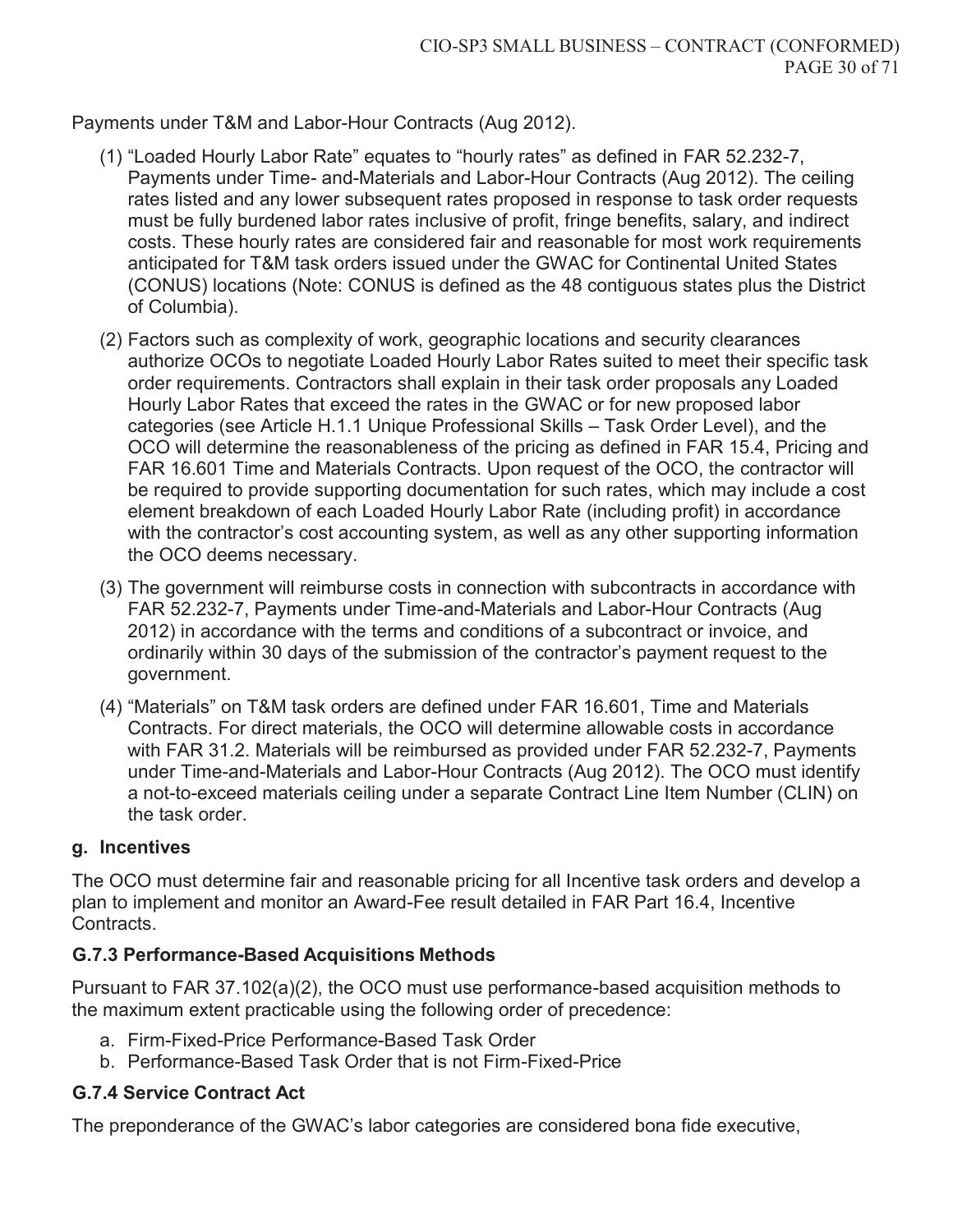Payments under T&M and Labor-Hour Contracts (Aug 2012).

(1) “Loaded Hourly Labor Rate” equates to “hourly rates” as defined in FAR 52.232-7, Payments under Time- and-Materials and Labor-Hour Contracts (Aug 2012). The ceiling rates listed and any lower subsequent rates proposed in response to task order requests must be fully burdened labor rates inclusive of profit, fringe benefits, salary, and indirect costs. These hourly rates are considered fair and reasonable for most work requirements anticipated for T&M task orders issued under the GWAC for Continental United States (CONUS) locations (Note: CONUS is defined as the 48 contiguous states plus the District of Columbia).

(2) Factors such as complexity of work, geographic locations and security clearances authorize OCOs to negotiate Loaded Hourly Labor Rates suited to meet their specific task order requirements. Contractors shall explain in their task order proposals any Loaded Hourly Labor Rates that exceed the rates in the GWAC or for new proposed labor categories (see Article H.1.1 Unique Professional Skills – Task Order Level), and the OCO will determine the reasonableness of the pricing as defined in FAR 15.4, Pricing and FAR 16.601 Time and Materials Contracts. Upon request of the OCO, the contractor will be required to provide supporting documentation for such rates, which may include a cost element breakdown of each Loaded Hourly Labor Rate (including profit) in accordance with the contractor’s cost accounting system, as well as any other supporting information the OCO deems necessary.

(3) The government will reimburse costs in connection with subcontracts in accordance with FAR 52.232-7, Payments under Time-and-Materials and Labor-Hour Contracts (Aug 2012) in accordance with the terms and conditions of a subcontract or invoice, and ordinarily within 30 days of the submission of the contractor’s payment request to the government.

(4) “Materials” on T&M task orders are defined under FAR 16.601, Time and Materials Contracts. For direct materials, the OCO will determine allowable costs in accordance with FAR 31.2. Materials will be reimbursed as provided under FAR 52.232-7, Payments under Time-and-Materials and Labor-Hour Contracts (Aug 2012). The OCO must identify a not-to-exceed materials ceiling under a separate Contract Line Item Number (CLIN) on the task order.

#### g. Incentives

The OCO must determine fair and reasonable pricing for all Incentive task orders and develop a plan to implement and monitor an Award-Fee result detailed in FAR Part 16.4, Incentive Contracts.

### G.7.3 Performance-Based Acquisitions Methods

Pursuant to FAR 37.102(a)(2), the OCO must use performance-based acquisition methods to the maximum extent practicable using the following order of precedence:

a. Firm-Fixed-Price Performance-Based Task Order
b. Performance-Based Task Order that is not Firm-Fixed-Price

### G.7.4 Service Contract Act

The preponderance of the GWAC’s labor categories are considered bona fide executive,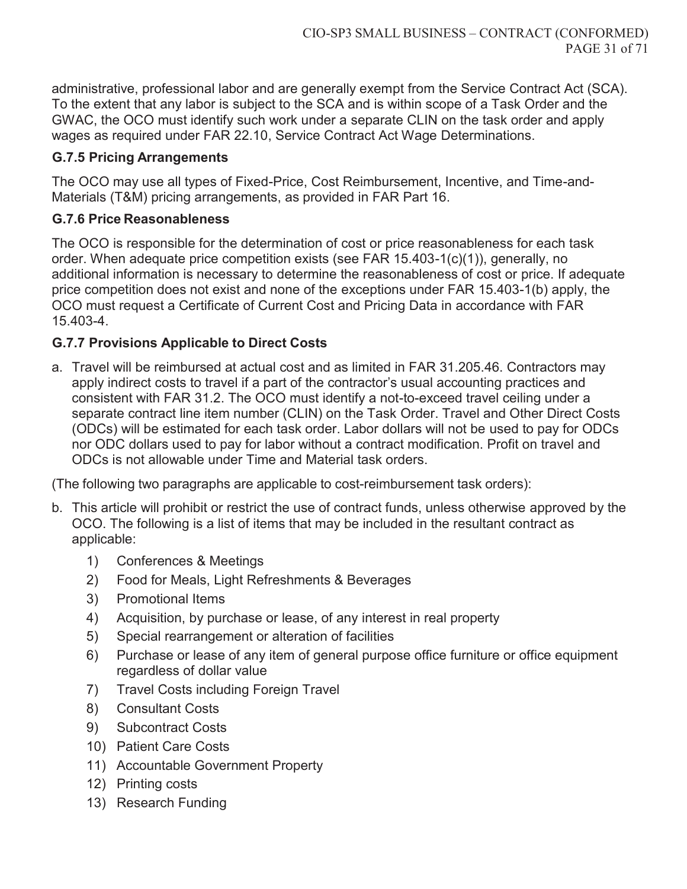administrative, professional labor and are generally exempt from the Service Contract Act (SCA). To the extent that any labor is subject to the SCA and is within scope of a Task Order and the GWAC, the OCO must identify such work under a separate CLIN on the task order and apply wages as required under FAR 22.10, Service Contract Act Wage Determinations.

### G.7.5 Pricing Arrangements

The OCO may use all types of Fixed-Price, Cost Reimbursement, Incentive, and Time-and-Materials (T&M) pricing arrangements, as provided in FAR Part 16.

### G.7.6 Price Reasonableness

The OCO is responsible for the determination of cost or price reasonableness for each task order. When adequate price competition exists (see FAR 15.403-1(c)(1)), generally, no additional information is necessary to determine the reasonableness of cost or price. If adequate price competition does not exist and none of the exceptions under FAR 15.403-1(b) apply, the OCO must request a Certificate of Current Cost and Pricing Data in accordance with FAR 15.403-4.

### G.7.7 Provisions Applicable to Direct Costs

a. Travel will be reimbursed at actual cost and as limited in FAR 31.205.46. Contractors may apply indirect costs to travel if a part of the contractor's usual accounting practices and consistent with FAR 31.2. The OCO must identify a not-to-exceed travel ceiling under a separate contract line item number (CLIN) on the Task Order. Travel and Other Direct Costs (ODCs) will be estimated for each task order. Labor dollars will not be used to pay for ODCs nor ODC dollars used to pay for labor without a contract modification. Profit on travel and ODCs is not allowable under Time and Material task orders.

(The following two paragraphs are applicable to cost-reimbursement task orders):

b. This article will prohibit or restrict the use of contract funds, unless otherwise approved by the OCO. The following is a list of items that may be included in the resultant contract as applicable:

   1) Conferences & Meetings
   2) Food for Meals, Light Refreshments & Beverages
   3) Promotional Items
   4) Acquisition, by purchase or lease, of any interest in real property
   5) Special rearrangement or alteration of facilities
   6) Purchase or lease of any item of general purpose office furniture or office equipment regardless of dollar value
   7) Travel Costs including Foreign Travel
   8) Consultant Costs
   9) Subcontract Costs
   10) Patient Care Costs
   11) Accountable Government Property
   12) Printing costs
   13) Research Funding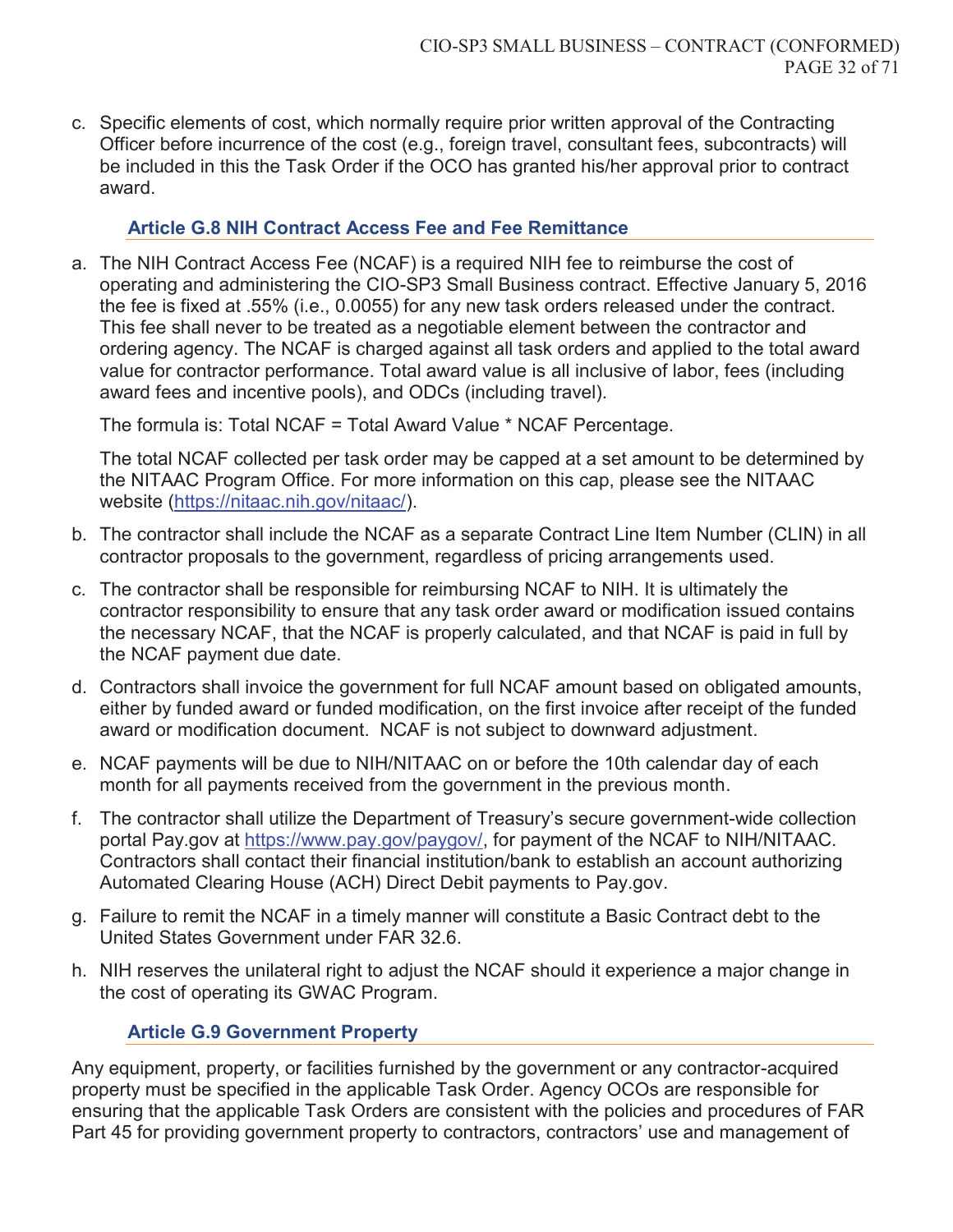c. Specific elements of cost, which normally require prior written approval of the Contracting Officer before incurrence of the cost (e.g., foreign travel, consultant fees, subcontracts) will be included in this the Task Order if the OCO has granted his/her approval prior to contract award.

### Article G.8 NIH Contract Access Fee and Fee Remittance

a. The NIH Contract Access Fee (NCAF) is a required NIH fee to reimburse the cost of operating and administering the CIO-SP3 Small Business contract. Effective January 5, 2016 the fee is fixed at .55% (i.e., 0.0055) for any new task orders released under the contract. This fee shall never to be treated as a negotiable element between the contractor and ordering agency. The NCAF is charged against all task orders and applied to the total award value for contractor performance. Total award value is all inclusive of labor, fees (including award fees and incentive pools), and ODCs (including travel).

   The formula is: Total NCAF = Total Award Value * NCAF Percentage.

   The total NCAF collected per task order may be capped at a set amount to be determined by the NITAAC Program Office. For more information on this cap, please see the NITAAC website (https://nitaac.nih.gov/nitaac/).

b. The contractor shall include the NCAF as a separate Contract Line Item Number (CLIN) in all contractor proposals to the government, regardless of pricing arrangements used.

c. The contractor shall be responsible for reimbursing NCAF to NIH. It is ultimately the contractor responsibility to ensure that any task order award or modification issued contains the necessary NCAF, that the NCAF is properly calculated, and that NCAF is paid in full by the NCAF payment due date.

d. Contractors shall invoice the government for full NCAF amount based on obligated amounts, either by funded award or funded modification, on the first invoice after receipt of the funded award or modification document. NCAF is not subject to downward adjustment.

e. NCAF payments will be due to NIH/NITAAC on or before the 10th calendar day of each month for all payments received from the government in the previous month.

f. The contractor shall utilize the Department of Treasury's secure government-wide collection portal Pay.gov at https://www.pay.gov/paygov/, for payment of the NCAF to NIH/NITAAC. Contractors shall contact their financial institution/bank to establish an account authorizing Automated Clearing House (ACH) Direct Debit payments to Pay.gov.

g. Failure to remit the NCAF in a timely manner will constitute a Basic Contract debt to the United States Government under FAR 32.6.

h. NIH reserves the unilateral right to adjust the NCAF should it experience a major change in the cost of operating its GWAC Program.

### Article G.9 Government Property

Any equipment, property, or facilities furnished by the government or any contractor-acquired property must be specified in the applicable Task Order. Agency OCOs are responsible for ensuring that the applicable Task Orders are consistent with the policies and procedures of FAR Part 45 for providing government property to contractors, contractors' use and management of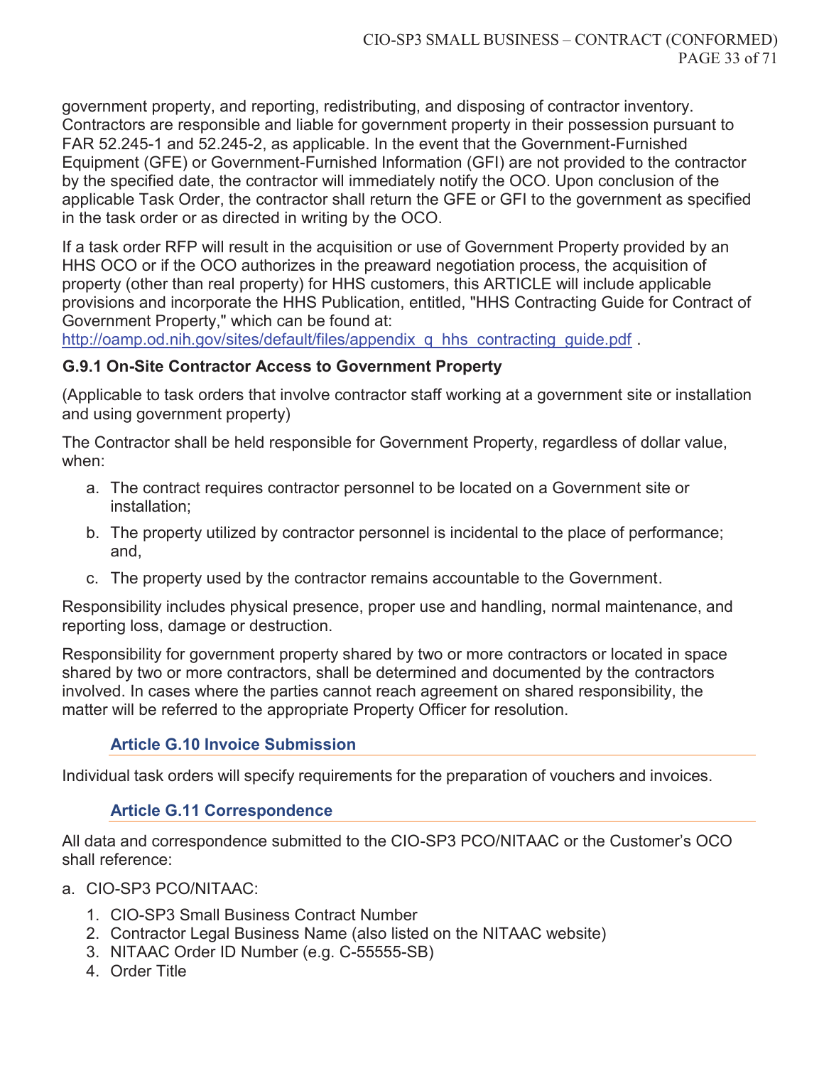government property, and reporting, redistributing, and disposing of contractor inventory. Contractors are responsible and liable for government property in their possession pursuant to FAR 52.245-1 and 52.245-2, as applicable. In the event that the Government-Furnished Equipment (GFE) or Government-Furnished Information (GFI) are not provided to the contractor by the specified date, the contractor will immediately notify the OCO. Upon conclusion of the applicable Task Order, the contractor shall return the GFE or GFI to the government as specified in the task order or as directed in writing by the OCO.

If a task order RFP will result in the acquisition or use of Government Property provided by an HHS OCO or if the OCO authorizes in the preaward negotiation process, the acquisition of property (other than real property) for HHS customers, this ARTICLE will include applicable provisions and incorporate the HHS Publication, entitled, "HHS Contracting Guide for Contract of Government Property," which can be found at: http://oamp.od.nih.gov/sites/default/files/appendix_q_hhs_contracting_guide.pdf .

### G.9.1 On-Site Contractor Access to Government Property

(Applicable to task orders that involve contractor staff working at a government site or installation and using government property)

The Contractor shall be held responsible for Government Property, regardless of dollar value, when:

a. The contract requires contractor personnel to be located on a Government site or installation;
b. The property utilized by contractor personnel is incidental to the place of performance; and,
c. The property used by the contractor remains accountable to the Government.

Responsibility includes physical presence, proper use and handling, normal maintenance, and reporting loss, damage or destruction.

Responsibility for government property shared by two or more contractors or located in space shared by two or more contractors, shall be determined and documented by the contractors involved. In cases where the parties cannot reach agreement on shared responsibility, the matter will be referred to the appropriate Property Officer for resolution.

## Article G.10 Invoice Submission

Individual task orders will specify requirements for the preparation of vouchers and invoices.

## Article G.11 Correspondence

All data and correspondence submitted to the CIO-SP3 PCO/NITAAC or the Customer's OCO shall reference:

a. CIO-SP3 PCO/NITAAC:
    1. CIO-SP3 Small Business Contract Number
    2. Contractor Legal Business Name (also listed on the NITAAC website)
    3. NITAAC Order ID Number (e.g. C-55555-SB)
    4. Order Title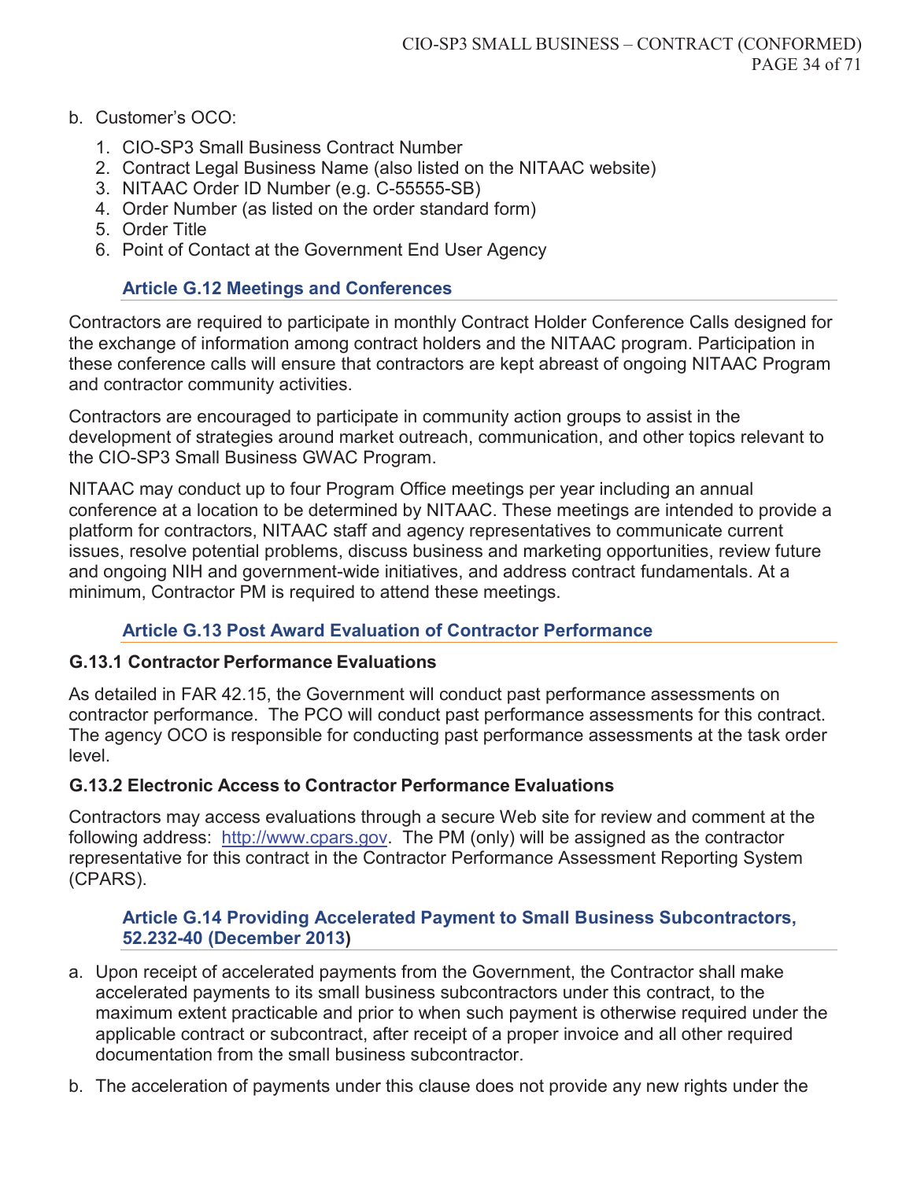b. Customer's OCO:
   1. CIO-SP3 Small Business Contract Number
   2. Contract Legal Business Name (also listed on the NITAAC website)
   3. NITAAC Order ID Number (e.g. C-55555-SB)
   4. Order Number (as listed on the order standard form)
   5. Order Title
   6. Point of Contact at the Government End User Agency

### Article G.12 Meetings and Conferences

Contractors are required to participate in monthly Contract Holder Conference Calls designed for the exchange of information among contract holders and the NITAAC program. Participation in these conference calls will ensure that contractors are kept abreast of ongoing NITAAC Program and contractor community activities.

Contractors are encouraged to participate in community action groups to assist in the development of strategies around market outreach, communication, and other topics relevant to the CIO-SP3 Small Business GWAC Program.

NITAAC may conduct up to four Program Office meetings per year including an annual conference at a location to be determined by NITAAC. These meetings are intended to provide a platform for contractors, NITAAC staff and agency representatives to communicate current issues, resolve potential problems, discuss business and marketing opportunities, review future and ongoing NIH and government-wide initiatives, and address contract fundamentals. At a minimum, Contractor PM is required to attend these meetings.

### Article G.13 Post Award Evaluation of Contractor Performance

#### G.13.1 Contractor Performance Evaluations

As detailed in FAR 42.15, the Government will conduct past performance assessments on contractor performance. The PCO will conduct past performance assessments for this contract. The agency OCO is responsible for conducting past performance assessments at the task order level.

#### G.13.2 Electronic Access to Contractor Performance Evaluations

Contractors may access evaluations through a secure Web site for review and comment at the following address: http://www.cpars.gov. The PM (only) will be assigned as the contractor representative for this contract in the Contractor Performance Assessment Reporting System (CPARS).

### Article G.14 Providing Accelerated Payment to Small Business Subcontractors, 52.232-40 (December 2013)

a. Upon receipt of accelerated payments from the Government, the Contractor shall make accelerated payments to its small business subcontractors under this contract, to the maximum extent practicable and prior to when such payment is otherwise required under the applicable contract or subcontract, after receipt of a proper invoice and all other required documentation from the small business subcontractor.

b. The acceleration of payments under this clause does not provide any new rights under the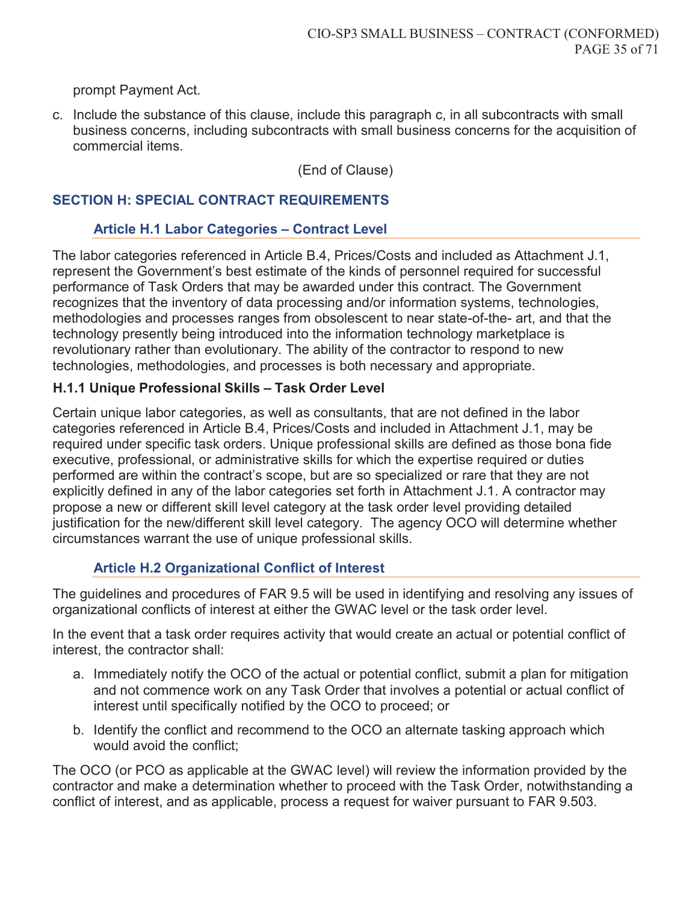prompt Payment Act.

c. Include the substance of this clause, include this paragraph c, in all subcontracts with small business concerns, including subcontracts with small business concerns for the acquisition of commercial items.

(End of Clause)

## SECTION H: SPECIAL CONTRACT REQUIREMENTS

### Article H.1 Labor Categories – Contract Level

The labor categories referenced in Article B.4, Prices/Costs and included as Attachment J.1, represent the Government's best estimate of the kinds of personnel required for successful performance of Task Orders that may be awarded under this contract. The Government recognizes that the inventory of data processing and/or information systems, technologies, methodologies and processes ranges from obsolescent to near state-of-the- art, and that the technology presently being introduced into the information technology marketplace is revolutionary rather than evolutionary. The ability of the contractor to respond to new technologies, methodologies, and processes is both necessary and appropriate.

#### H.1.1 Unique Professional Skills – Task Order Level

Certain unique labor categories, as well as consultants, that are not defined in the labor categories referenced in Article B.4, Prices/Costs and included in Attachment J.1, may be required under specific task orders. Unique professional skills are defined as those bona fide executive, professional, or administrative skills for which the expertise required or duties performed are within the contract's scope, but are so specialized or rare that they are not explicitly defined in any of the labor categories set forth in Attachment J.1. A contractor may propose a new or different skill level category at the task order level providing detailed justification for the new/different skill level category. The agency OCO will determine whether circumstances warrant the use of unique professional skills.

### Article H.2 Organizational Conflict of Interest

The guidelines and procedures of FAR 9.5 will be used in identifying and resolving any issues of organizational conflicts of interest at either the GWAC level or the task order level.

In the event that a task order requires activity that would create an actual or potential conflict of interest, the contractor shall:

a. Immediately notify the OCO of the actual or potential conflict, submit a plan for mitigation and not commence work on any Task Order that involves a potential or actual conflict of interest until specifically notified by the OCO to proceed; or

b. Identify the conflict and recommend to the OCO an alternate tasking approach which would avoid the conflict;

The OCO (or PCO as applicable at the GWAC level) will review the information provided by the contractor and make a determination whether to proceed with the Task Order, notwithstanding a conflict of interest, and as applicable, process a request for waiver pursuant to FAR 9.503.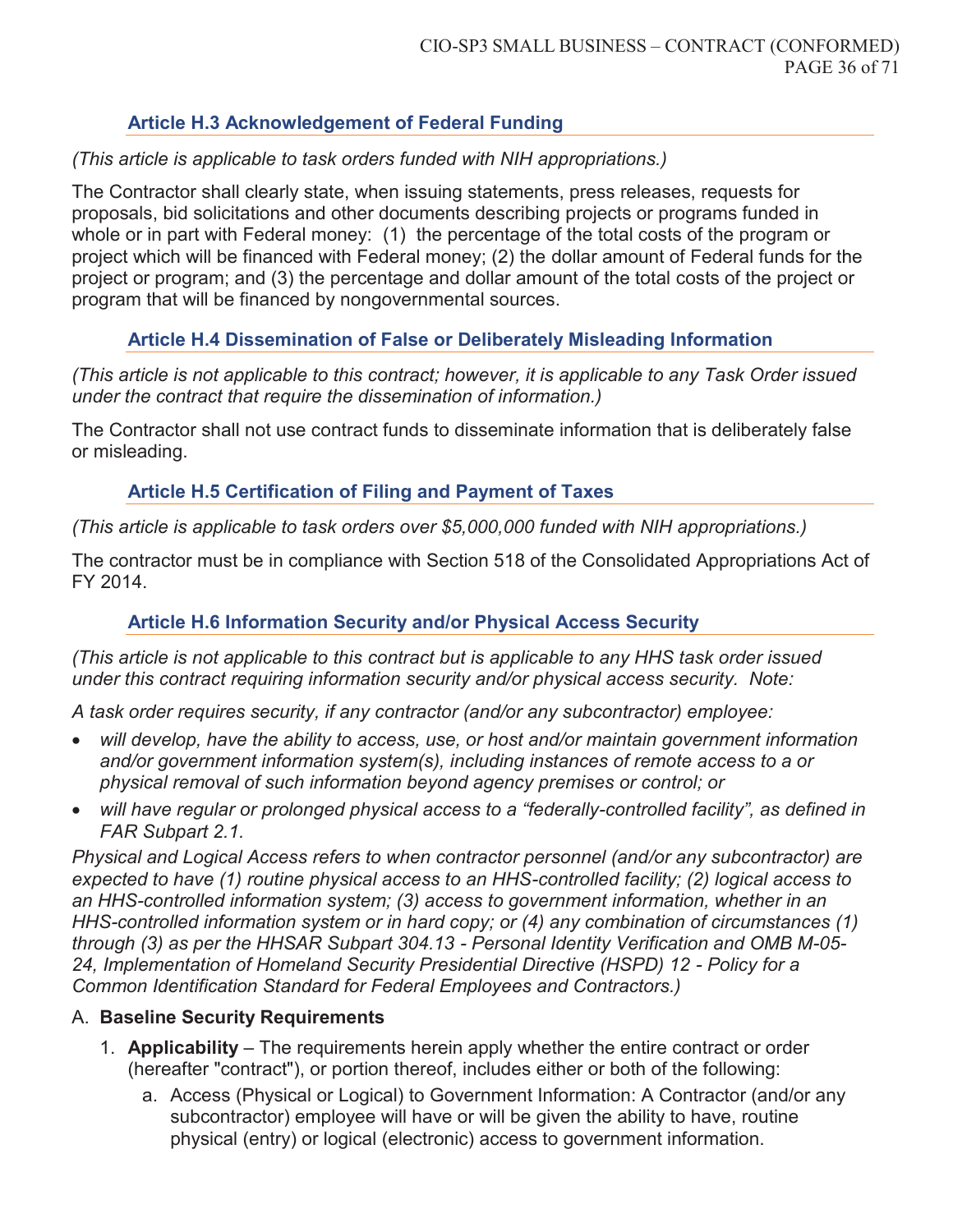### Article H.3 Acknowledgement of Federal Funding

*(This article is applicable to task orders funded with NIH appropriations.)*

The Contractor shall clearly state, when issuing statements, press releases, requests for proposals, bid solicitations and other documents describing projects or programs funded in whole or in part with Federal money: (1) the percentage of the total costs of the program or project which will be financed with Federal money; (2) the dollar amount of Federal funds for the project or program; and (3) the percentage and dollar amount of the total costs of the project or program that will be financed by nongovernmental sources.

### Article H.4 Dissemination of False or Deliberately Misleading Information

*(This article is not applicable to this contract; however, it is applicable to any Task Order issued under the contract that require the dissemination of information.)*

The Contractor shall not use contract funds to disseminate information that is deliberately false or misleading.

### Article H.5 Certification of Filing and Payment of Taxes

*(This article is applicable to task orders over $5,000,000 funded with NIH appropriations.)*

The contractor must be in compliance with Section 518 of the Consolidated Appropriations Act of FY 2014.

### Article H.6 Information Security and/or Physical Access Security

*(This article is not applicable to this contract but is applicable to any HHS task order issued under this contract requiring information security and/or physical access security. Note:*

*A task order requires security, if any contractor (and/or any subcontractor) employee:*

- *will develop, have the ability to access, use, or host and/or maintain government information and/or government information system(s), including instances of remote access to a or physical removal of such information beyond agency premises or control; or*
- *will have regular or prolonged physical access to a "federally-controlled facility", as defined in FAR Subpart 2.1.*

*Physical and Logical Access refers to when contractor personnel (and/or any subcontractor) are expected to have (1) routine physical access to an HHS-controlled facility; (2) logical access to an HHS-controlled information system; (3) access to government information, whether in an HHS-controlled information system or in hard copy; or (4) any combination of circumstances (1) through (3) as per the HHSAR Subpart 304.13 - Personal Identity Verification and OMB M-05-24, Implementation of Homeland Security Presidential Directive (HSPD) 12 - Policy for a Common Identification Standard for Federal Employees and Contractors.)*

A. **Baseline Security Requirements**

1. **Applicability** – The requirements herein apply whether the entire contract or order (hereafter "contract"), or portion thereof, includes either or both of the following:
   a. Access (Physical or Logical) to Government Information: A Contractor (and/or any subcontractor) employee will have or will be given the ability to have, routine physical (entry) or logical (electronic) access to government information.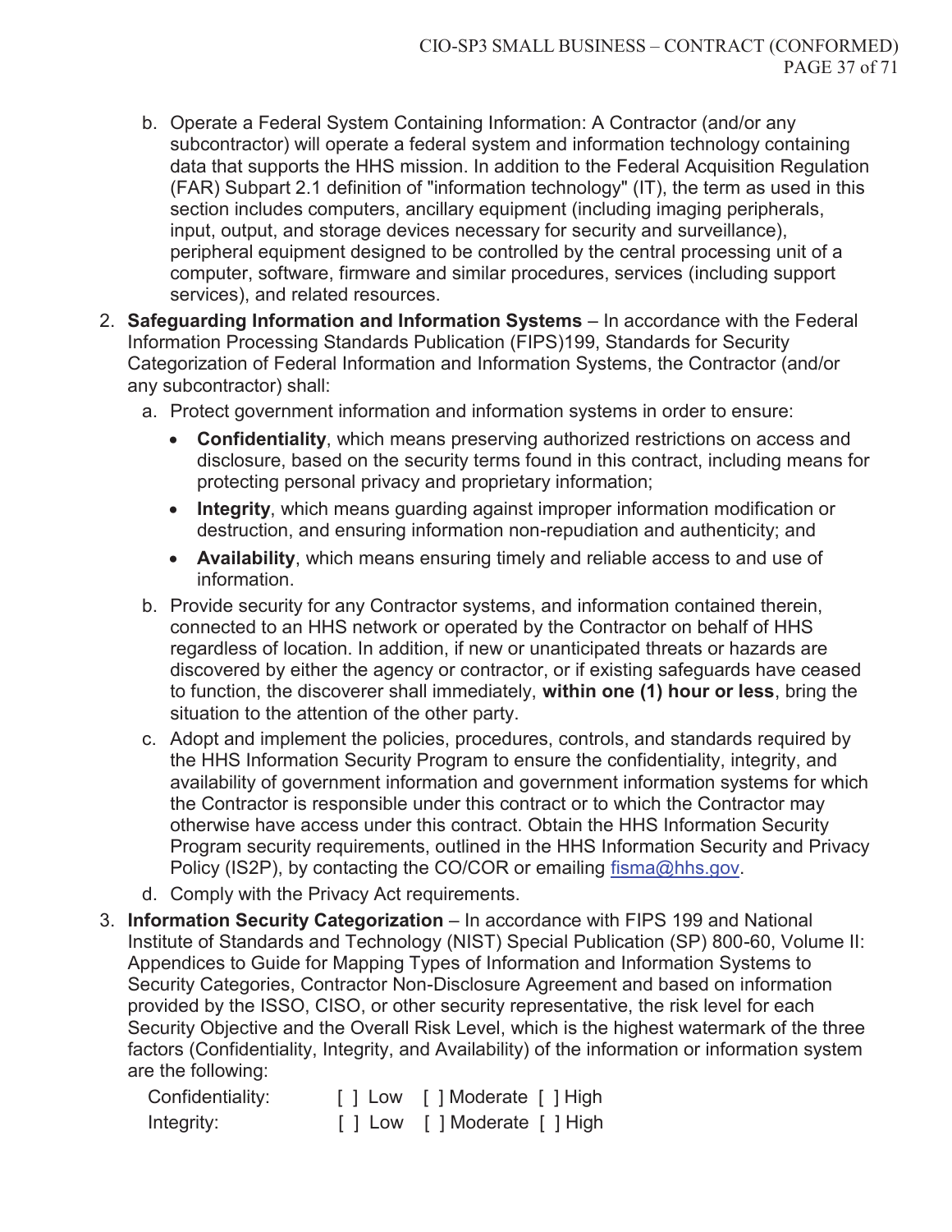b. Operate a Federal System Containing Information: A Contractor (and/or any subcontractor) will operate a federal system and information technology containing data that supports the HHS mission. In addition to the Federal Acquisition Regulation (FAR) Subpart 2.1 definition of "information technology" (IT), the term as used in this section includes computers, ancillary equipment (including imaging peripherals, input, output, and storage devices necessary for security and surveillance), peripheral equipment designed to be controlled by the central processing unit of a computer, software, firmware and similar procedures, services (including support services), and related resources.

2. **Safeguarding Information and Information Systems** – In accordance with the Federal Information Processing Standards Publication (FIPS)199, Standards for Security Categorization of Federal Information and Information Systems, the Contractor (and/or any subcontractor) shall:
   a. Protect government information and information systems in order to ensure:
      - **Confidentiality**, which means preserving authorized restrictions on access and disclosure, based on the security terms found in this contract, including means for protecting personal privacy and proprietary information;
      - **Integrity**, which means guarding against improper information modification or destruction, and ensuring information non-repudiation and authenticity; and
      - **Availability**, which means ensuring timely and reliable access to and use of information.
   b. Provide security for any Contractor systems, and information contained therein, connected to an HHS network or operated by the Contractor on behalf of HHS regardless of location. In addition, if new or unanticipated threats or hazards are discovered by either the agency or contractor, or if existing safeguards have ceased to function, the discoverer shall immediately, **within one (1) hour or less**, bring the situation to the attention of the other party.
   c. Adopt and implement the policies, procedures, controls, and standards required by the HHS Information Security Program to ensure the confidentiality, integrity, and availability of government information and government information systems for which the Contractor is responsible under this contract or to which the Contractor may otherwise have access under this contract. Obtain the HHS Information Security Program security requirements, outlined in the HHS Information Security and Privacy Policy (IS2P), by contacting the CO/COR or emailing fisma@hhs.gov.
   d. Comply with the Privacy Act requirements.

3. **Information Security Categorization** – In accordance with FIPS 199 and National Institute of Standards and Technology (NIST) Special Publication (SP) 800-60, Volume II: Appendices to Guide for Mapping Types of Information and Information Systems to Security Categories, Contractor Non-Disclosure Agreement and based on information provided by the ISSO, CISO, or other security representative, the risk level for each Security Objective and the Overall Risk Level, which is the highest watermark of the three factors (Confidentiality, Integrity, and Availability) of the information or information system are the following:

   Confidentiality: [ ] Low [ ] Moderate [ ] High
   Integrity: [ ] Low [ ] Moderate [ ] High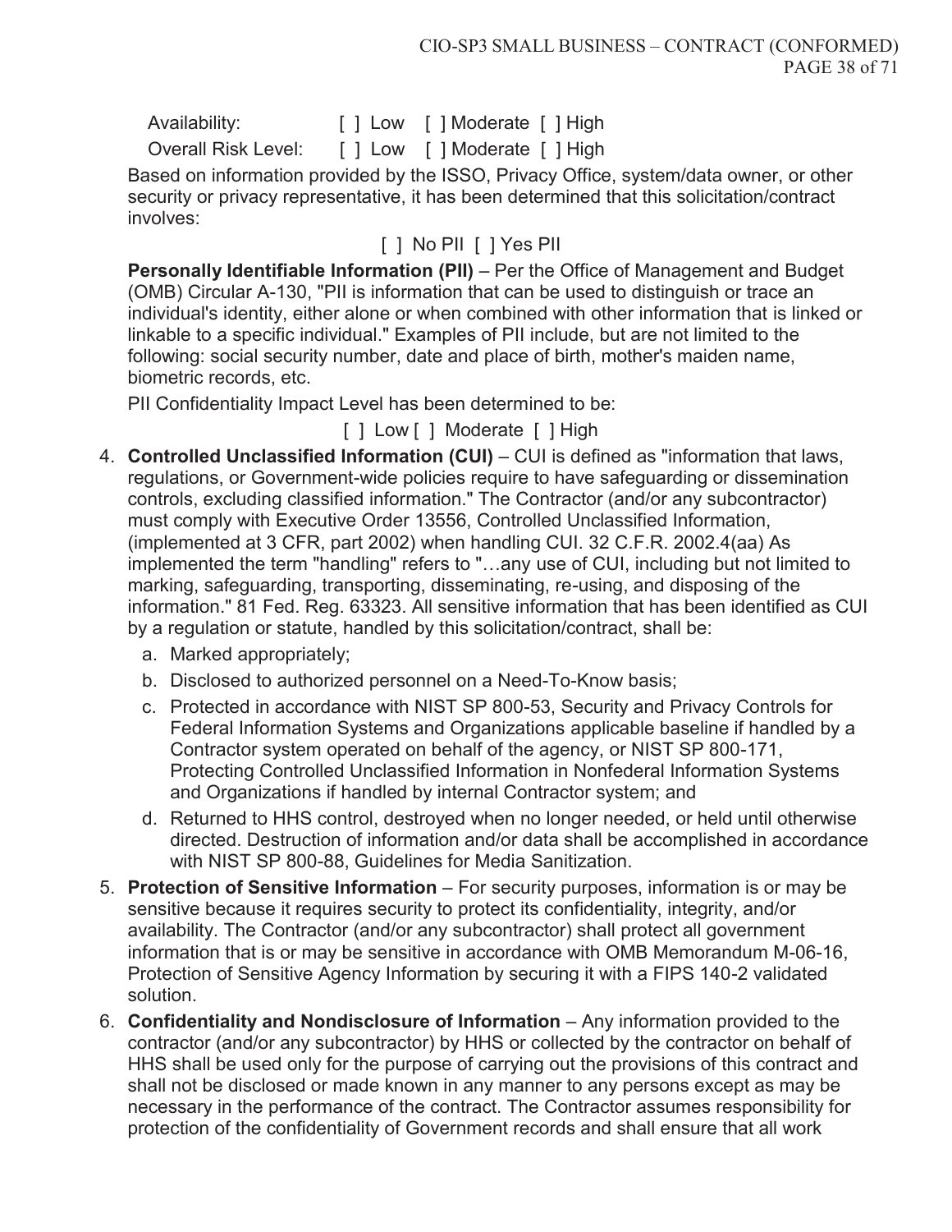Availability: [ ] Low [ ] Moderate [ ] High

Overall Risk Level: [ ] Low [ ] Moderate [ ] High

Based on information provided by the ISSO, Privacy Office, system/data owner, or other security or privacy representative, it has been determined that this solicitation/contract involves:

[ ] No PII [ ] Yes PII

**Personally Identifiable Information (PII)** – Per the Office of Management and Budget (OMB) Circular A-130, "PII is information that can be used to distinguish or trace an individual's identity, either alone or when combined with other information that is linked or linkable to a specific individual." Examples of PII include, but are not limited to the following: social security number, date and place of birth, mother's maiden name, biometric records, etc.

PII Confidentiality Impact Level has been determined to be:

[ ] Low [ ] Moderate [ ] High

4. **Controlled Unclassified Information (CUI)** – CUI is defined as "information that laws, regulations, or Government-wide policies require to have safeguarding or dissemination controls, excluding classified information." The Contractor (and/or any subcontractor) must comply with Executive Order 13556, Controlled Unclassified Information, (implemented at 3 CFR, part 2002) when handling CUI. 32 C.F.R. 2002.4(aa) As implemented the term "handling" refers to "…any use of CUI, including but not limited to marking, safeguarding, transporting, disseminating, re-using, and disposing of the information." 81 Fed. Reg. 63323. All sensitive information that has been identified as CUI by a regulation or statute, handled by this solicitation/contract, shall be:
   a. Marked appropriately;
   b. Disclosed to authorized personnel on a Need-To-Know basis;
   c. Protected in accordance with NIST SP 800-53, Security and Privacy Controls for Federal Information Systems and Organizations applicable baseline if handled by a Contractor system operated on behalf of the agency, or NIST SP 800-171, Protecting Controlled Unclassified Information in Nonfederal Information Systems and Organizations if handled by internal Contractor system; and
   d. Returned to HHS control, destroyed when no longer needed, or held until otherwise directed. Destruction of information and/or data shall be accomplished in accordance with NIST SP 800-88, Guidelines for Media Sanitization.
5. **Protection of Sensitive Information** – For security purposes, information is or may be sensitive because it requires security to protect its confidentiality, integrity, and/or availability. The Contractor (and/or any subcontractor) shall protect all government information that is or may be sensitive in accordance with OMB Memorandum M-06-16, Protection of Sensitive Agency Information by securing it with a FIPS 140-2 validated solution.
6. **Confidentiality and Nondisclosure of Information** – Any information provided to the contractor (and/or any subcontractor) by HHS or collected by the contractor on behalf of HHS shall be used only for the purpose of carrying out the provisions of this contract and shall not be disclosed or made known in any manner to any persons except as may be necessary in the performance of the contract. The Contractor assumes responsibility for protection of the confidentiality of Government records and shall ensure that all work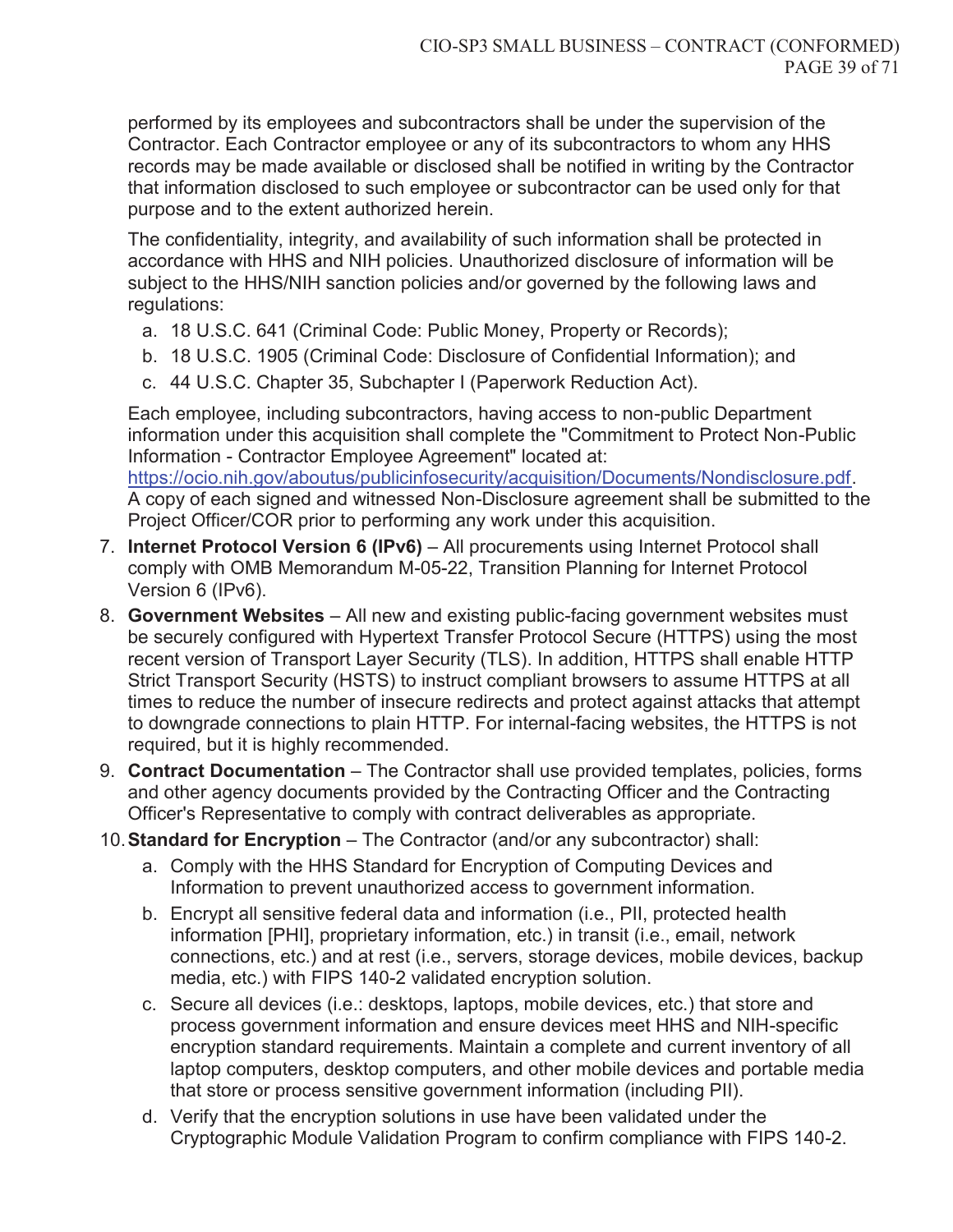performed by its employees and subcontractors shall be under the supervision of the Contractor. Each Contractor employee or any of its subcontractors to whom any HHS records may be made available or disclosed shall be notified in writing by the Contractor that information disclosed to such employee or subcontractor can be used only for that purpose and to the extent authorized herein.

The confidentiality, integrity, and availability of such information shall be protected in accordance with HHS and NIH policies. Unauthorized disclosure of information will be subject to the HHS/NIH sanction policies and/or governed by the following laws and regulations:

a. 18 U.S.C. 641 (Criminal Code: Public Money, Property or Records);
b. 18 U.S.C. 1905 (Criminal Code: Disclosure of Confidential Information); and
c. 44 U.S.C. Chapter 35, Subchapter I (Paperwork Reduction Act).

Each employee, including subcontractors, having access to non-public Department information under this acquisition shall complete the "Commitment to Protect Non-Public Information - Contractor Employee Agreement" located at: https://ocio.nih.gov/aboutus/publicinfosecurity/acquisition/Documents/Nondisclosure.pdf. A copy of each signed and witnessed Non-Disclosure agreement shall be submitted to the Project Officer/COR prior to performing any work under this acquisition.

7. **Internet Protocol Version 6 (IPv6)** – All procurements using Internet Protocol shall comply with OMB Memorandum M-05-22, Transition Planning for Internet Protocol Version 6 (IPv6).
8. **Government Websites** – All new and existing public-facing government websites must be securely configured with Hypertext Transfer Protocol Secure (HTTPS) using the most recent version of Transport Layer Security (TLS). In addition, HTTPS shall enable HTTP Strict Transport Security (HSTS) to instruct compliant browsers to assume HTTPS at all times to reduce the number of insecure redirects and protect against attacks that attempt to downgrade connections to plain HTTP. For internal-facing websites, the HTTPS is not required, but it is highly recommended.
9. **Contract Documentation** – The Contractor shall use provided templates, policies, forms and other agency documents provided by the Contracting Officer and the Contracting Officer's Representative to comply with contract deliverables as appropriate.
10. **Standard for Encryption** – The Contractor (and/or any subcontractor) shall:
    a. Comply with the HHS Standard for Encryption of Computing Devices and Information to prevent unauthorized access to government information.
    b. Encrypt all sensitive federal data and information (i.e., PII, protected health information [PHI], proprietary information, etc.) in transit (i.e., email, network connections, etc.) and at rest (i.e., servers, storage devices, mobile devices, backup media, etc.) with FIPS 140-2 validated encryption solution.
    c. Secure all devices (i.e.: desktops, laptops, mobile devices, etc.) that store and process government information and ensure devices meet HHS and NIH-specific encryption standard requirements. Maintain a complete and current inventory of all laptop computers, desktop computers, and other mobile devices and portable media that store or process sensitive government information (including PII).
    d. Verify that the encryption solutions in use have been validated under the Cryptographic Module Validation Program to confirm compliance with FIPS 140-2.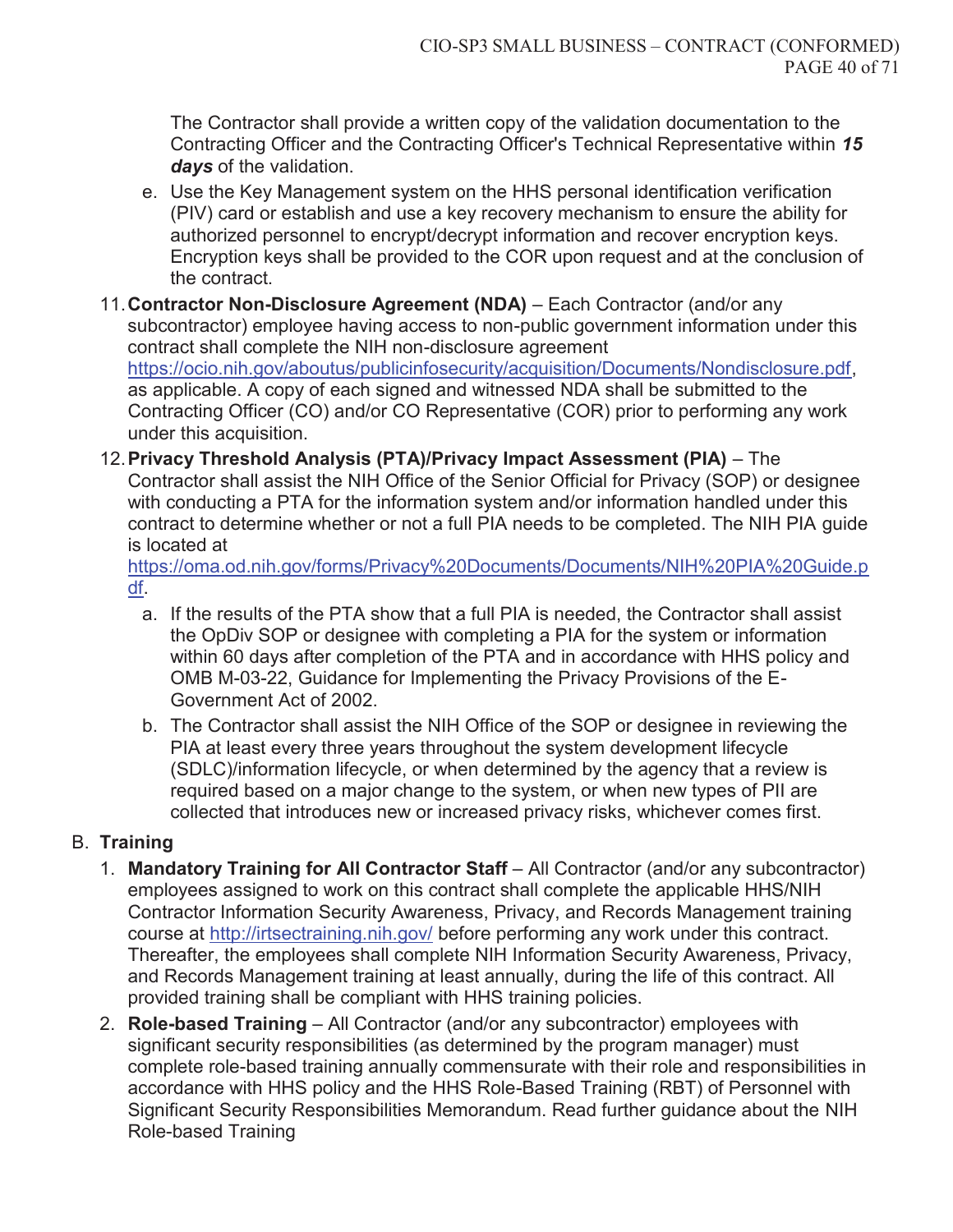The Contractor shall provide a written copy of the validation documentation to the Contracting Officer and the Contracting Officer's Technical Representative within ***15 days*** of the validation.

e. Use the Key Management system on the HHS personal identification verification (PIV) card or establish and use a key recovery mechanism to ensure the ability for authorized personnel to encrypt/decrypt information and recover encryption keys. Encryption keys shall be provided to the COR upon request and at the conclusion of the contract.

11. **Contractor Non-Disclosure Agreement (NDA)** – Each Contractor (and/or any subcontractor) employee having access to non-public government information under this contract shall complete the NIH non-disclosure agreement https://ocio.nih.gov/aboutus/publicinfosecurity/acquisition/Documents/Nondisclosure.pdf, as applicable. A copy of each signed and witnessed NDA shall be submitted to the Contracting Officer (CO) and/or CO Representative (COR) prior to performing any work under this acquisition.

12. **Privacy Threshold Analysis (PTA)/Privacy Impact Assessment (PIA)** – The Contractor shall assist the NIH Office of the Senior Official for Privacy (SOP) or designee with conducting a PTA for the information system and/or information handled under this contract to determine whether or not a full PIA needs to be completed. The NIH PIA guide is located at https://oma.od.nih.gov/forms/Privacy%20Documents/Documents/NIH%20PIA%20Guide.pdf.

    a. If the results of the PTA show that a full PIA is needed, the Contractor shall assist the OpDiv SOP or designee with completing a PIA for the system or information within 60 days after completion of the PTA and in accordance with HHS policy and OMB M-03-22, Guidance for Implementing the Privacy Provisions of the E-Government Act of 2002.

    b. The Contractor shall assist the NIH Office of the SOP or designee in reviewing the PIA at least every three years throughout the system development lifecycle (SDLC)/information lifecycle, or when determined by the agency that a review is required based on a major change to the system, or when new types of PII are collected that introduces new or increased privacy risks, whichever comes first.

B. **Training**

1. **Mandatory Training for All Contractor Staff** – All Contractor (and/or any subcontractor) employees assigned to work on this contract shall complete the applicable HHS/NIH Contractor Information Security Awareness, Privacy, and Records Management training course at http://irtsectraining.nih.gov/ before performing any work under this contract. Thereafter, the employees shall complete NIH Information Security Awareness, Privacy, and Records Management training at least annually, during the life of this contract. All provided training shall be compliant with HHS training policies.

2. **Role-based Training** – All Contractor (and/or any subcontractor) employees with significant security responsibilities (as determined by the program manager) must complete role-based training annually commensurate with their role and responsibilities in accordance with HHS policy and the HHS Role-Based Training (RBT) of Personnel with Significant Security Responsibilities Memorandum. Read further guidance about the NIH Role-based Training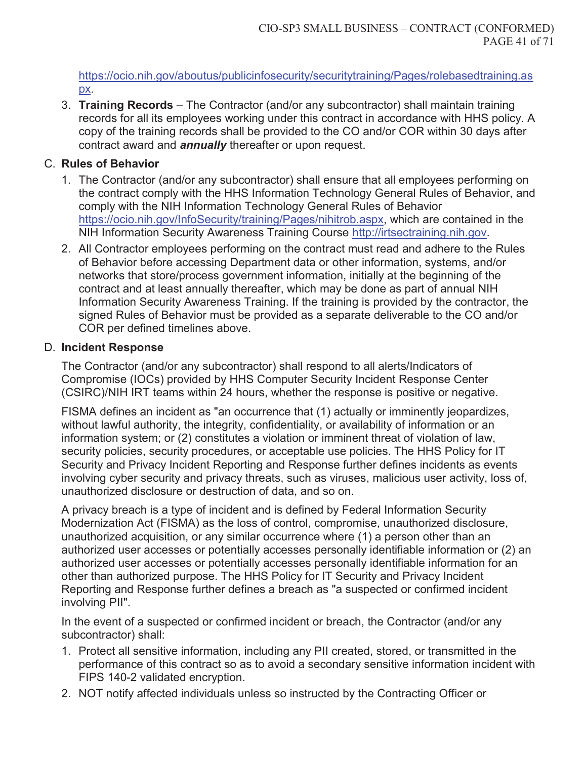https://ocio.nih.gov/aboutus/publicinfosecurity/securitytraining/Pages/rolebasedtraining.aspx.

3. **Training Records** – The Contractor (and/or any subcontractor) shall maintain training records for all its employees working under this contract in accordance with HHS policy. A copy of the training records shall be provided to the CO and/or COR within 30 days after contract award and ***annually*** thereafter or upon request.

C. **Rules of Behavior**

1. The Contractor (and/or any subcontractor) shall ensure that all employees performing on the contract comply with the HHS Information Technology General Rules of Behavior, and comply with the NIH Information Technology General Rules of Behavior https://ocio.nih.gov/InfoSecurity/training/Pages/nihitrob.aspx, which are contained in the NIH Information Security Awareness Training Course http://irtsectraining.nih.gov.
2. All Contractor employees performing on the contract must read and adhere to the Rules of Behavior before accessing Department data or other information, systems, and/or networks that store/process government information, initially at the beginning of the contract and at least annually thereafter, which may be done as part of annual NIH Information Security Awareness Training. If the training is provided by the contractor, the signed Rules of Behavior must be provided as a separate deliverable to the CO and/or COR per defined timelines above.

D. **Incident Response**

The Contractor (and/or any subcontractor) shall respond to all alerts/Indicators of Compromise (IOCs) provided by HHS Computer Security Incident Response Center (CSIRC)/NIH IRT teams within 24 hours, whether the response is positive or negative.

FISMA defines an incident as "an occurrence that (1) actually or imminently jeopardizes, without lawful authority, the integrity, confidentiality, or availability of information or an information system; or (2) constitutes a violation or imminent threat of violation of law, security policies, security procedures, or acceptable use policies. The HHS Policy for IT Security and Privacy Incident Reporting and Response further defines incidents as events involving cyber security and privacy threats, such as viruses, malicious user activity, loss of, unauthorized disclosure or destruction of data, and so on.

A privacy breach is a type of incident and is defined by Federal Information Security Modernization Act (FISMA) as the loss of control, compromise, unauthorized disclosure, unauthorized acquisition, or any similar occurrence where (1) a person other than an authorized user accesses or potentially accesses personally identifiable information or (2) an authorized user accesses or potentially accesses personally identifiable information for an other than authorized purpose. The HHS Policy for IT Security and Privacy Incident Reporting and Response further defines a breach as "a suspected or confirmed incident involving PII".

In the event of a suspected or confirmed incident or breach, the Contractor (and/or any subcontractor) shall:

1. Protect all sensitive information, including any PII created, stored, or transmitted in the performance of this contract so as to avoid a secondary sensitive information incident with FIPS 140-2 validated encryption.
2. NOT notify affected individuals unless so instructed by the Contracting Officer or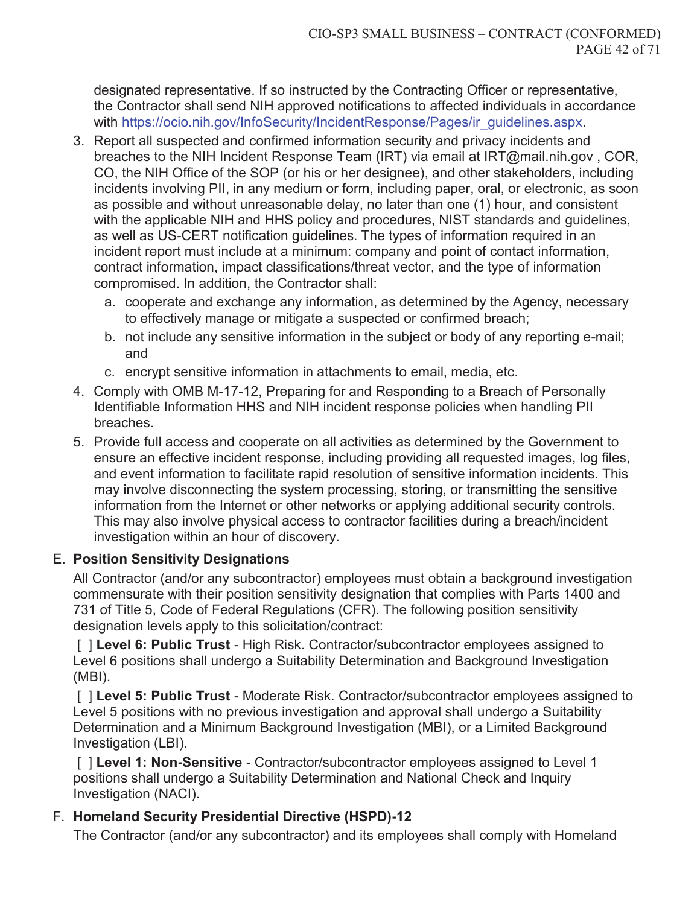designated representative. If so instructed by the Contracting Officer or representative, the Contractor shall send NIH approved notifications to affected individuals in accordance with https://ocio.nih.gov/InfoSecurity/IncidentResponse/Pages/ir_guidelines.aspx.

3. Report all suspected and confirmed information security and privacy incidents and breaches to the NIH Incident Response Team (IRT) via email at IRT@mail.nih.gov , COR, CO, the NIH Office of the SOP (or his or her designee), and other stakeholders, including incidents involving PII, in any medium or form, including paper, oral, or electronic, as soon as possible and without unreasonable delay, no later than one (1) hour, and consistent with the applicable NIH and HHS policy and procedures, NIST standards and guidelines, as well as US-CERT notification guidelines. The types of information required in an incident report must include at a minimum: company and point of contact information, contract information, impact classifications/threat vector, and the type of information compromised. In addition, the Contractor shall:
   a. cooperate and exchange any information, as determined by the Agency, necessary to effectively manage or mitigate a suspected or confirmed breach;
   b. not include any sensitive information in the subject or body of any reporting e-mail; and
   c. encrypt sensitive information in attachments to email, media, etc.
4. Comply with OMB M-17-12, Preparing for and Responding to a Breach of Personally Identifiable Information HHS and NIH incident response policies when handling PII breaches.
5. Provide full access and cooperate on all activities as determined by the Government to ensure an effective incident response, including providing all requested images, log files, and event information to facilitate rapid resolution of sensitive information incidents. This may involve disconnecting the system processing, storing, or transmitting the sensitive information from the Internet or other networks or applying additional security controls. This may also involve physical access to contractor facilities during a breach/incident investigation within an hour of discovery.

E. **Position Sensitivity Designations**

All Contractor (and/or any subcontractor) employees must obtain a background investigation commensurate with their position sensitivity designation that complies with Parts 1400 and 731 of Title 5, Code of Federal Regulations (CFR). The following position sensitivity designation levels apply to this solicitation/contract:

[ ] **Level 6: Public Trust** - High Risk. Contractor/subcontractor employees assigned to Level 6 positions shall undergo a Suitability Determination and Background Investigation (MBI).

[ ] **Level 5: Public Trust** - Moderate Risk. Contractor/subcontractor employees assigned to Level 5 positions with no previous investigation and approval shall undergo a Suitability Determination and a Minimum Background Investigation (MBI), or a Limited Background Investigation (LBI).

[ ] **Level 1: Non-Sensitive** - Contractor/subcontractor employees assigned to Level 1 positions shall undergo a Suitability Determination and National Check and Inquiry Investigation (NACI).

F. **Homeland Security Presidential Directive (HSPD)-12**

The Contractor (and/or any subcontractor) and its employees shall comply with Homeland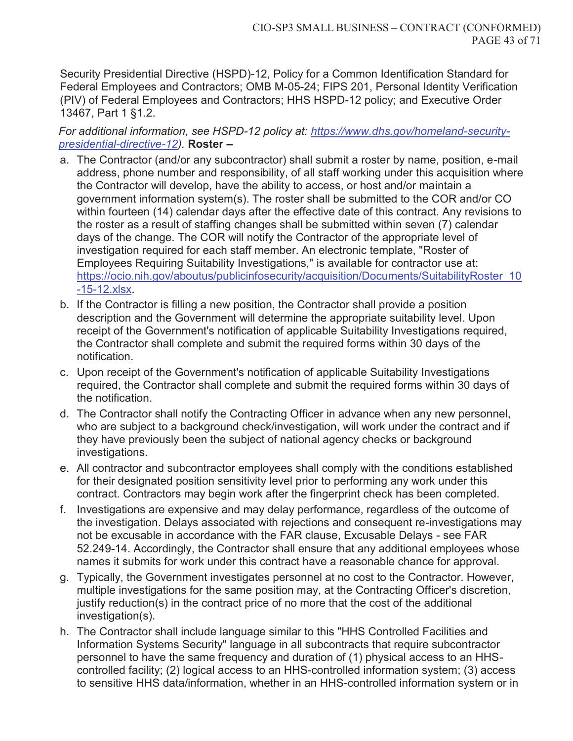Security Presidential Directive (HSPD)-12, Policy for a Common Identification Standard for Federal Employees and Contractors; OMB M-05-24; FIPS 201, Personal Identity Verification (PIV) of Federal Employees and Contractors; HHS HSPD-12 policy; and Executive Order 13467, Part 1 §1.2.

*For additional information, see HSPD-12 policy at: [https://www.dhs.gov/homeland-security-presidential-directive-12](https://www.dhs.gov/homeland-security-presidential-directive-12)).* **Roster –**

a. The Contractor (and/or any subcontractor) shall submit a roster by name, position, e-mail address, phone number and responsibility, of all staff working under this acquisition where the Contractor will develop, have the ability to access, or host and/or maintain a government information system(s). The roster shall be submitted to the COR and/or CO within fourteen (14) calendar days after the effective date of this contract. Any revisions to the roster as a result of staffing changes shall be submitted within seven (7) calendar days of the change. The COR will notify the Contractor of the appropriate level of investigation required for each staff member. An electronic template, "Roster of Employees Requiring Suitability Investigations," is available for contractor use at: [https://ocio.nih.gov/aboutus/publicinfosecurity/acquisition/Documents/SuitabilityRoster_10-15-12.xlsx](https://ocio.nih.gov/aboutus/publicinfosecurity/acquisition/Documents/SuitabilityRoster_10-15-12.xlsx).
b. If the Contractor is filling a new position, the Contractor shall provide a position description and the Government will determine the appropriate suitability level. Upon receipt of the Government's notification of applicable Suitability Investigations required, the Contractor shall complete and submit the required forms within 30 days of the notification.
c. Upon receipt of the Government's notification of applicable Suitability Investigations required, the Contractor shall complete and submit the required forms within 30 days of the notification.
d. The Contractor shall notify the Contracting Officer in advance when any new personnel, who are subject to a background check/investigation, will work under the contract and if they have previously been the subject of national agency checks or background investigations.
e. All contractor and subcontractor employees shall comply with the conditions established for their designated position sensitivity level prior to performing any work under this contract. Contractors may begin work after the fingerprint check has been completed.
f. Investigations are expensive and may delay performance, regardless of the outcome of the investigation. Delays associated with rejections and consequent re-investigations may not be excusable in accordance with the FAR clause, Excusable Delays - see FAR 52.249-14. Accordingly, the Contractor shall ensure that any additional employees whose names it submits for work under this contract have a reasonable chance for approval.
g. Typically, the Government investigates personnel at no cost to the Contractor. However, multiple investigations for the same position may, at the Contracting Officer's discretion, justify reduction(s) in the contract price of no more that the cost of the additional investigation(s).
h. The Contractor shall include language similar to this "HHS Controlled Facilities and Information Systems Security" language in all subcontracts that require subcontractor personnel to have the same frequency and duration of (1) physical access to an HHS-controlled facility; (2) logical access to an HHS-controlled information system; (3) access to sensitive HHS data/information, whether in an HHS-controlled information system or in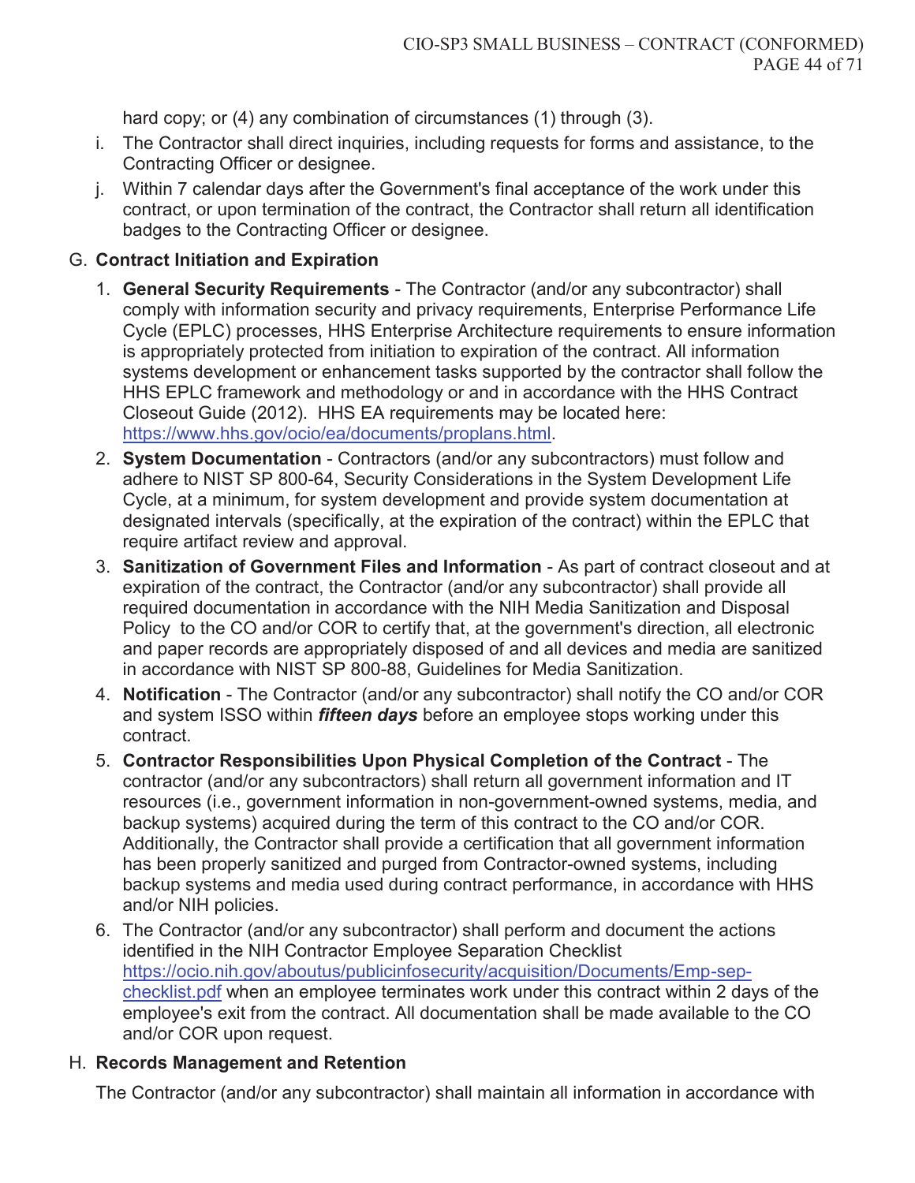hard copy; or (4) any combination of circumstances (1) through (3).

i. The Contractor shall direct inquiries, including requests for forms and assistance, to the Contracting Officer or designee.

j. Within 7 calendar days after the Government's final acceptance of the work under this contract, or upon termination of the contract, the Contractor shall return all identification badges to the Contracting Officer or designee.

G. **Contract Initiation and Expiration**

1. **General Security Requirements** - The Contractor (and/or any subcontractor) shall comply with information security and privacy requirements, Enterprise Performance Life Cycle (EPLC) processes, HHS Enterprise Architecture requirements to ensure information is appropriately protected from initiation to expiration of the contract. All information systems development or enhancement tasks supported by the contractor shall follow the HHS EPLC framework and methodology or and in accordance with the HHS Contract Closeout Guide (2012). HHS EA requirements may be located here: https://www.hhs.gov/ocio/ea/documents/proplans.html.
2. **System Documentation** - Contractors (and/or any subcontractors) must follow and adhere to NIST SP 800-64, Security Considerations in the System Development Life Cycle, at a minimum, for system development and provide system documentation at designated intervals (specifically, at the expiration of the contract) within the EPLC that require artifact review and approval.
3. **Sanitization of Government Files and Information** - As part of contract closeout and at expiration of the contract, the Contractor (and/or any subcontractor) shall provide all required documentation in accordance with the NIH Media Sanitization and Disposal Policy to the CO and/or COR to certify that, at the government's direction, all electronic and paper records are appropriately disposed of and all devices and media are sanitized in accordance with NIST SP 800-88, Guidelines for Media Sanitization.
4. **Notification** - The Contractor (and/or any subcontractor) shall notify the CO and/or COR and system ISSO within ***fifteen days*** before an employee stops working under this contract.
5. **Contractor Responsibilities Upon Physical Completion of the Contract** - The contractor (and/or any subcontractors) shall return all government information and IT resources (i.e., government information in non-government-owned systems, media, and backup systems) acquired during the term of this contract to the CO and/or COR. Additionally, the Contractor shall provide a certification that all government information has been properly sanitized and purged from Contractor-owned systems, including backup systems and media used during contract performance, in accordance with HHS and/or NIH policies.
6. The Contractor (and/or any subcontractor) shall perform and document the actions identified in the NIH Contractor Employee Separation Checklist https://ocio.nih.gov/aboutus/publicinfosecurity/acquisition/Documents/Emp-sep-checklist.pdf when an employee terminates work under this contract within 2 days of the employee's exit from the contract. All documentation shall be made available to the CO and/or COR upon request.

H. **Records Management and Retention**

The Contractor (and/or any subcontractor) shall maintain all information in accordance with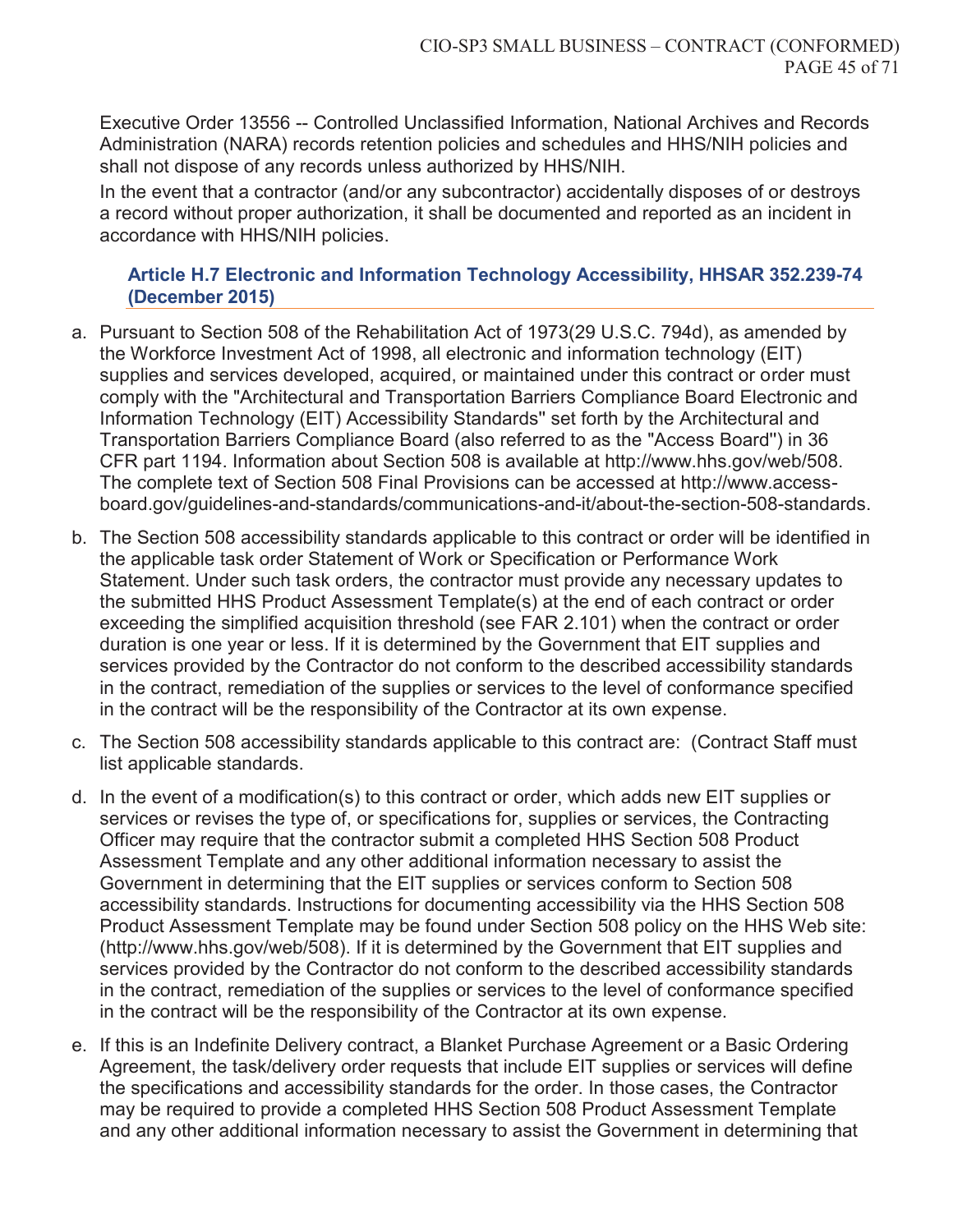Executive Order 13556 -- Controlled Unclassified Information, National Archives and Records Administration (NARA) records retention policies and schedules and HHS/NIH policies and shall not dispose of any records unless authorized by HHS/NIH.

In the event that a contractor (and/or any subcontractor) accidentally disposes of or destroys a record without proper authorization, it shall be documented and reported as an incident in accordance with HHS/NIH policies.

### Article H.7 Electronic and Information Technology Accessibility, HHSAR 352.239-74 (December 2015)

a. Pursuant to Section 508 of the Rehabilitation Act of 1973(29 U.S.C. 794d), as amended by the Workforce Investment Act of 1998, all electronic and information technology (EIT) supplies and services developed, acquired, or maintained under this contract or order must comply with the "Architectural and Transportation Barriers Compliance Board Electronic and Information Technology (EIT) Accessibility Standards" set forth by the Architectural and Transportation Barriers Compliance Board (also referred to as the "Access Board") in 36 CFR part 1194. Information about Section 508 is available at http://www.hhs.gov/web/508. The complete text of Section 508 Final Provisions can be accessed at http://www.access-board.gov/guidelines-and-standards/communications-and-it/about-the-section-508-standards.

b. The Section 508 accessibility standards applicable to this contract or order will be identified in the applicable task order Statement of Work or Specification or Performance Work Statement. Under such task orders, the contractor must provide any necessary updates to the submitted HHS Product Assessment Template(s) at the end of each contract or order exceeding the simplified acquisition threshold (see FAR 2.101) when the contract or order duration is one year or less. If it is determined by the Government that EIT supplies and services provided by the Contractor do not conform to the described accessibility standards in the contract, remediation of the supplies or services to the level of conformance specified in the contract will be the responsibility of the Contractor at its own expense.

c. The Section 508 accessibility standards applicable to this contract are: (Contract Staff must list applicable standards.

d. In the event of a modification(s) to this contract or order, which adds new EIT supplies or services or revises the type of, or specifications for, supplies or services, the Contracting Officer may require that the contractor submit a completed HHS Section 508 Product Assessment Template and any other additional information necessary to assist the Government in determining that the EIT supplies or services conform to Section 508 accessibility standards. Instructions for documenting accessibility via the HHS Section 508 Product Assessment Template may be found under Section 508 policy on the HHS Web site: (http://www.hhs.gov/web/508). If it is determined by the Government that EIT supplies and services provided by the Contractor do not conform to the described accessibility standards in the contract, remediation of the supplies or services to the level of conformance specified in the contract will be the responsibility of the Contractor at its own expense.

e. If this is an Indefinite Delivery contract, a Blanket Purchase Agreement or a Basic Ordering Agreement, the task/delivery order requests that include EIT supplies or services will define the specifications and accessibility standards for the order. In those cases, the Contractor may be required to provide a completed HHS Section 508 Product Assessment Template and any other additional information necessary to assist the Government in determining that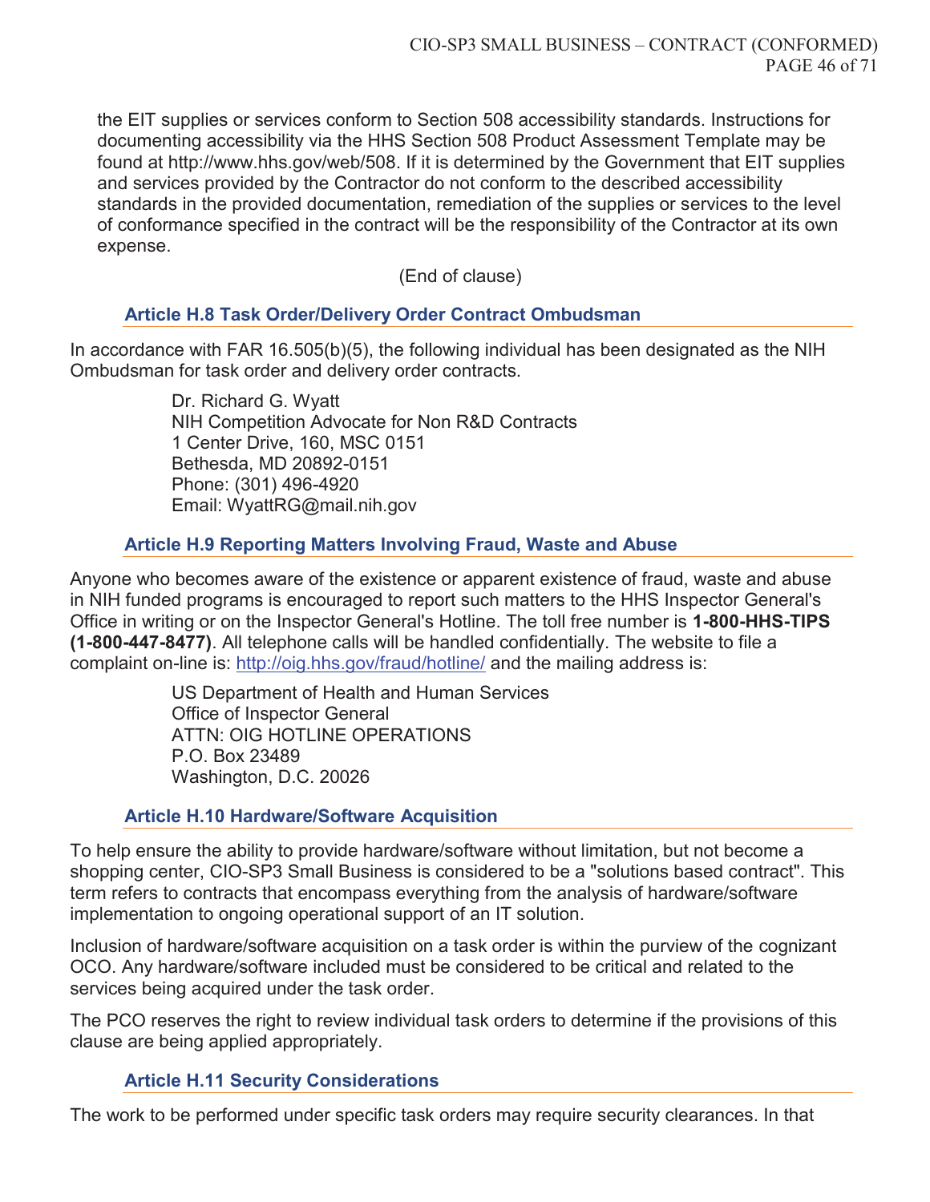the EIT supplies or services conform to Section 508 accessibility standards. Instructions for documenting accessibility via the HHS Section 508 Product Assessment Template may be found at http://www.hhs.gov/web/508. If it is determined by the Government that EIT supplies and services provided by the Contractor do not conform to the described accessibility standards in the provided documentation, remediation of the supplies or services to the level of conformance specified in the contract will be the responsibility of the Contractor at its own expense.

(End of clause)

### Article H.8 Task Order/Delivery Order Contract Ombudsman

In accordance with FAR 16.505(b)(5), the following individual has been designated as the NIH Ombudsman for task order and delivery order contracts.

Dr. Richard G. Wyatt
NIH Competition Advocate for Non R&D Contracts
1 Center Drive, 160, MSC 0151
Bethesda, MD 20892-0151
Phone: (301) 496-4920
Email: WyattRG@mail.nih.gov

### Article H.9 Reporting Matters Involving Fraud, Waste and Abuse

Anyone who becomes aware of the existence or apparent existence of fraud, waste and abuse in NIH funded programs is encouraged to report such matters to the HHS Inspector General's Office in writing or on the Inspector General's Hotline. The toll free number is **1-800-HHS-TIPS (1-800-447-8477)**. All telephone calls will be handled confidentially. The website to file a complaint on-line is: http://oig.hhs.gov/fraud/hotline/ and the mailing address is:

US Department of Health and Human Services
Office of Inspector General
ATTN: OIG HOTLINE OPERATIONS
P.O. Box 23489
Washington, D.C. 20026

### Article H.10 Hardware/Software Acquisition

To help ensure the ability to provide hardware/software without limitation, but not become a shopping center, CIO-SP3 Small Business is considered to be a "solutions based contract". This term refers to contracts that encompass everything from the analysis of hardware/software implementation to ongoing operational support of an IT solution.

Inclusion of hardware/software acquisition on a task order is within the purview of the cognizant OCO. Any hardware/software included must be considered to be critical and related to the services being acquired under the task order.

The PCO reserves the right to review individual task orders to determine if the provisions of this clause are being applied appropriately.

### Article H.11 Security Considerations

The work to be performed under specific task orders may require security clearances. In that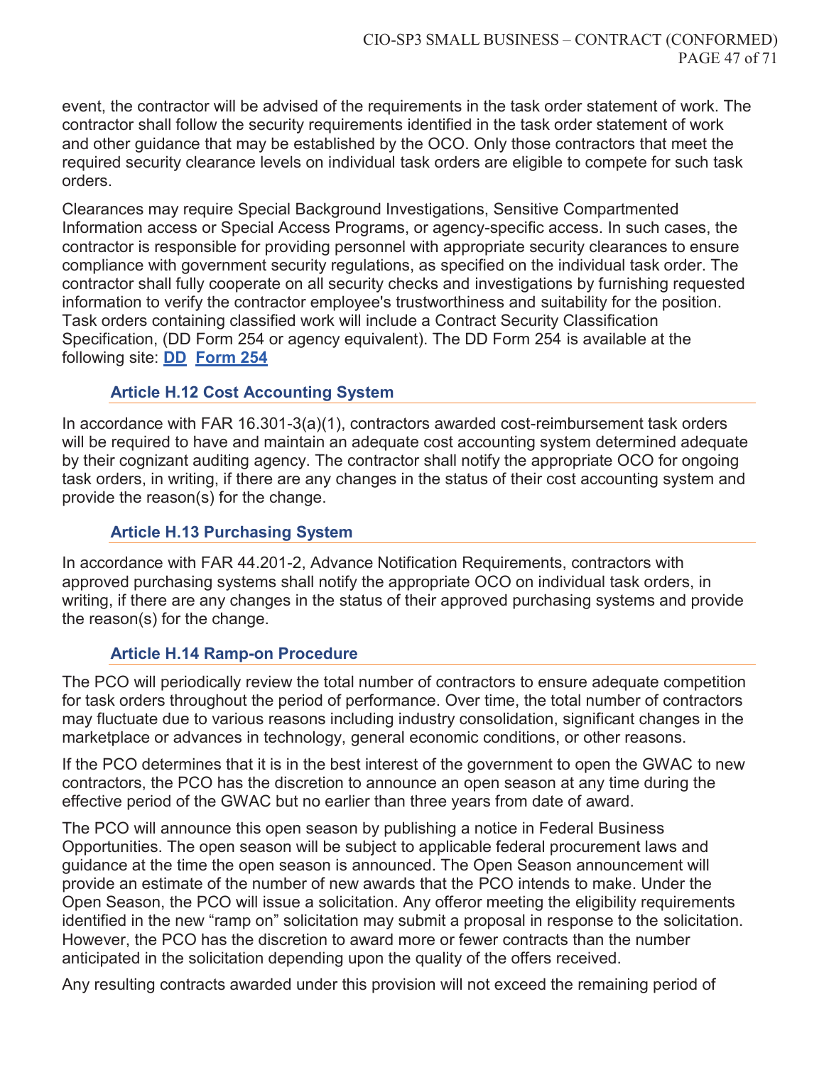event, the contractor will be advised of the requirements in the task order statement of work. The contractor shall follow the security requirements identified in the task order statement of work and other guidance that may be established by the OCO. Only those contractors that meet the required security clearance levels on individual task orders are eligible to compete for such task orders.

Clearances may require Special Background Investigations, Sensitive Compartmented Information access or Special Access Programs, or agency-specific access. In such cases, the contractor is responsible for providing personnel with appropriate security clearances to ensure compliance with government security regulations, as specified on the individual task order. The contractor shall fully cooperate on all security checks and investigations by furnishing requested information to verify the contractor employee's trustworthiness and suitability for the position. Task orders containing classified work will include a Contract Security Classification Specification, (DD Form 254 or agency equivalent). The DD Form 254 is available at the following site: **DD Form 254**

### Article H.12 Cost Accounting System

In accordance with FAR 16.301-3(a)(1), contractors awarded cost-reimbursement task orders will be required to have and maintain an adequate cost accounting system determined adequate by their cognizant auditing agency. The contractor shall notify the appropriate OCO for ongoing task orders, in writing, if there are any changes in the status of their cost accounting system and provide the reason(s) for the change.

### Article H.13 Purchasing System

In accordance with FAR 44.201-2, Advance Notification Requirements, contractors with approved purchasing systems shall notify the appropriate OCO on individual task orders, in writing, if there are any changes in the status of their approved purchasing systems and provide the reason(s) for the change.

### Article H.14 Ramp-on Procedure

The PCO will periodically review the total number of contractors to ensure adequate competition for task orders throughout the period of performance. Over time, the total number of contractors may fluctuate due to various reasons including industry consolidation, significant changes in the marketplace or advances in technology, general economic conditions, or other reasons.

If the PCO determines that it is in the best interest of the government to open the GWAC to new contractors, the PCO has the discretion to announce an open season at any time during the effective period of the GWAC but no earlier than three years from date of award.

The PCO will announce this open season by publishing a notice in Federal Business Opportunities. The open season will be subject to applicable federal procurement laws and guidance at the time the open season is announced. The Open Season announcement will provide an estimate of the number of new awards that the PCO intends to make. Under the Open Season, the PCO will issue a solicitation. Any offeror meeting the eligibility requirements identified in the new "ramp on" solicitation may submit a proposal in response to the solicitation. However, the PCO has the discretion to award more or fewer contracts than the number anticipated in the solicitation depending upon the quality of the offers received.

Any resulting contracts awarded under this provision will not exceed the remaining period of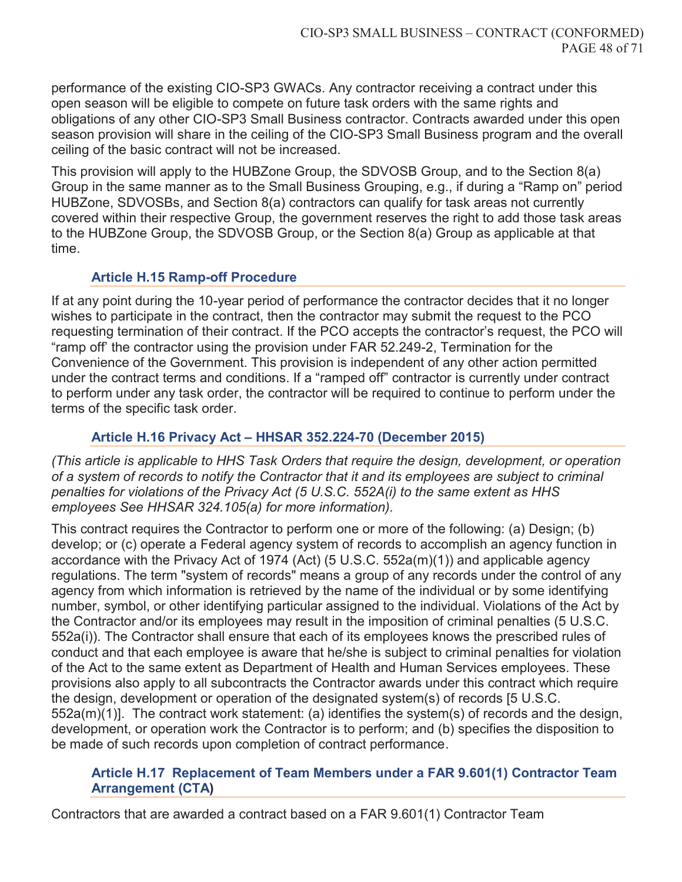performance of the existing CIO-SP3 GWACs. Any contractor receiving a contract under this open season will be eligible to compete on future task orders with the same rights and obligations of any other CIO-SP3 Small Business contractor. Contracts awarded under this open season provision will share in the ceiling of the CIO-SP3 Small Business program and the overall ceiling of the basic contract will not be increased.

This provision will apply to the HUBZone Group, the SDVOSB Group, and to the Section 8(a) Group in the same manner as to the Small Business Grouping, e.g., if during a “Ramp on” period HUBZone, SDVOSBs, and Section 8(a) contractors can qualify for task areas not currently covered within their respective Group, the government reserves the right to add those task areas to the HUBZone Group, the SDVOSB Group, or the Section 8(a) Group as applicable at that time.

### Article H.15 Ramp-off Procedure

If at any point during the 10-year period of performance the contractor decides that it no longer wishes to participate in the contract, then the contractor may submit the request to the PCO requesting termination of their contract. If the PCO accepts the contractor’s request, the PCO will “ramp off” the contractor using the provision under FAR 52.249-2, Termination for the Convenience of the Government. This provision is independent of any other action permitted under the contract terms and conditions. If a “ramped off” contractor is currently under contract to perform under any task order, the contractor will be required to continue to perform under the terms of the specific task order.

### Article H.16 Privacy Act – HHSAR 352.224-70 (December 2015)

*(This article is applicable to HHS Task Orders that require the design, development, or operation of a system of records to notify the Contractor that it and its employees are subject to criminal penalties for violations of the Privacy Act (5 U.S.C. 552A(i) to the same extent as HHS employees See HHSAR 324.105(a) for more information).*

This contract requires the Contractor to perform one or more of the following: (a) Design; (b) develop; or (c) operate a Federal agency system of records to accomplish an agency function in accordance with the Privacy Act of 1974 (Act) (5 U.S.C. 552a(m)(1)) and applicable agency regulations. The term "system of records" means a group of any records under the control of any agency from which information is retrieved by the name of the individual or by some identifying number, symbol, or other identifying particular assigned to the individual. Violations of the Act by the Contractor and/or its employees may result in the imposition of criminal penalties (5 U.S.C. 552a(i)). The Contractor shall ensure that each of its employees knows the prescribed rules of conduct and that each employee is aware that he/she is subject to criminal penalties for violation of the Act to the same extent as Department of Health and Human Services employees. These provisions also apply to all subcontracts the Contractor awards under this contract which require the design, development or operation of the designated system(s) of records [5 U.S.C. 552a(m)(1)]. The contract work statement: (a) identifies the system(s) of records and the design, development, or operation work the Contractor is to perform; and (b) specifies the disposition to be made of such records upon completion of contract performance.

### Article H.17 Replacement of Team Members under a FAR 9.601(1) Contractor Team Arrangement (CTA)

Contractors that are awarded a contract based on a FAR 9.601(1) Contractor Team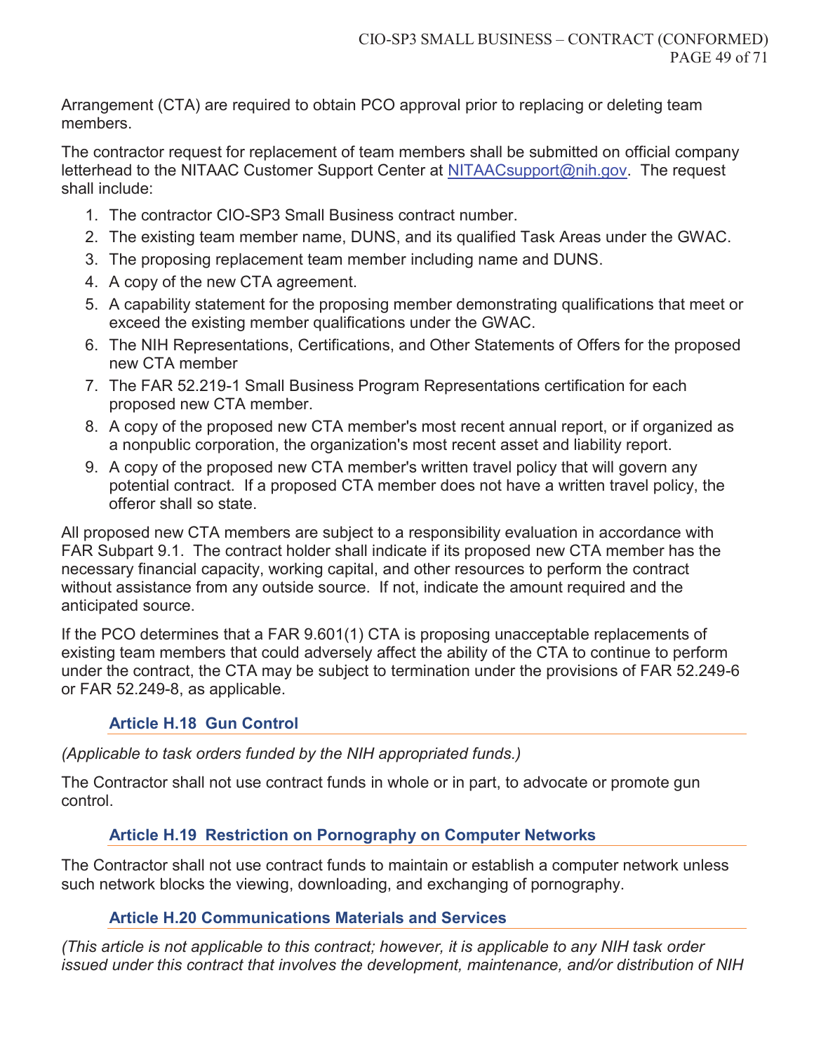Arrangement (CTA) are required to obtain PCO approval prior to replacing or deleting team members.

The contractor request for replacement of team members shall be submitted on official company letterhead to the NITAAC Customer Support Center at NITAACsupport@nih.gov. The request shall include:

1. The contractor CIO-SP3 Small Business contract number.
2. The existing team member name, DUNS, and its qualified Task Areas under the GWAC.
3. The proposing replacement team member including name and DUNS.
4. A copy of the new CTA agreement.
5. A capability statement for the proposing member demonstrating qualifications that meet or exceed the existing member qualifications under the GWAC.
6. The NIH Representations, Certifications, and Other Statements of Offers for the proposed new CTA member
7. The FAR 52.219-1 Small Business Program Representations certification for each proposed new CTA member.
8. A copy of the proposed new CTA member's most recent annual report, or if organized as a nonpublic corporation, the organization's most recent asset and liability report.
9. A copy of the proposed new CTA member's written travel policy that will govern any potential contract. If a proposed CTA member does not have a written travel policy, the offeror shall so state.

All proposed new CTA members are subject to a responsibility evaluation in accordance with FAR Subpart 9.1. The contract holder shall indicate if its proposed new CTA member has the necessary financial capacity, working capital, and other resources to perform the contract without assistance from any outside source. If not, indicate the amount required and the anticipated source.

If the PCO determines that a FAR 9.601(1) CTA is proposing unacceptable replacements of existing team members that could adversely affect the ability of the CTA to continue to perform under the contract, the CTA may be subject to termination under the provisions of FAR 52.249-6 or FAR 52.249-8, as applicable.

### Article H.18 Gun Control

*(Applicable to task orders funded by the NIH appropriated funds.)*

The Contractor shall not use contract funds in whole or in part, to advocate or promote gun control.

### Article H.19 Restriction on Pornography on Computer Networks

The Contractor shall not use contract funds to maintain or establish a computer network unless such network blocks the viewing, downloading, and exchanging of pornography.

### Article H.20 Communications Materials and Services

*(This article is not applicable to this contract; however, it is applicable to any NIH task order issued under this contract that involves the development, maintenance, and/or distribution of NIH*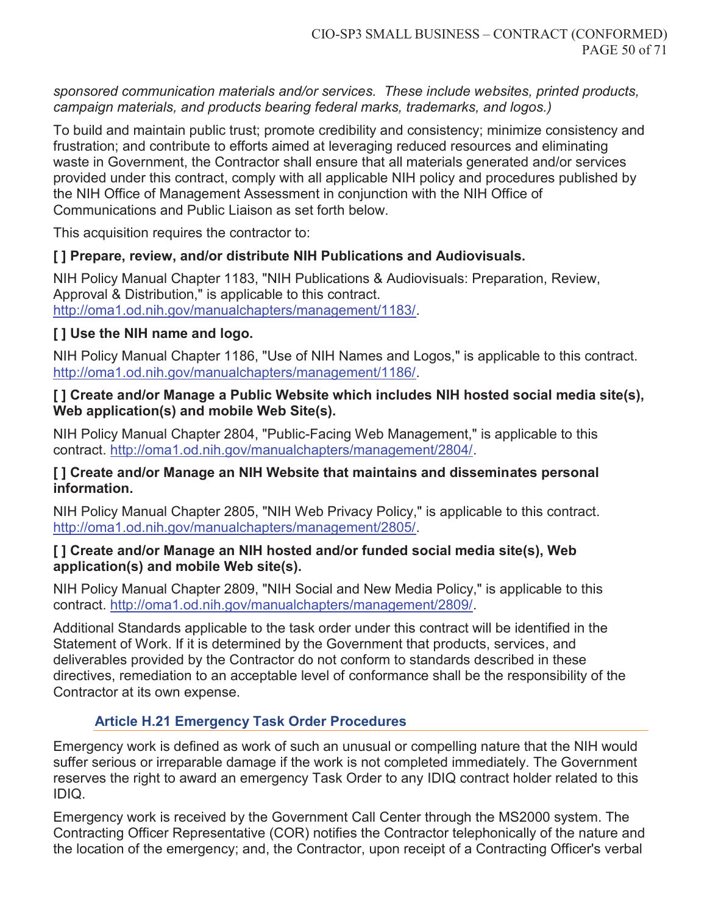*sponsored communication materials and/or services. These include websites, printed products, campaign materials, and products bearing federal marks, trademarks, and logos.)*

To build and maintain public trust; promote credibility and consistency; minimize consistency and frustration; and contribute to efforts aimed at leveraging reduced resources and eliminating waste in Government, the Contractor shall ensure that all materials generated and/or services provided under this contract, comply with all applicable NIH policy and procedures published by the NIH Office of Management Assessment in conjunction with the NIH Office of Communications and Public Liaison as set forth below.

This acquisition requires the contractor to:

**[ ] Prepare, review, and/or distribute NIH Publications and Audiovisuals.**

NIH Policy Manual Chapter 1183, "NIH Publications & Audiovisuals: Preparation, Review, Approval & Distribution," is applicable to this contract. http://oma1.od.nih.gov/manualchapters/management/1183/.

**[ ] Use the NIH name and logo.**

NIH Policy Manual Chapter 1186, "Use of NIH Names and Logos," is applicable to this contract. http://oma1.od.nih.gov/manualchapters/management/1186/.

**[ ] Create and/or Manage a Public Website which includes NIH hosted social media site(s), Web application(s) and mobile Web Site(s).**

NIH Policy Manual Chapter 2804, "Public-Facing Web Management," is applicable to this contract. http://oma1.od.nih.gov/manualchapters/management/2804/.

**[ ] Create and/or Manage an NIH Website that maintains and disseminates personal information.**

NIH Policy Manual Chapter 2805, "NIH Web Privacy Policy," is applicable to this contract. http://oma1.od.nih.gov/manualchapters/management/2805/.

**[ ] Create and/or Manage an NIH hosted and/or funded social media site(s), Web application(s) and mobile Web site(s).**

NIH Policy Manual Chapter 2809, "NIH Social and New Media Policy," is applicable to this contract. http://oma1.od.nih.gov/manualchapters/management/2809/.

Additional Standards applicable to the task order under this contract will be identified in the Statement of Work. If it is determined by the Government that products, services, and deliverables provided by the Contractor do not conform to standards described in these directives, remediation to an acceptable level of conformance shall be the responsibility of the Contractor at its own expense.

### Article H.21 Emergency Task Order Procedures

Emergency work is defined as work of such an unusual or compelling nature that the NIH would suffer serious or irreparable damage if the work is not completed immediately. The Government reserves the right to award an emergency Task Order to any IDIQ contract holder related to this IDIQ.

Emergency work is received by the Government Call Center through the MS2000 system. The Contracting Officer Representative (COR) notifies the Contractor telephonically of the nature and the location of the emergency; and, the Contractor, upon receipt of a Contracting Officer's verbal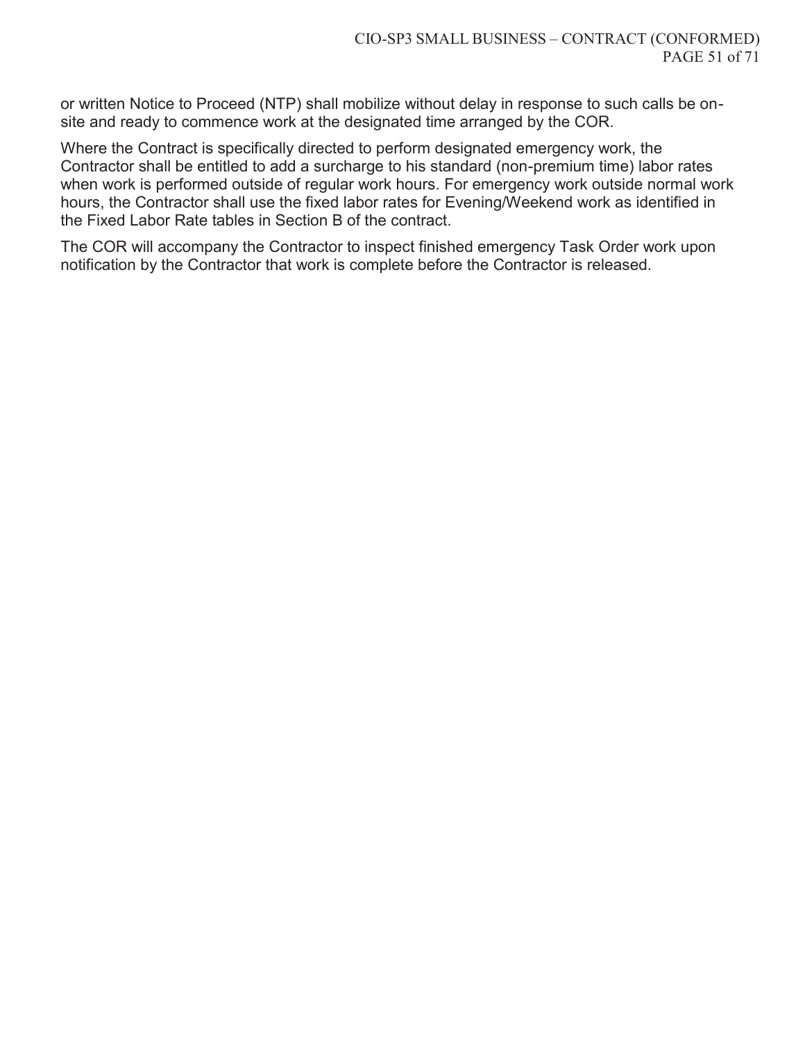or written Notice to Proceed (NTP) shall mobilize without delay in response to such calls be on-site and ready to commence work at the designated time arranged by the COR.

Where the Contract is specifically directed to perform designated emergency work, the Contractor shall be entitled to add a surcharge to his standard (non-premium time) labor rates when work is performed outside of regular work hours. For emergency work outside normal work hours, the Contractor shall use the fixed labor rates for Evening/Weekend work as identified in the Fixed Labor Rate tables in Section B of the contract.

The COR will accompany the Contractor to inspect finished emergency Task Order work upon notification by the Contractor that work is complete before the Contractor is released.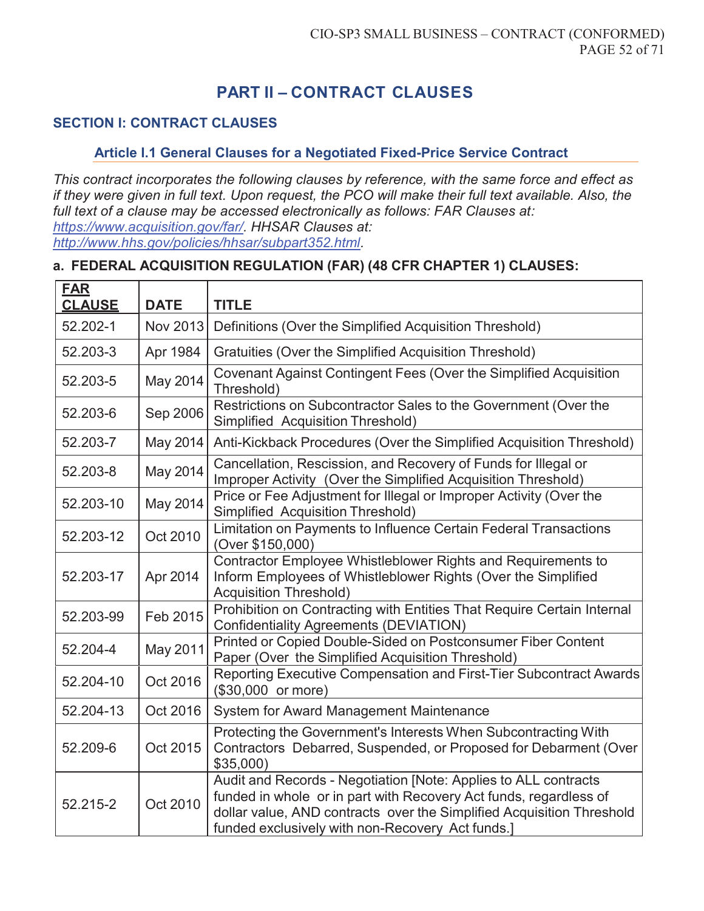# PART II – CONTRACT CLAUSES

## SECTION I: CONTRACT CLAUSES

### Article I.1 General Clauses for a Negotiated Fixed-Price Service Contract

*This contract incorporates the following clauses by reference, with the same force and effect as if they were given in full text. Upon request, the PCO will make their full text available. Also, the full text of a clause may be accessed electronically as follows: FAR Clauses at: https://www.acquisition.gov/far/. HHSAR Clauses at: http://www.hhs.gov/policies/hhsar/subpart352.html.*

**a. FEDERAL ACQUISITION REGULATION (FAR) (48 CFR CHAPTER 1) CLAUSES:**

| FAR CLAUSE | DATE | TITLE |
|---|---|---|
| 52.202-1 | Nov 2013 | Definitions (Over the Simplified Acquisition Threshold) |
| 52.203-3 | Apr 1984 | Gratuities (Over the Simplified Acquisition Threshold) |
| 52.203-5 | May 2014 | Covenant Against Contingent Fees (Over the Simplified Acquisition Threshold) |
| 52.203-6 | Sep 2006 | Restrictions on Subcontractor Sales to the Government (Over the Simplified Acquisition Threshold) |
| 52.203-7 | May 2014 | Anti-Kickback Procedures (Over the Simplified Acquisition Threshold) |
| 52.203-8 | May 2014 | Cancellation, Rescission, and Recovery of Funds for Illegal or Improper Activity (Over the Simplified Acquisition Threshold) |
| 52.203-10 | May 2014 | Price or Fee Adjustment for Illegal or Improper Activity (Over the Simplified Acquisition Threshold) |
| 52.203-12 | Oct 2010 | Limitation on Payments to Influence Certain Federal Transactions (Over $150,000) |
| 52.203-17 | Apr 2014 | Contractor Employee Whistleblower Rights and Requirements to Inform Employees of Whistleblower Rights (Over the Simplified Acquisition Threshold) |
| 52.203-99 | Feb 2015 | Prohibition on Contracting with Entities That Require Certain Internal Confidentiality Agreements (DEVIATION) |
| 52.204-4 | May 2011 | Printed or Copied Double-Sided on Postconsumer Fiber Content Paper (Over the Simplified Acquisition Threshold) |
| 52.204-10 | Oct 2016 | Reporting Executive Compensation and First-Tier Subcontract Awards ($30,000 or more) |
| 52.204-13 | Oct 2016 | System for Award Management Maintenance |
| 52.209-6 | Oct 2015 | Protecting the Government's Interests When Subcontracting With Contractors Debarred, Suspended, or Proposed for Debarment (Over $35,000) |
| 52.215-2 | Oct 2010 | Audit and Records - Negotiation [Note: Applies to ALL contracts funded in whole or in part with Recovery Act funds, regardless of dollar value, AND contracts over the Simplified Acquisition Threshold funded exclusively with non-Recovery Act funds.] |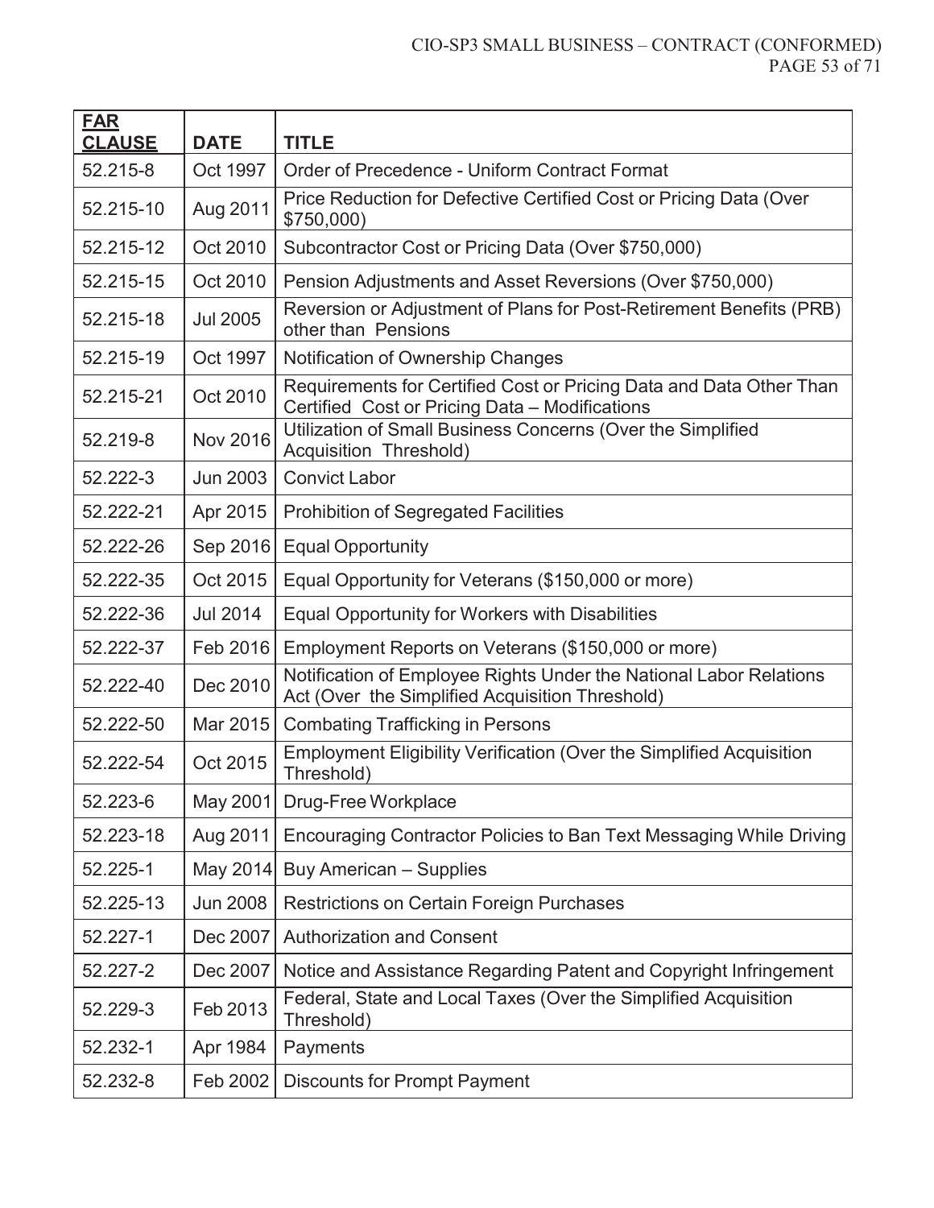| FAR CLAUSE | DATE | TITLE |
|---|---|---|
| 52.215-8 | Oct 1997 | Order of Precedence - Uniform Contract Format |
| 52.215-10 | Aug 2011 | Price Reduction for Defective Certified Cost or Pricing Data (Over $750,000) |
| 52.215-12 | Oct 2010 | Subcontractor Cost or Pricing Data (Over $750,000) |
| 52.215-15 | Oct 2010 | Pension Adjustments and Asset Reversions (Over $750,000) |
| 52.215-18 | Jul 2005 | Reversion or Adjustment of Plans for Post-Retirement Benefits (PRB) other than Pensions |
| 52.215-19 | Oct 1997 | Notification of Ownership Changes |
| 52.215-21 | Oct 2010 | Requirements for Certified Cost or Pricing Data and Data Other Than Certified Cost or Pricing Data – Modifications |
| 52.219-8 | Nov 2016 | Utilization of Small Business Concerns (Over the Simplified Acquisition Threshold) |
| 52.222-3 | Jun 2003 | Convict Labor |
| 52.222-21 | Apr 2015 | Prohibition of Segregated Facilities |
| 52.222-26 | Sep 2016 | Equal Opportunity |
| 52.222-35 | Oct 2015 | Equal Opportunity for Veterans ($150,000 or more) |
| 52.222-36 | Jul 2014 | Equal Opportunity for Workers with Disabilities |
| 52.222-37 | Feb 2016 | Employment Reports on Veterans ($150,000 or more) |
| 52.222-40 | Dec 2010 | Notification of Employee Rights Under the National Labor Relations Act (Over the Simplified Acquisition Threshold) |
| 52.222-50 | Mar 2015 | Combating Trafficking in Persons |
| 52.222-54 | Oct 2015 | Employment Eligibility Verification (Over the Simplified Acquisition Threshold) |
| 52.223-6 | May 2001 | Drug-Free Workplace |
| 52.223-18 | Aug 2011 | Encouraging Contractor Policies to Ban Text Messaging While Driving |
| 52.225-1 | May 2014 | Buy American – Supplies |
| 52.225-13 | Jun 2008 | Restrictions on Certain Foreign Purchases |
| 52.227-1 | Dec 2007 | Authorization and Consent |
| 52.227-2 | Dec 2007 | Notice and Assistance Regarding Patent and Copyright Infringement |
| 52.229-3 | Feb 2013 | Federal, State and Local Taxes (Over the Simplified Acquisition Threshold) |
| 52.232-1 | Apr 1984 | Payments |
| 52.232-8 | Feb 2002 | Discounts for Prompt Payment |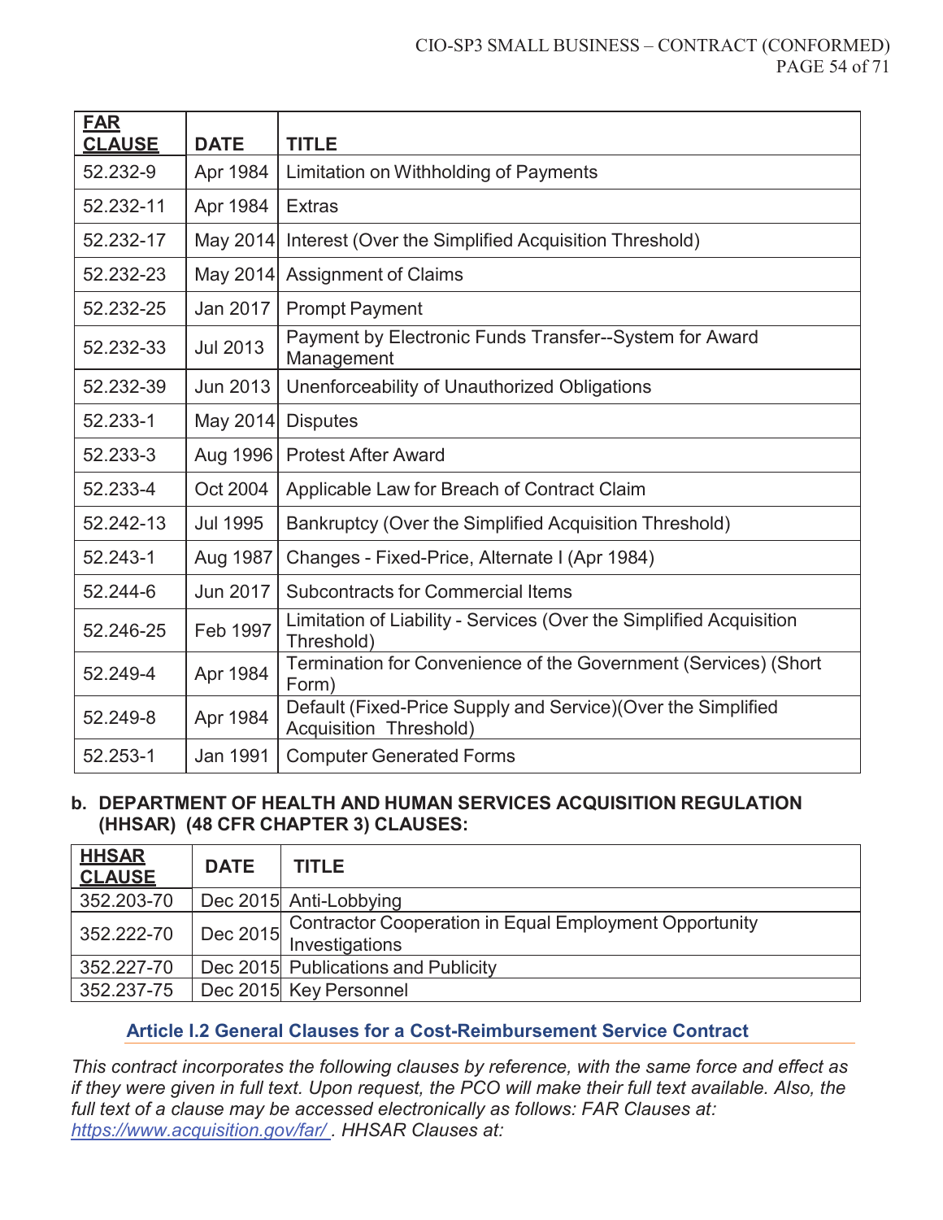| FAR CLAUSE | DATE | TITLE |
|---|---|---|
| 52.232-9 | Apr 1984 | Limitation on Withholding of Payments |
| 52.232-11 | Apr 1984 | Extras |
| 52.232-17 | May 2014 | Interest (Over the Simplified Acquisition Threshold) |
| 52.232-23 | May 2014 | Assignment of Claims |
| 52.232-25 | Jan 2017 | Prompt Payment |
| 52.232-33 | Jul 2013 | Payment by Electronic Funds Transfer--System for Award Management |
| 52.232-39 | Jun 2013 | Unenforceability of Unauthorized Obligations |
| 52.233-1 | May 2014 | Disputes |
| 52.233-3 | Aug 1996 | Protest After Award |
| 52.233-4 | Oct 2004 | Applicable Law for Breach of Contract Claim |
| 52.242-13 | Jul 1995 | Bankruptcy (Over the Simplified Acquisition Threshold) |
| 52.243-1 | Aug 1987 | Changes - Fixed-Price, Alternate I (Apr 1984) |
| 52.244-6 | Jun 2017 | Subcontracts for Commercial Items |
| 52.246-25 | Feb 1997 | Limitation of Liability - Services (Over the Simplified Acquisition Threshold) |
| 52.249-4 | Apr 1984 | Termination for Convenience of the Government (Services) (Short Form) |
| 52.249-8 | Apr 1984 | Default (Fixed-Price Supply and Service)(Over the Simplified Acquisition Threshold) |
| 52.253-1 | Jan 1991 | Computer Generated Forms |

**b. DEPARTMENT OF HEALTH AND HUMAN SERVICES ACQUISITION REGULATION (HHSAR) (48 CFR CHAPTER 3) CLAUSES:**

| HHSAR CLAUSE | DATE | TITLE |
|---|---|---|
| 352.203-70 | Dec 2015 | Anti-Lobbying |
| 352.222-70 | Dec 2015 | Contractor Cooperation in Equal Employment Opportunity Investigations |
| 352.227-70 | Dec 2015 | Publications and Publicity |
| 352.237-75 | Dec 2015 | Key Personnel |

### Article I.2 General Clauses for a Cost-Reimbursement Service Contract

*This contract incorporates the following clauses by reference, with the same force and effect as if they were given in full text. Upon request, the PCO will make their full text available. Also, the full text of a clause may be accessed electronically as follows: FAR Clauses at: https://www.acquisition.gov/far/ . HHSAR Clauses at:*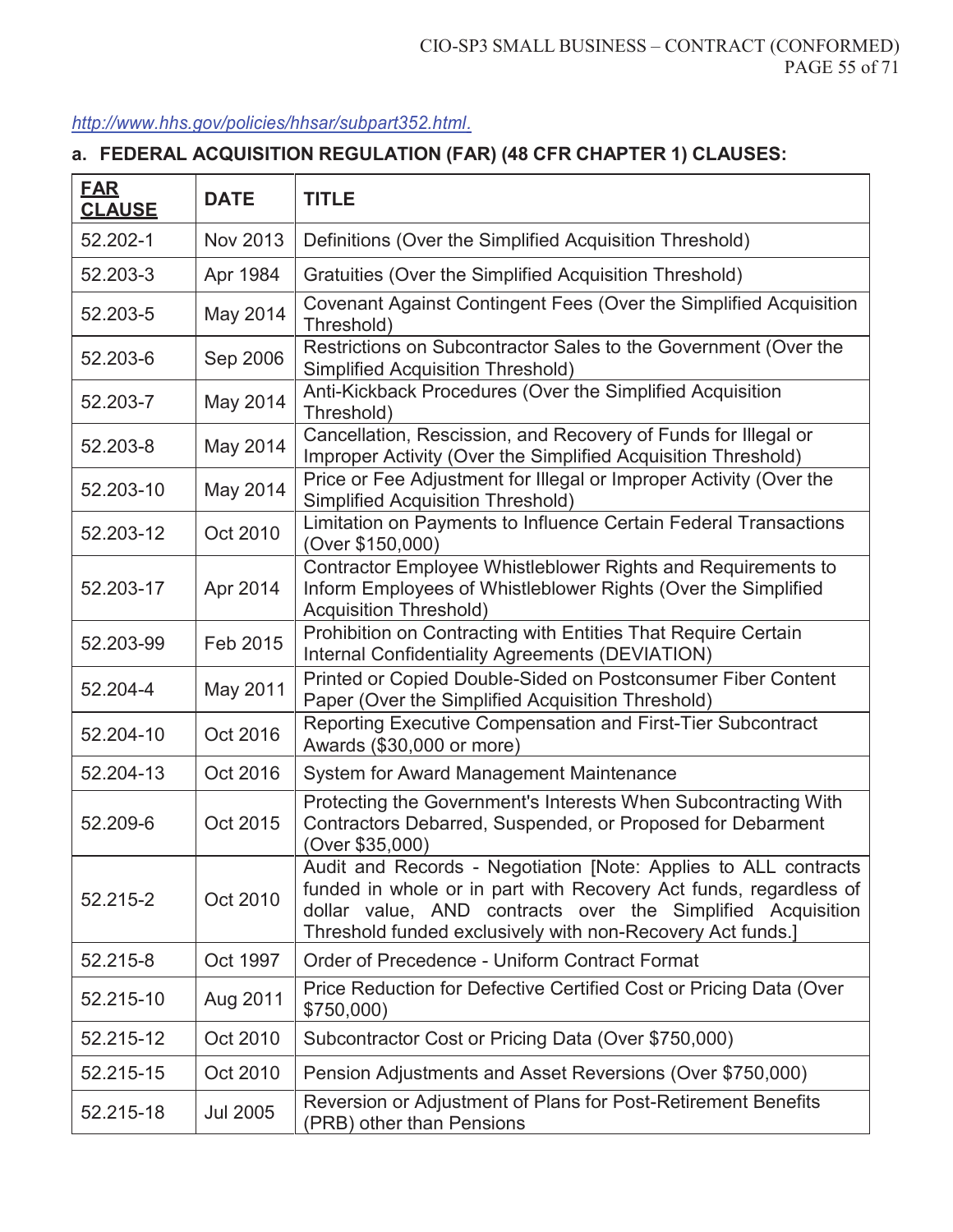http://www.hhs.gov/policies/hhsar/subpart352.html.

## a. FEDERAL ACQUISITION REGULATION (FAR) (48 CFR CHAPTER 1) CLAUSES:

| FAR CLAUSE | DATE | TITLE |
|---|---|---|
| 52.202-1 | Nov 2013 | Definitions (Over the Simplified Acquisition Threshold) |
| 52.203-3 | Apr 1984 | Gratuities (Over the Simplified Acquisition Threshold) |
| 52.203-5 | May 2014 | Covenant Against Contingent Fees (Over the Simplified Acquisition Threshold) |
| 52.203-6 | Sep 2006 | Restrictions on Subcontractor Sales to the Government (Over the Simplified Acquisition Threshold) |
| 52.203-7 | May 2014 | Anti-Kickback Procedures (Over the Simplified Acquisition Threshold) |
| 52.203-8 | May 2014 | Cancellation, Rescission, and Recovery of Funds for Illegal or Improper Activity (Over the Simplified Acquisition Threshold) |
| 52.203-10 | May 2014 | Price or Fee Adjustment for Illegal or Improper Activity (Over the Simplified Acquisition Threshold) |
| 52.203-12 | Oct 2010 | Limitation on Payments to Influence Certain Federal Transactions (Over $150,000) |
| 52.203-17 | Apr 2014 | Contractor Employee Whistleblower Rights and Requirements to Inform Employees of Whistleblower Rights (Over the Simplified Acquisition Threshold) |
| 52.203-99 | Feb 2015 | Prohibition on Contracting with Entities That Require Certain Internal Confidentiality Agreements (DEVIATION) |
| 52.204-4 | May 2011 | Printed or Copied Double-Sided on Postconsumer Fiber Content Paper (Over the Simplified Acquisition Threshold) |
| 52.204-10 | Oct 2016 | Reporting Executive Compensation and First-Tier Subcontract Awards ($30,000 or more) |
| 52.204-13 | Oct 2016 | System for Award Management Maintenance |
| 52.209-6 | Oct 2015 | Protecting the Government's Interests When Subcontracting With Contractors Debarred, Suspended, or Proposed for Debarment (Over $35,000) |
| 52.215-2 | Oct 2010 | Audit and Records - Negotiation [Note: Applies to ALL contracts funded in whole or in part with Recovery Act funds, regardless of dollar value, AND contracts over the Simplified Acquisition Threshold funded exclusively with non-Recovery Act funds.] |
| 52.215-8 | Oct 1997 | Order of Precedence - Uniform Contract Format |
| 52.215-10 | Aug 2011 | Price Reduction for Defective Certified Cost or Pricing Data (Over $750,000) |
| 52.215-12 | Oct 2010 | Subcontractor Cost or Pricing Data (Over $750,000) |
| 52.215-15 | Oct 2010 | Pension Adjustments and Asset Reversions (Over $750,000) |
| 52.215-18 | Jul 2005 | Reversion or Adjustment of Plans for Post-Retirement Benefits (PRB) other than Pensions |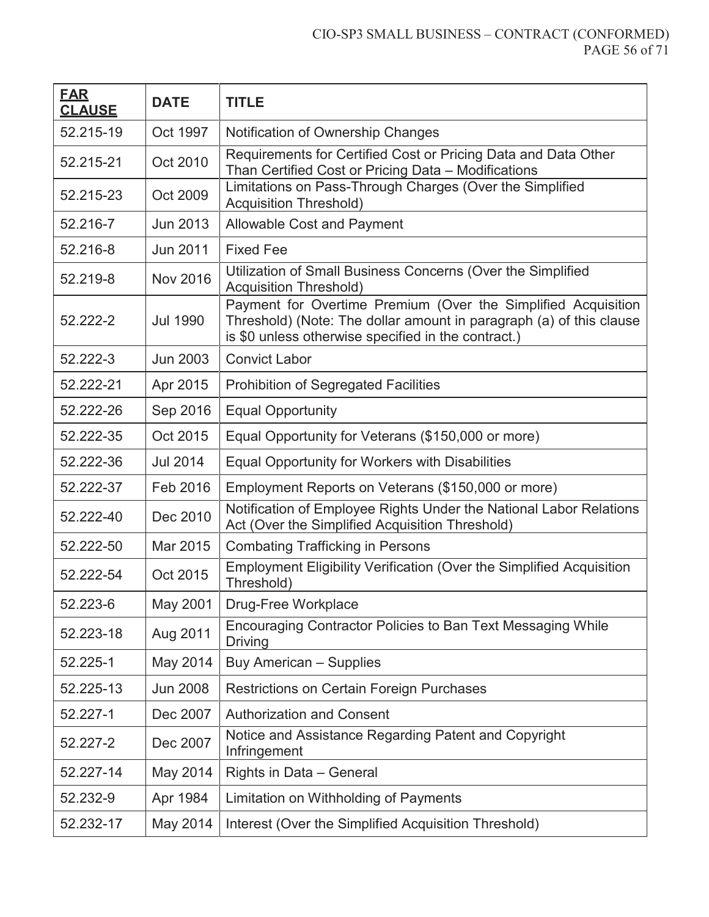| FAR CLAUSE | DATE | TITLE |
|---|---|---|
| 52.215-19 | Oct 1997 | Notification of Ownership Changes |
| 52.215-21 | Oct 2010 | Requirements for Certified Cost or Pricing Data and Data Other Than Certified Cost or Pricing Data – Modifications |
| 52.215-23 | Oct 2009 | Limitations on Pass-Through Charges (Over the Simplified Acquisition Threshold) |
| 52.216-7 | Jun 2013 | Allowable Cost and Payment |
| 52.216-8 | Jun 2011 | Fixed Fee |
| 52.219-8 | Nov 2016 | Utilization of Small Business Concerns (Over the Simplified Acquisition Threshold) |
| 52.222-2 | Jul 1990 | Payment for Overtime Premium (Over the Simplified Acquisition Threshold) (Note: The dollar amount in paragraph (a) of this clause is $0 unless otherwise specified in the contract.) |
| 52.222-3 | Jun 2003 | Convict Labor |
| 52.222-21 | Apr 2015 | Prohibition of Segregated Facilities |
| 52.222-26 | Sep 2016 | Equal Opportunity |
| 52.222-35 | Oct 2015 | Equal Opportunity for Veterans ($150,000 or more) |
| 52.222-36 | Jul 2014 | Equal Opportunity for Workers with Disabilities |
| 52.222-37 | Feb 2016 | Employment Reports on Veterans ($150,000 or more) |
| 52.222-40 | Dec 2010 | Notification of Employee Rights Under the National Labor Relations Act (Over the Simplified Acquisition Threshold) |
| 52.222-50 | Mar 2015 | Combating Trafficking in Persons |
| 52.222-54 | Oct 2015 | Employment Eligibility Verification (Over the Simplified Acquisition Threshold) |
| 52.223-6 | May 2001 | Drug-Free Workplace |
| 52.223-18 | Aug 2011 | Encouraging Contractor Policies to Ban Text Messaging While Driving |
| 52.225-1 | May 2014 | Buy American – Supplies |
| 52.225-13 | Jun 2008 | Restrictions on Certain Foreign Purchases |
| 52.227-1 | Dec 2007 | Authorization and Consent |
| 52.227-2 | Dec 2007 | Notice and Assistance Regarding Patent and Copyright Infringement |
| 52.227-14 | May 2014 | Rights in Data – General |
| 52.232-9 | Apr 1984 | Limitation on Withholding of Payments |
| 52.232-17 | May 2014 | Interest (Over the Simplified Acquisition Threshold) |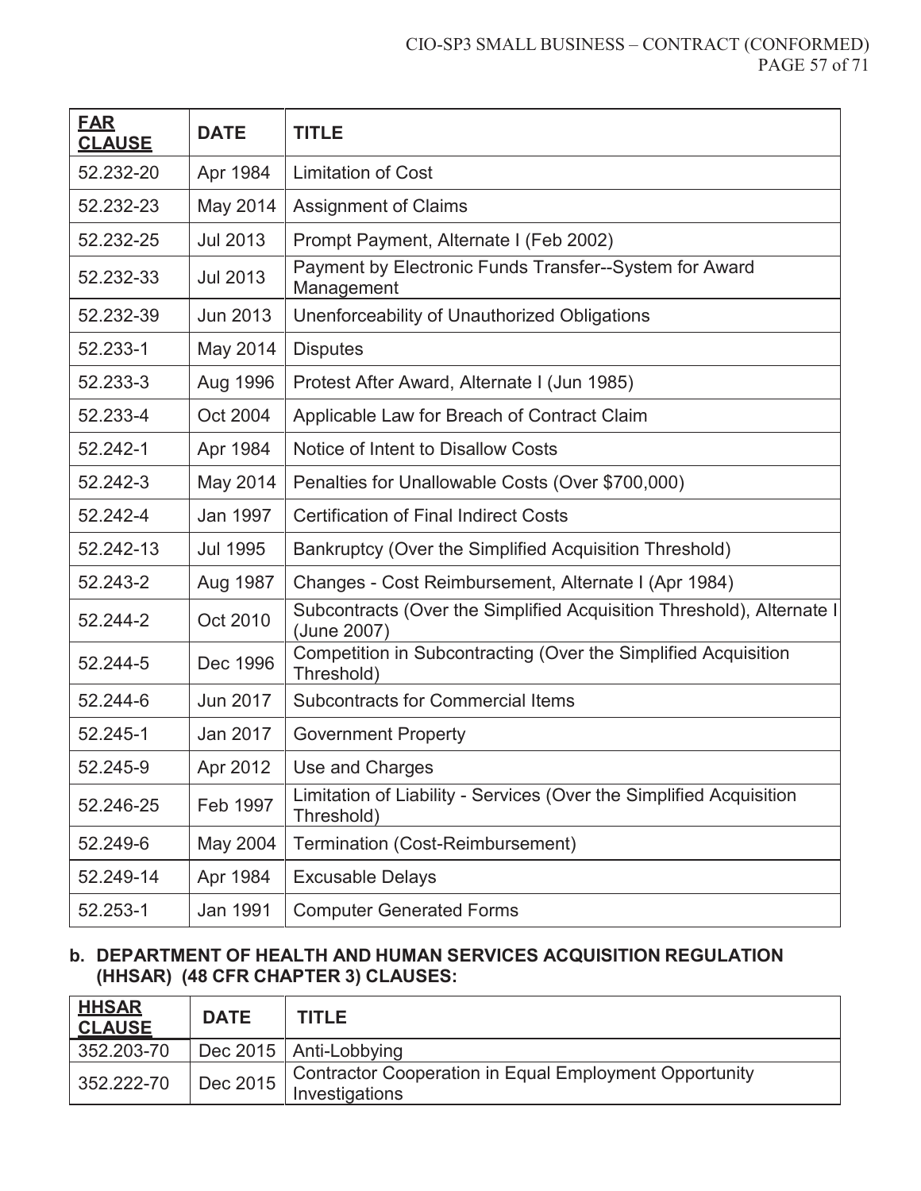| FAR CLAUSE | DATE | TITLE |
|---|---|---|
| 52.232-20 | Apr 1984 | Limitation of Cost |
| 52.232-23 | May 2014 | Assignment of Claims |
| 52.232-25 | Jul 2013 | Prompt Payment, Alternate I (Feb 2002) |
| 52.232-33 | Jul 2013 | Payment by Electronic Funds Transfer--System for Award Management |
| 52.232-39 | Jun 2013 | Unenforceability of Unauthorized Obligations |
| 52.233-1 | May 2014 | Disputes |
| 52.233-3 | Aug 1996 | Protest After Award, Alternate I (Jun 1985) |
| 52.233-4 | Oct 2004 | Applicable Law for Breach of Contract Claim |
| 52.242-1 | Apr 1984 | Notice of Intent to Disallow Costs |
| 52.242-3 | May 2014 | Penalties for Unallowable Costs (Over $700,000) |
| 52.242-4 | Jan 1997 | Certification of Final Indirect Costs |
| 52.242-13 | Jul 1995 | Bankruptcy (Over the Simplified Acquisition Threshold) |
| 52.243-2 | Aug 1987 | Changes - Cost Reimbursement, Alternate I (Apr 1984) |
| 52.244-2 | Oct 2010 | Subcontracts (Over the Simplified Acquisition Threshold), Alternate I (June 2007) |
| 52.244-5 | Dec 1996 | Competition in Subcontracting (Over the Simplified Acquisition Threshold) |
| 52.244-6 | Jun 2017 | Subcontracts for Commercial Items |
| 52.245-1 | Jan 2017 | Government Property |
| 52.245-9 | Apr 2012 | Use and Charges |
| 52.246-25 | Feb 1997 | Limitation of Liability - Services (Over the Simplified Acquisition Threshold) |
| 52.249-6 | May 2004 | Termination (Cost-Reimbursement) |
| 52.249-14 | Apr 1984 | Excusable Delays |
| 52.253-1 | Jan 1991 | Computer Generated Forms |

**b. DEPARTMENT OF HEALTH AND HUMAN SERVICES ACQUISITION REGULATION (HHSAR) (48 CFR CHAPTER 3) CLAUSES:**

| HHSAR CLAUSE | DATE | TITLE |
|---|---|---|
| 352.203-70 | Dec 2015 | Anti-Lobbying |
| 352.222-70 | Dec 2015 | Contractor Cooperation in Equal Employment Opportunity Investigations |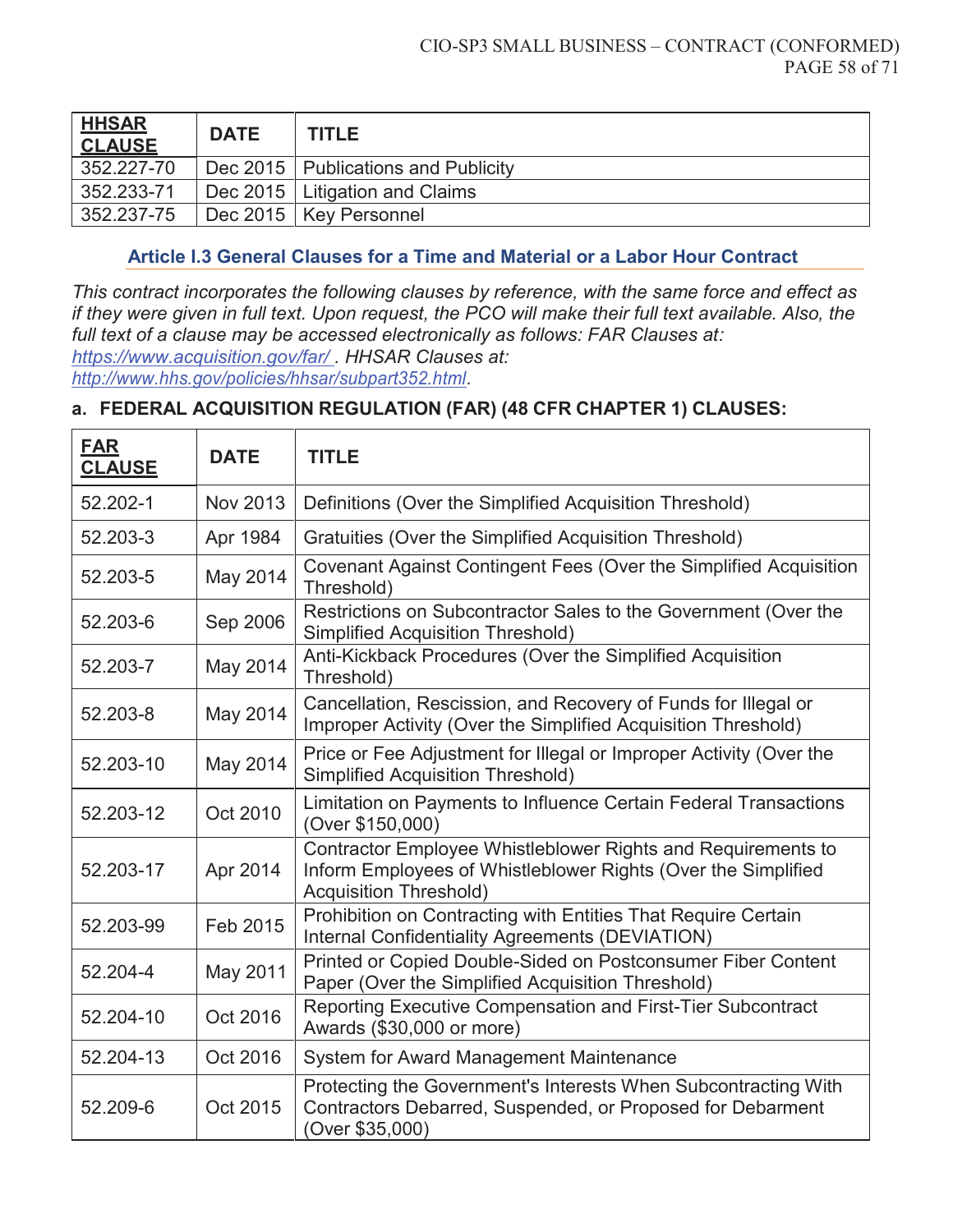| HHSAR CLAUSE | DATE | TITLE |
|---|---|---|
| 352.227-70 | Dec 2015 | Publications and Publicity |
| 352.233-71 | Dec 2015 | Litigation and Claims |
| 352.237-75 | Dec 2015 | Key Personnel |

### Article I.3 General Clauses for a Time and Material or a Labor Hour Contract

*This contract incorporates the following clauses by reference, with the same force and effect as if they were given in full text. Upon request, the PCO will make their full text available. Also, the full text of a clause may be accessed electronically as follows: FAR Clauses at: https://www.acquisition.gov/far/ . HHSAR Clauses at: http://www.hhs.gov/policies/hhsar/subpart352.html.*

**a. FEDERAL ACQUISITION REGULATION (FAR) (48 CFR CHAPTER 1) CLAUSES:**

| FAR CLAUSE | DATE | TITLE |
|---|---|---|
| 52.202-1 | Nov 2013 | Definitions (Over the Simplified Acquisition Threshold) |
| 52.203-3 | Apr 1984 | Gratuities (Over the Simplified Acquisition Threshold) |
| 52.203-5 | May 2014 | Covenant Against Contingent Fees (Over the Simplified Acquisition Threshold) |
| 52.203-6 | Sep 2006 | Restrictions on Subcontractor Sales to the Government (Over the Simplified Acquisition Threshold) |
| 52.203-7 | May 2014 | Anti-Kickback Procedures (Over the Simplified Acquisition Threshold) |
| 52.203-8 | May 2014 | Cancellation, Rescission, and Recovery of Funds for Illegal or Improper Activity (Over the Simplified Acquisition Threshold) |
| 52.203-10 | May 2014 | Price or Fee Adjustment for Illegal or Improper Activity (Over the Simplified Acquisition Threshold) |
| 52.203-12 | Oct 2010 | Limitation on Payments to Influence Certain Federal Transactions (Over $150,000) |
| 52.203-17 | Apr 2014 | Contractor Employee Whistleblower Rights and Requirements to Inform Employees of Whistleblower Rights (Over the Simplified Acquisition Threshold) |
| 52.203-99 | Feb 2015 | Prohibition on Contracting with Entities That Require Certain Internal Confidentiality Agreements (DEVIATION) |
| 52.204-4 | May 2011 | Printed or Copied Double-Sided on Postconsumer Fiber Content Paper (Over the Simplified Acquisition Threshold) |
| 52.204-10 | Oct 2016 | Reporting Executive Compensation and First-Tier Subcontract Awards ($30,000 or more) |
| 52.204-13 | Oct 2016 | System for Award Management Maintenance |
| 52.209-6 | Oct 2015 | Protecting the Government's Interests When Subcontracting With Contractors Debarred, Suspended, or Proposed for Debarment (Over $35,000) |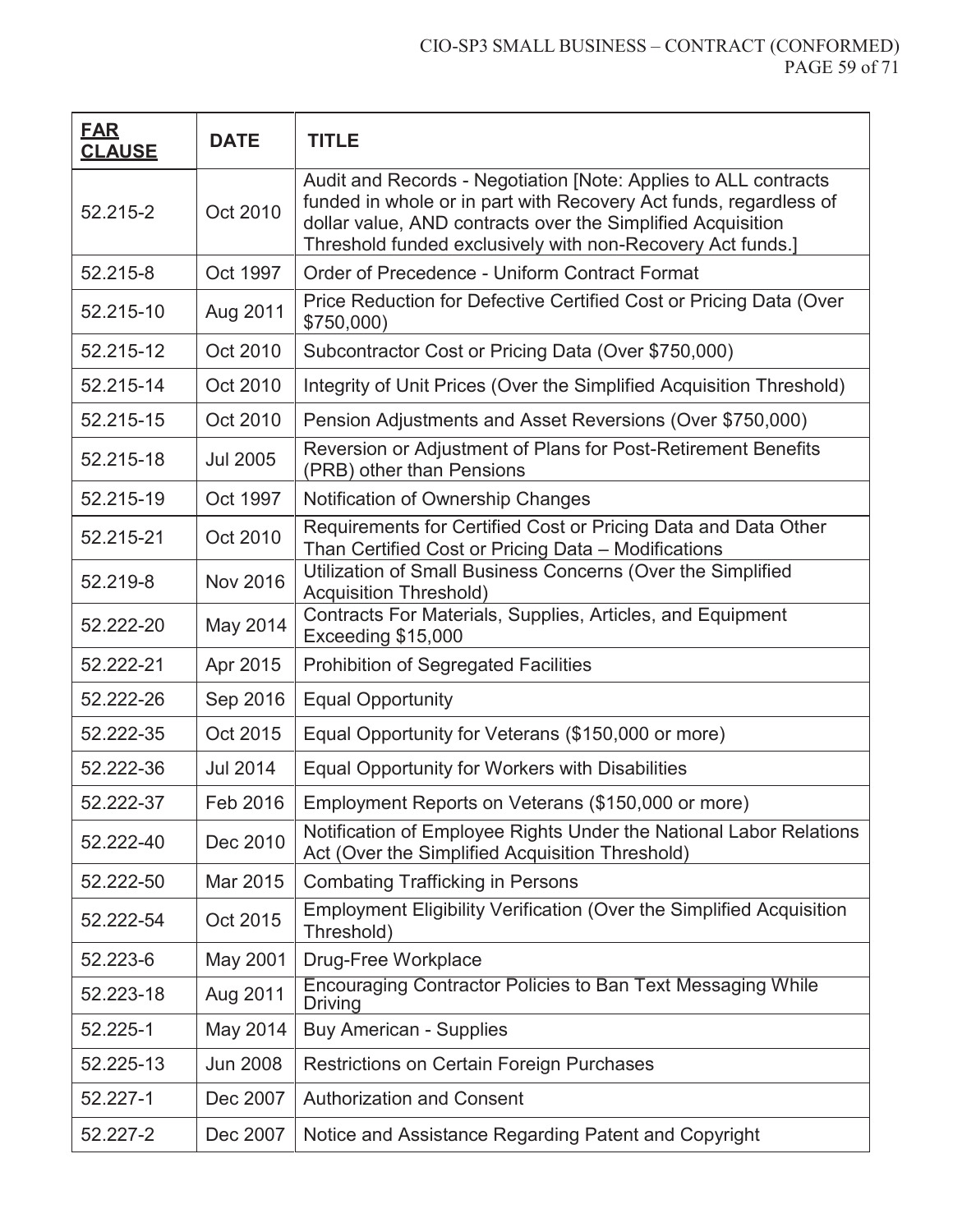| FAR CLAUSE | DATE | TITLE |
|---|---|---|
| 52.215-2 | Oct 2010 | Audit and Records - Negotiation [Note: Applies to ALL contracts funded in whole or in part with Recovery Act funds, regardless of dollar value, AND contracts over the Simplified Acquisition Threshold funded exclusively with non-Recovery Act funds.] |
| 52.215-8 | Oct 1997 | Order of Precedence - Uniform Contract Format |
| 52.215-10 | Aug 2011 | Price Reduction for Defective Certified Cost or Pricing Data (Over $750,000) |
| 52.215-12 | Oct 2010 | Subcontractor Cost or Pricing Data (Over $750,000) |
| 52.215-14 | Oct 2010 | Integrity of Unit Prices (Over the Simplified Acquisition Threshold) |
| 52.215-15 | Oct 2010 | Pension Adjustments and Asset Reversions (Over $750,000) |
| 52.215-18 | Jul 2005 | Reversion or Adjustment of Plans for Post-Retirement Benefits (PRB) other than Pensions |
| 52.215-19 | Oct 1997 | Notification of Ownership Changes |
| 52.215-21 | Oct 2010 | Requirements for Certified Cost or Pricing Data and Data Other Than Certified Cost or Pricing Data – Modifications |
| 52.219-8 | Nov 2016 | Utilization of Small Business Concerns (Over the Simplified Acquisition Threshold) |
| 52.222-20 | May 2014 | Contracts For Materials, Supplies, Articles, and Equipment Exceeding $15,000 |
| 52.222-21 | Apr 2015 | Prohibition of Segregated Facilities |
| 52.222-26 | Sep 2016 | Equal Opportunity |
| 52.222-35 | Oct 2015 | Equal Opportunity for Veterans ($150,000 or more) |
| 52.222-36 | Jul 2014 | Equal Opportunity for Workers with Disabilities |
| 52.222-37 | Feb 2016 | Employment Reports on Veterans ($150,000 or more) |
| 52.222-40 | Dec 2010 | Notification of Employee Rights Under the National Labor Relations Act (Over the Simplified Acquisition Threshold) |
| 52.222-50 | Mar 2015 | Combating Trafficking in Persons |
| 52.222-54 | Oct 2015 | Employment Eligibility Verification (Over the Simplified Acquisition Threshold) |
| 52.223-6 | May 2001 | Drug-Free Workplace |
| 52.223-18 | Aug 2011 | Encouraging Contractor Policies to Ban Text Messaging While Driving |
| 52.225-1 | May 2014 | Buy American - Supplies |
| 52.225-13 | Jun 2008 | Restrictions on Certain Foreign Purchases |
| 52.227-1 | Dec 2007 | Authorization and Consent |
| 52.227-2 | Dec 2007 | Notice and Assistance Regarding Patent and Copyright |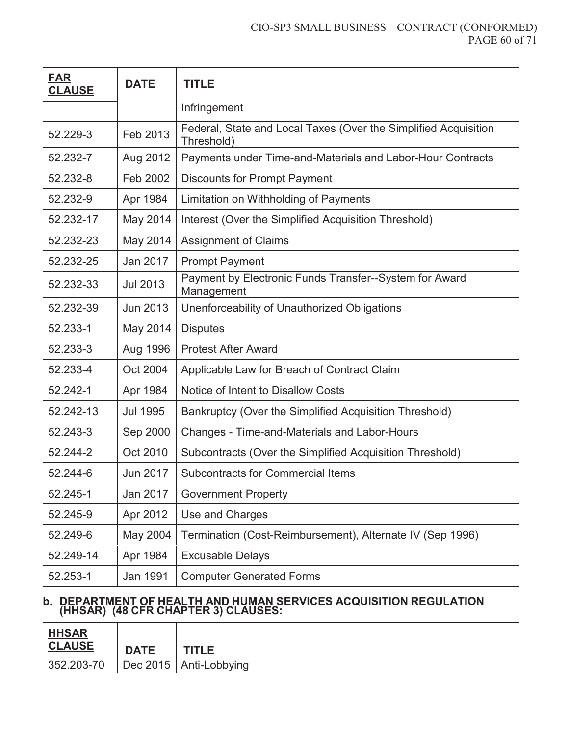| FAR CLAUSE | DATE | TITLE |
|---|---|---|
| | | Infringement |
| 52.229-3 | Feb 2013 | Federal, State and Local Taxes (Over the Simplified Acquisition Threshold) |
| 52.232-7 | Aug 2012 | Payments under Time-and-Materials and Labor-Hour Contracts |
| 52.232-8 | Feb 2002 | Discounts for Prompt Payment |
| 52.232-9 | Apr 1984 | Limitation on Withholding of Payments |
| 52.232-17 | May 2014 | Interest (Over the Simplified Acquisition Threshold) |
| 52.232-23 | May 2014 | Assignment of Claims |
| 52.232-25 | Jan 2017 | Prompt Payment |
| 52.232-33 | Jul 2013 | Payment by Electronic Funds Transfer--System for Award Management |
| 52.232-39 | Jun 2013 | Unenforceability of Unauthorized Obligations |
| 52.233-1 | May 2014 | Disputes |
| 52.233-3 | Aug 1996 | Protest After Award |
| 52.233-4 | Oct 2004 | Applicable Law for Breach of Contract Claim |
| 52.242-1 | Apr 1984 | Notice of Intent to Disallow Costs |
| 52.242-13 | Jul 1995 | Bankruptcy (Over the Simplified Acquisition Threshold) |
| 52.243-3 | Sep 2000 | Changes - Time-and-Materials and Labor-Hours |
| 52.244-2 | Oct 2010 | Subcontracts (Over the Simplified Acquisition Threshold) |
| 52.244-6 | Jun 2017 | Subcontracts for Commercial Items |
| 52.245-1 | Jan 2017 | Government Property |
| 52.245-9 | Apr 2012 | Use and Charges |
| 52.249-6 | May 2004 | Termination (Cost-Reimbursement), Alternate IV (Sep 1996) |
| 52.249-14 | Apr 1984 | Excusable Delays |
| 52.253-1 | Jan 1991 | Computer Generated Forms |

**b. DEPARTMENT OF HEALTH AND HUMAN SERVICES ACQUISITION REGULATION (HHSAR) (48 CFR CHAPTER 3) CLAUSES:**

| HHSAR CLAUSE | DATE | TITLE |
|---|---|---|
| 352.203-70 | Dec 2015 | Anti-Lobbying |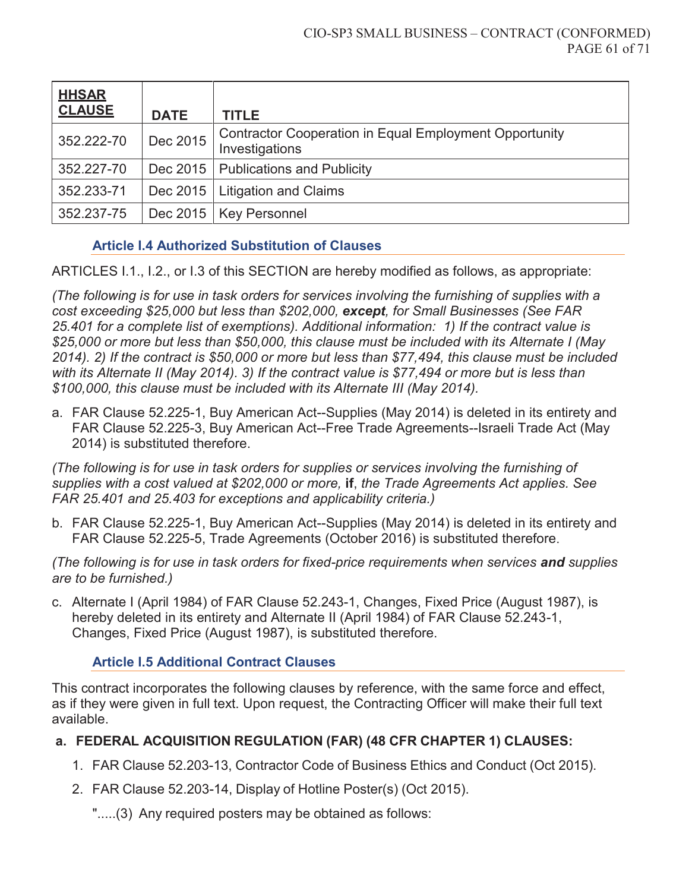| HHSAR CLAUSE | DATE | TITLE |
|---|---|---|
| 352.222-70 | Dec 2015 | Contractor Cooperation in Equal Employment Opportunity Investigations |
| 352.227-70 | Dec 2015 | Publications and Publicity |
| 352.233-71 | Dec 2015 | Litigation and Claims |
| 352.237-75 | Dec 2015 | Key Personnel |

### Article I.4 Authorized Substitution of Clauses

ARTICLES I.1., I.2., or I.3 of this SECTION are hereby modified as follows, as appropriate:

*(The following is for use in task orders for services involving the furnishing of supplies with a cost exceeding $25,000 but less than $202,000,* ***except****, for Small Businesses (See FAR 25.401 for a complete list of exemptions). Additional information: 1) If the contract value is $25,000 or more but less than $50,000, this clause must be included with its Alternate I (May 2014). 2) If the contract is $50,000 or more but less than $77,494, this clause must be included with its Alternate II (May 2014). 3) If the contract value is $77,494 or more but is less than $100,000, this clause must be included with its Alternate III (May 2014).*

a. FAR Clause 52.225-1, Buy American Act--Supplies (May 2014) is deleted in its entirety and FAR Clause 52.225-3, Buy American Act--Free Trade Agreements--Israeli Trade Act (May 2014) is substituted therefore.

*(The following is for use in task orders for supplies or services involving the furnishing of supplies with a cost valued at $202,000 or more,* **if***, the Trade Agreements Act applies. See FAR 25.401 and 25.403 for exceptions and applicability criteria.)*

b. FAR Clause 52.225-1, Buy American Act--Supplies (May 2014) is deleted in its entirety and FAR Clause 52.225-5, Trade Agreements (October 2016) is substituted therefore.

*(The following is for use in task orders for fixed-price requirements when services* ***and*** *supplies are to be furnished.)*

c. Alternate I (April 1984) of FAR Clause 52.243-1, Changes, Fixed Price (August 1987), is hereby deleted in its entirety and Alternate II (April 1984) of FAR Clause 52.243-1, Changes, Fixed Price (August 1987), is substituted therefore.

### Article I.5 Additional Contract Clauses

This contract incorporates the following clauses by reference, with the same force and effect, as if they were given in full text. Upon request, the Contracting Officer will make their full text available.

**a. FEDERAL ACQUISITION REGULATION (FAR) (48 CFR CHAPTER 1) CLAUSES:**

1. FAR Clause 52.203-13, Contractor Code of Business Ethics and Conduct (Oct 2015).
2. FAR Clause 52.203-14, Display of Hotline Poster(s) (Oct 2015).

   ".....(3) Any required posters may be obtained as follows: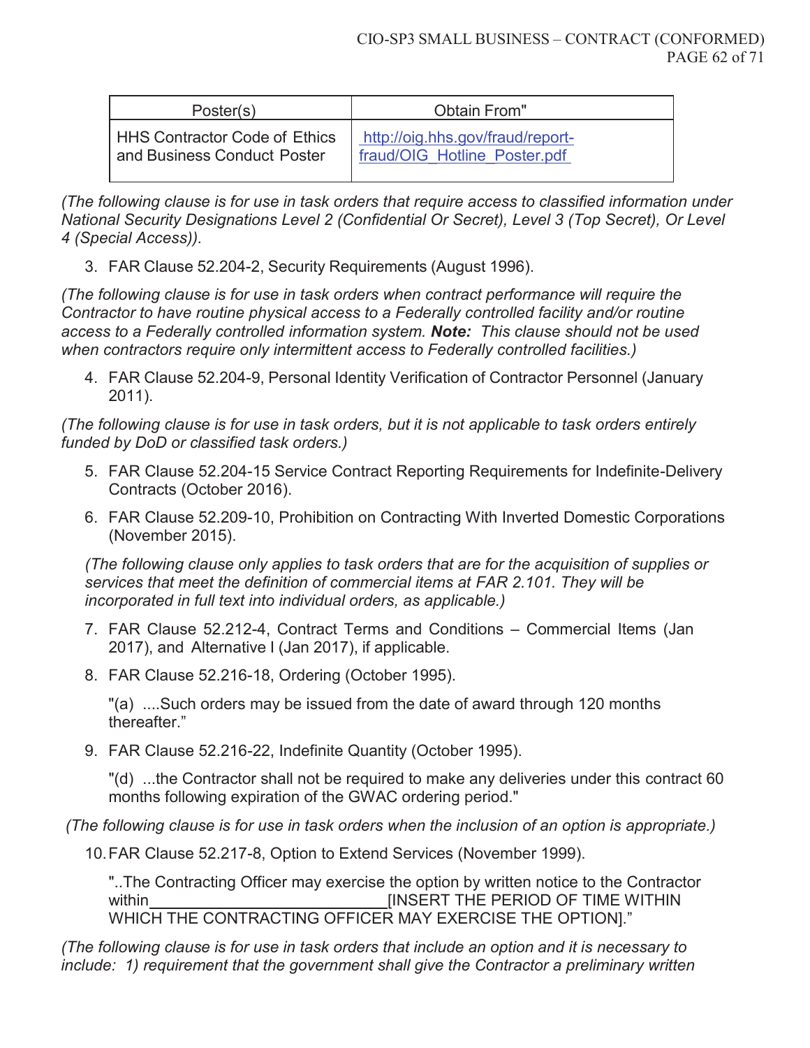| Poster(s) | Obtain From" |
|---|---|
| HHS Contractor Code of Ethics and Business Conduct Poster | http://oig.hhs.gov/fraud/report-fraud/OIG_Hotline_Poster.pdf |

*(The following clause is for use in task orders that require access to classified information under National Security Designations Level 2 (Confidential Or Secret), Level 3 (Top Secret), Or Level 4 (Special Access)).*

3. FAR Clause 52.204-2, Security Requirements (August 1996).

*(The following clause is for use in task orders when contract performance will require the Contractor to have routine physical access to a Federally controlled facility and/or routine access to a Federally controlled information system. **Note:** This clause should not be used when contractors require only intermittent access to Federally controlled facilities.)*

4. FAR Clause 52.204-9, Personal Identity Verification of Contractor Personnel (January 2011).

*(The following clause is for use in task orders, but it is not applicable to task orders entirely funded by DoD or classified task orders.)*

5. FAR Clause 52.204-15 Service Contract Reporting Requirements for Indefinite-Delivery Contracts (October 2016).
6. FAR Clause 52.209-10, Prohibition on Contracting With Inverted Domestic Corporations (November 2015).

   *(The following clause only applies to task orders that are for the acquisition of supplies or services that meet the definition of commercial items at FAR 2.101. They will be incorporated in full text into individual orders, as applicable.)*

7. FAR Clause 52.212-4, Contract Terms and Conditions – Commercial Items (Jan 2017), and Alternative I (Jan 2017), if applicable.
8. FAR Clause 52.216-18, Ordering (October 1995).

   "(a) ....Such orders may be issued from the date of award through 120 months thereafter."

9. FAR Clause 52.216-22, Indefinite Quantity (October 1995).

   "(d) ...the Contractor shall not be required to make any deliveries under this contract 60 months following expiration of the GWAC ordering period."

*(The following clause is for use in task orders when the inclusion of an option is appropriate.)*

10. FAR Clause 52.217-8, Option to Extend Services (November 1999).

    "..The Contracting Officer may exercise the option by written notice to the Contractor within\_\_\_\_\_\_\_\_\_\_\_\_\_\_\_\_\_\_\_\_\_\_\_\_\_\_[INSERT THE PERIOD OF TIME WITHIN WHICH THE CONTRACTING OFFICER MAY EXERCISE THE OPTION]."

*(The following clause is for use in task orders that include an option and it is necessary to include: 1) requirement that the government shall give the Contractor a preliminary written*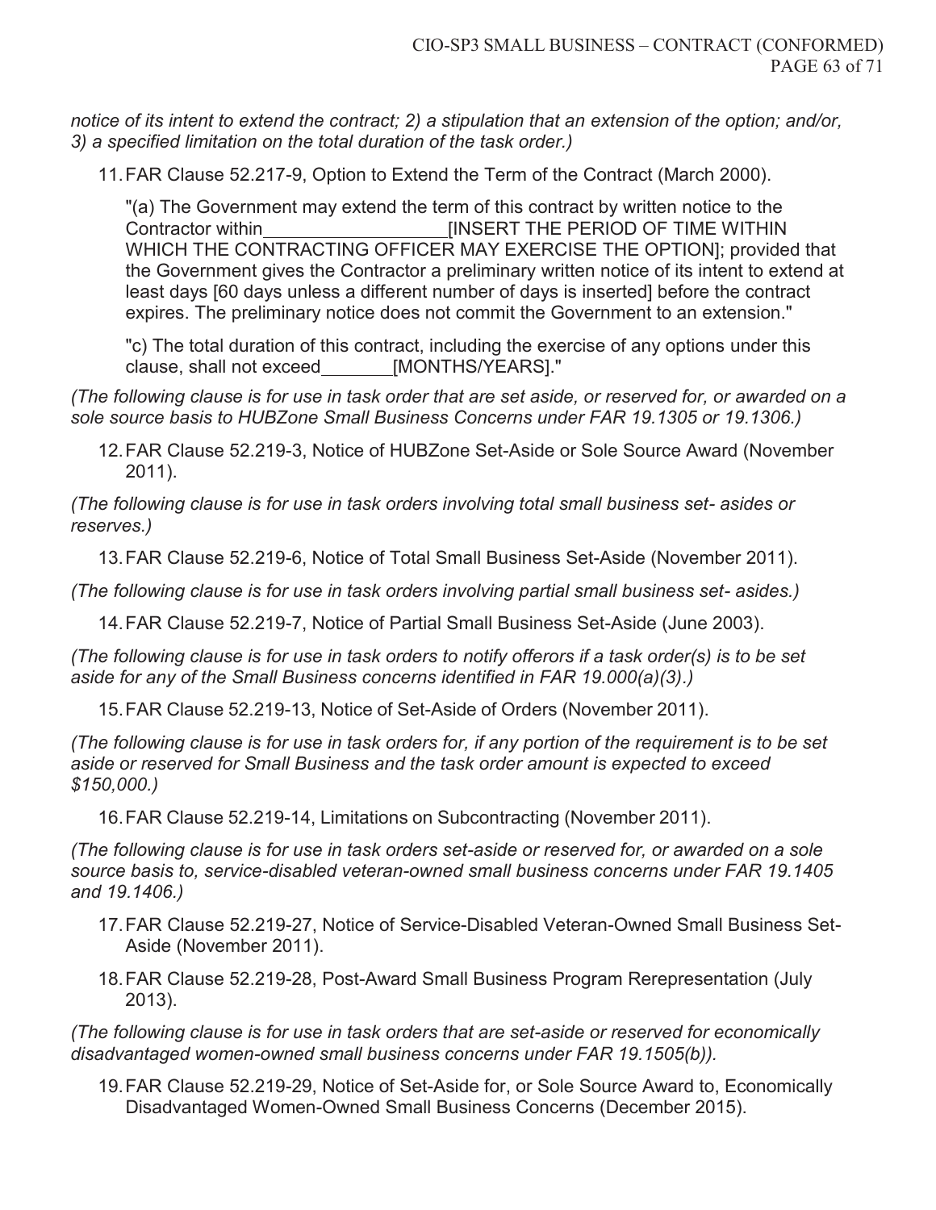*notice of its intent to extend the contract; 2) a stipulation that an extension of the option; and/or, 3) a specified limitation on the total duration of the task order.)*

11. FAR Clause 52.217-9, Option to Extend the Term of the Contract (March 2000).

    "(a) The Government may extend the term of this contract by written notice to the Contractor within__________________[INSERT THE PERIOD OF TIME WITHIN WHICH THE CONTRACTING OFFICER MAY EXERCISE THE OPTION]; provided that the Government gives the Contractor a preliminary written notice of its intent to extend at least days [60 days unless a different number of days is inserted] before the contract expires. The preliminary notice does not commit the Government to an extension."

    "c) The total duration of this contract, including the exercise of any options under this clause, shall not exceed_______[MONTHS/YEARS]."

*(The following clause is for use in task order that are set aside, or reserved for, or awarded on a sole source basis to HUBZone Small Business Concerns under FAR 19.1305 or 19.1306.)*

12. FAR Clause 52.219-3, Notice of HUBZone Set-Aside or Sole Source Award (November 2011).

*(The following clause is for use in task orders involving total small business set- asides or reserves.)*

13. FAR Clause 52.219-6, Notice of Total Small Business Set-Aside (November 2011).

*(The following clause is for use in task orders involving partial small business set- asides.)*

14. FAR Clause 52.219-7, Notice of Partial Small Business Set-Aside (June 2003).

*(The following clause is for use in task orders to notify offerors if a task order(s) is to be set aside for any of the Small Business concerns identified in FAR 19.000(a)(3).)*

15. FAR Clause 52.219-13, Notice of Set-Aside of Orders (November 2011).

*(The following clause is for use in task orders for, if any portion of the requirement is to be set aside or reserved for Small Business and the task order amount is expected to exceed $150,000.)*

16. FAR Clause 52.219-14, Limitations on Subcontracting (November 2011).

*(The following clause is for use in task orders set-aside or reserved for, or awarded on a sole source basis to, service-disabled veteran-owned small business concerns under FAR 19.1405 and 19.1406.)*

17. FAR Clause 52.219-27, Notice of Service-Disabled Veteran-Owned Small Business Set-Aside (November 2011).

18. FAR Clause 52.219-28, Post-Award Small Business Program Rerepresentation (July 2013).

*(The following clause is for use in task orders that are set-aside or reserved for economically disadvantaged women-owned small business concerns under FAR 19.1505(b)).*

19. FAR Clause 52.219-29, Notice of Set-Aside for, or Sole Source Award to, Economically Disadvantaged Women-Owned Small Business Concerns (December 2015).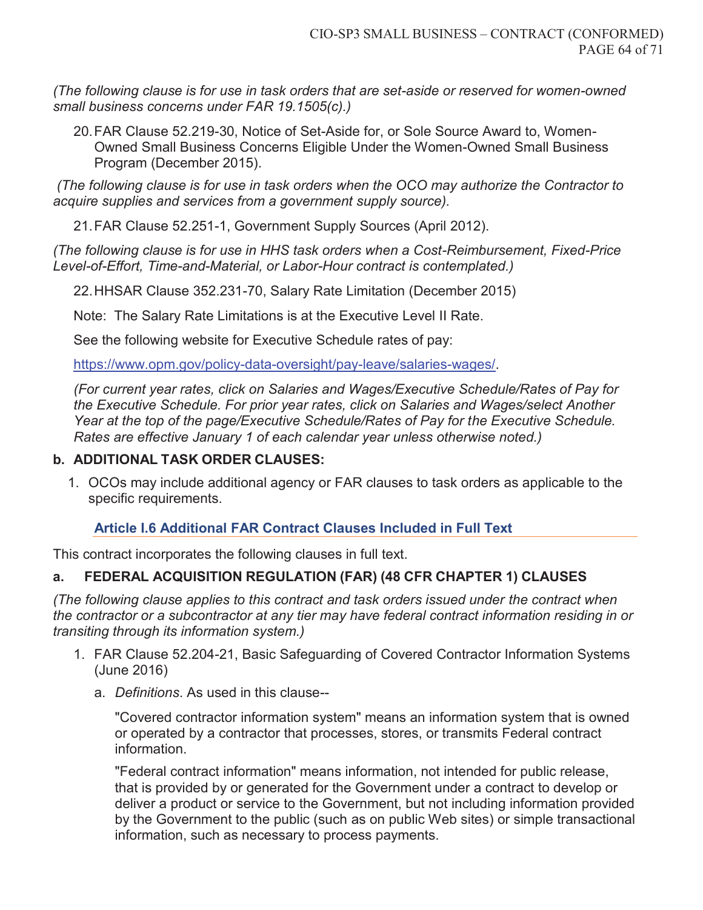*(The following clause is for use in task orders that are set-aside or reserved for women-owned small business concerns under FAR 19.1505(c).)*

20. FAR Clause 52.219-30, Notice of Set-Aside for, or Sole Source Award to, Women-Owned Small Business Concerns Eligible Under the Women-Owned Small Business Program (December 2015).

*(The following clause is for use in task orders when the OCO may authorize the Contractor to acquire supplies and services from a government supply source).*

21. FAR Clause 52.251-1, Government Supply Sources (April 2012).

*(The following clause is for use in HHS task orders when a Cost-Reimbursement, Fixed-Price Level-of-Effort, Time-and-Material, or Labor-Hour contract is contemplated.)*

22. HHSAR Clause 352.231-70, Salary Rate Limitation (December 2015)

    Note: The Salary Rate Limitations is at the Executive Level II Rate.

    See the following website for Executive Schedule rates of pay:

    https://www.opm.gov/policy-data-oversight/pay-leave/salaries-wages/.

    *(For current year rates, click on Salaries and Wages/Executive Schedule/Rates of Pay for the Executive Schedule. For prior year rates, click on Salaries and Wages/select Another Year at the top of the page/Executive Schedule/Rates of Pay for the Executive Schedule. Rates are effective January 1 of each calendar year unless otherwise noted.)*

**b. ADDITIONAL TASK ORDER CLAUSES:**

1. OCOs may include additional agency or FAR clauses to task orders as applicable to the specific requirements.

## Article I.6 Additional FAR Contract Clauses Included in Full Text

This contract incorporates the following clauses in full text.

**a. FEDERAL ACQUISITION REGULATION (FAR) (48 CFR CHAPTER 1) CLAUSES**

*(The following clause applies to this contract and task orders issued under the contract when the contractor or a subcontractor at any tier may have federal contract information residing in or transiting through its information system.)*

1. FAR Clause 52.204-21, Basic Safeguarding of Covered Contractor Information Systems (June 2016)

    a. *Definitions*. As used in this clause--

    "Covered contractor information system" means an information system that is owned or operated by a contractor that processes, stores, or transmits Federal contract information.

    "Federal contract information" means information, not intended for public release, that is provided by or generated for the Government under a contract to develop or deliver a product or service to the Government, but not including information provided by the Government to the public (such as on public Web sites) or simple transactional information, such as necessary to process payments.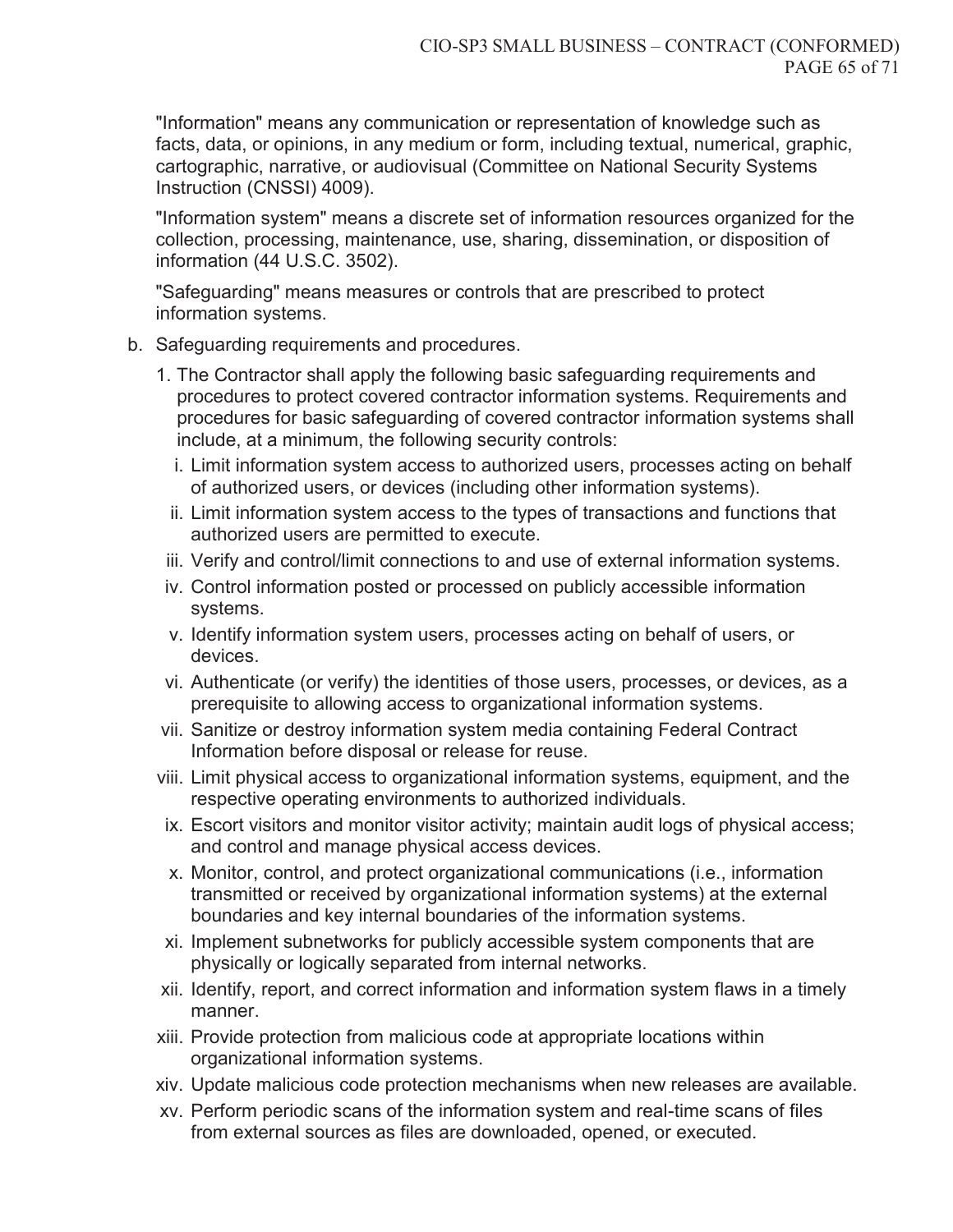"Information" means any communication or representation of knowledge such as facts, data, or opinions, in any medium or form, including textual, numerical, graphic, cartographic, narrative, or audiovisual (Committee on National Security Systems Instruction (CNSSI) 4009).

"Information system" means a discrete set of information resources organized for the collection, processing, maintenance, use, sharing, dissemination, or disposition of information (44 U.S.C. 3502).

"Safeguarding" means measures or controls that are prescribed to protect information systems.

b. Safeguarding requirements and procedures.

   1. The Contractor shall apply the following basic safeguarding requirements and procedures to protect covered contractor information systems. Requirements and procedures for basic safeguarding of covered contractor information systems shall include, at a minimum, the following security controls:

      i. Limit information system access to authorized users, processes acting on behalf of authorized users, or devices (including other information systems).

      ii. Limit information system access to the types of transactions and functions that authorized users are permitted to execute.

      iii. Verify and control/limit connections to and use of external information systems.

      iv. Control information posted or processed on publicly accessible information systems.

      v. Identify information system users, processes acting on behalf of users, or devices.

      vi. Authenticate (or verify) the identities of those users, processes, or devices, as a prerequisite to allowing access to organizational information systems.

      vii. Sanitize or destroy information system media containing Federal Contract Information before disposal or release for reuse.

      viii. Limit physical access to organizational information systems, equipment, and the respective operating environments to authorized individuals.

      ix. Escort visitors and monitor visitor activity; maintain audit logs of physical access; and control and manage physical access devices.

      x. Monitor, control, and protect organizational communications (i.e., information transmitted or received by organizational information systems) at the external boundaries and key internal boundaries of the information systems.

      xi. Implement subnetworks for publicly accessible system components that are physically or logically separated from internal networks.

      xii. Identify, report, and correct information and information system flaws in a timely manner.

      xiii. Provide protection from malicious code at appropriate locations within organizational information systems.

      xiv. Update malicious code protection mechanisms when new releases are available.

      xv. Perform periodic scans of the information system and real-time scans of files from external sources as files are downloaded, opened, or executed.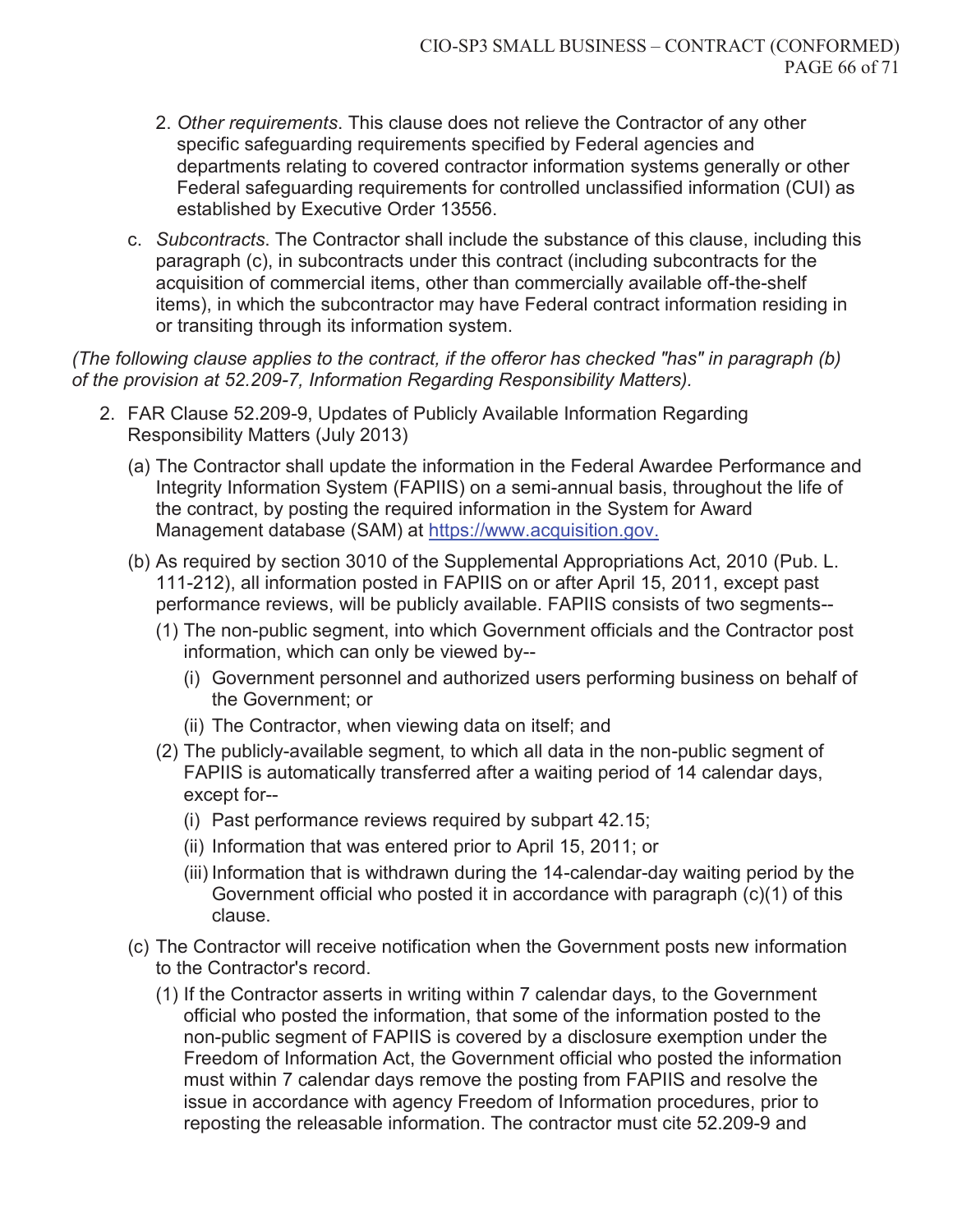2. *Other requirements*. This clause does not relieve the Contractor of any other specific safeguarding requirements specified by Federal agencies and departments relating to covered contractor information systems generally or other Federal safeguarding requirements for controlled unclassified information (CUI) as established by Executive Order 13556.

c. *Subcontracts*. The Contractor shall include the substance of this clause, including this paragraph (c), in subcontracts under this contract (including subcontracts for the acquisition of commercial items, other than commercially available off-the-shelf items), in which the subcontractor may have Federal contract information residing in or transiting through its information system.

*(The following clause applies to the contract, if the offeror has checked "has" in paragraph (b) of the provision at 52.209-7, Information Regarding Responsibility Matters).*

2. FAR Clause 52.209-9, Updates of Publicly Available Information Regarding Responsibility Matters (July 2013)

(a) The Contractor shall update the information in the Federal Awardee Performance and Integrity Information System (FAPIIS) on a semi-annual basis, throughout the life of the contract, by posting the required information in the System for Award Management database (SAM) at https://www.acquisition.gov.

(b) As required by section 3010 of the Supplemental Appropriations Act, 2010 (Pub. L. 111-212), all information posted in FAPIIS on or after April 15, 2011, except past performance reviews, will be publicly available. FAPIIS consists of two segments--

(1) The non-public segment, into which Government officials and the Contractor post information, which can only be viewed by--

(i) Government personnel and authorized users performing business on behalf of the Government; or

(ii) The Contractor, when viewing data on itself; and

(2) The publicly-available segment, to which all data in the non-public segment of FAPIIS is automatically transferred after a waiting period of 14 calendar days, except for--

(i) Past performance reviews required by subpart 42.15;

(ii) Information that was entered prior to April 15, 2011; or

(iii) Information that is withdrawn during the 14-calendar-day waiting period by the Government official who posted it in accordance with paragraph (c)(1) of this clause.

(c) The Contractor will receive notification when the Government posts new information to the Contractor's record.

(1) If the Contractor asserts in writing within 7 calendar days, to the Government official who posted the information, that some of the information posted to the non-public segment of FAPIIS is covered by a disclosure exemption under the Freedom of Information Act, the Government official who posted the information must within 7 calendar days remove the posting from FAPIIS and resolve the issue in accordance with agency Freedom of Information procedures, prior to reposting the releasable information. The contractor must cite 52.209-9 and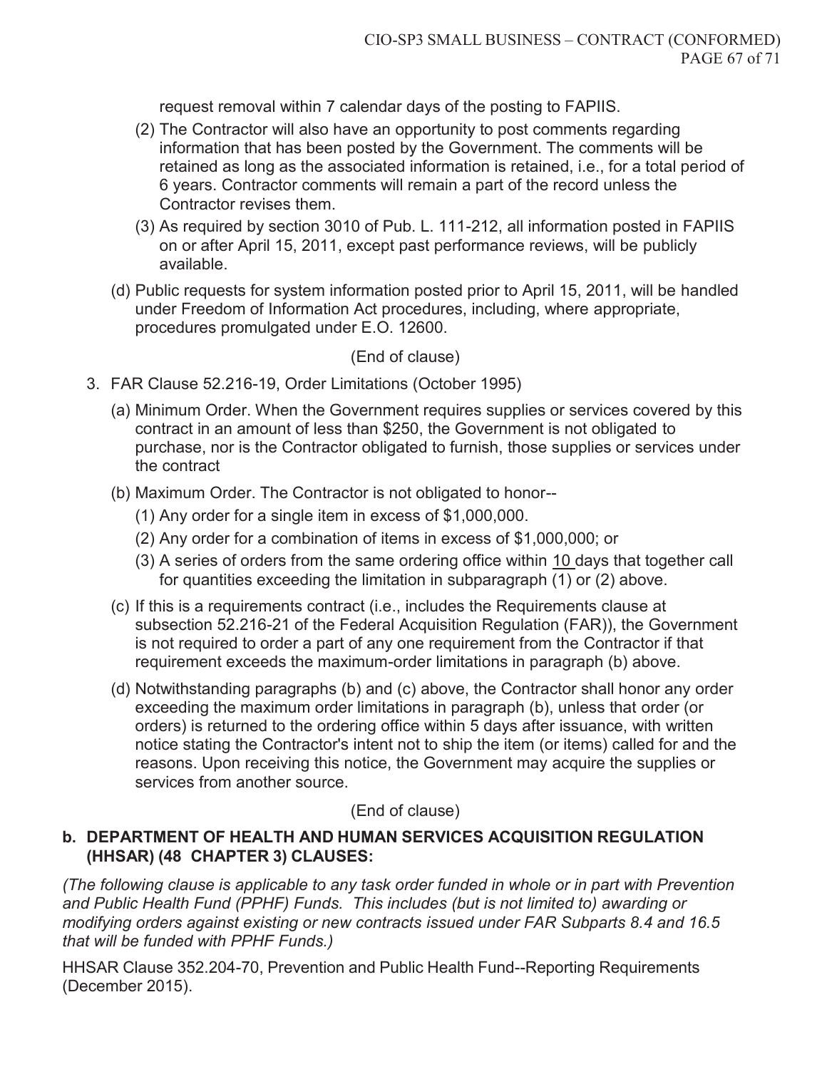request removal within 7 calendar days of the posting to FAPIIS.

(2) The Contractor will also have an opportunity to post comments regarding information that has been posted by the Government. The comments will be retained as long as the associated information is retained, i.e., for a total period of 6 years. Contractor comments will remain a part of the record unless the Contractor revises them.

(3) As required by section 3010 of Pub. L. 111-212, all information posted in FAPIIS on or after April 15, 2011, except past performance reviews, will be publicly available.

(d) Public requests for system information posted prior to April 15, 2011, will be handled under Freedom of Information Act procedures, including, where appropriate, procedures promulgated under E.O. 12600.

(End of clause)

3. FAR Clause 52.216-19, Order Limitations (October 1995)

   (a) Minimum Order. When the Government requires supplies or services covered by this contract in an amount of less than $250, the Government is not obligated to purchase, nor is the Contractor obligated to furnish, those supplies or services under the contract

   (b) Maximum Order. The Contractor is not obligated to honor--

      (1) Any order for a single item in excess of $1,000,000.

      (2) Any order for a combination of items in excess of $1,000,000; or

      (3) A series of orders from the same ordering office within <u>10</u> days that together call for quantities exceeding the limitation in subparagraph (1) or (2) above.

   (c) If this is a requirements contract (i.e., includes the Requirements clause at subsection 52.216-21 of the Federal Acquisition Regulation (FAR)), the Government is not required to order a part of any one requirement from the Contractor if that requirement exceeds the maximum-order limitations in paragraph (b) above.

   (d) Notwithstanding paragraphs (b) and (c) above, the Contractor shall honor any order exceeding the maximum order limitations in paragraph (b), unless that order (or orders) is returned to the ordering office within 5 days after issuance, with written notice stating the Contractor's intent not to ship the item (or items) called for and the reasons. Upon receiving this notice, the Government may acquire the supplies or services from another source.

(End of clause)

**b. DEPARTMENT OF HEALTH AND HUMAN SERVICES ACQUISITION REGULATION (HHSAR) (48 CHAPTER 3) CLAUSES:**

*(The following clause is applicable to any task order funded in whole or in part with Prevention and Public Health Fund (PPHF) Funds. This includes (but is not limited to) awarding or modifying orders against existing or new contracts issued under FAR Subparts 8.4 and 16.5 that will be funded with PPHF Funds.)*

HHSAR Clause 352.204-70, Prevention and Public Health Fund--Reporting Requirements (December 2015).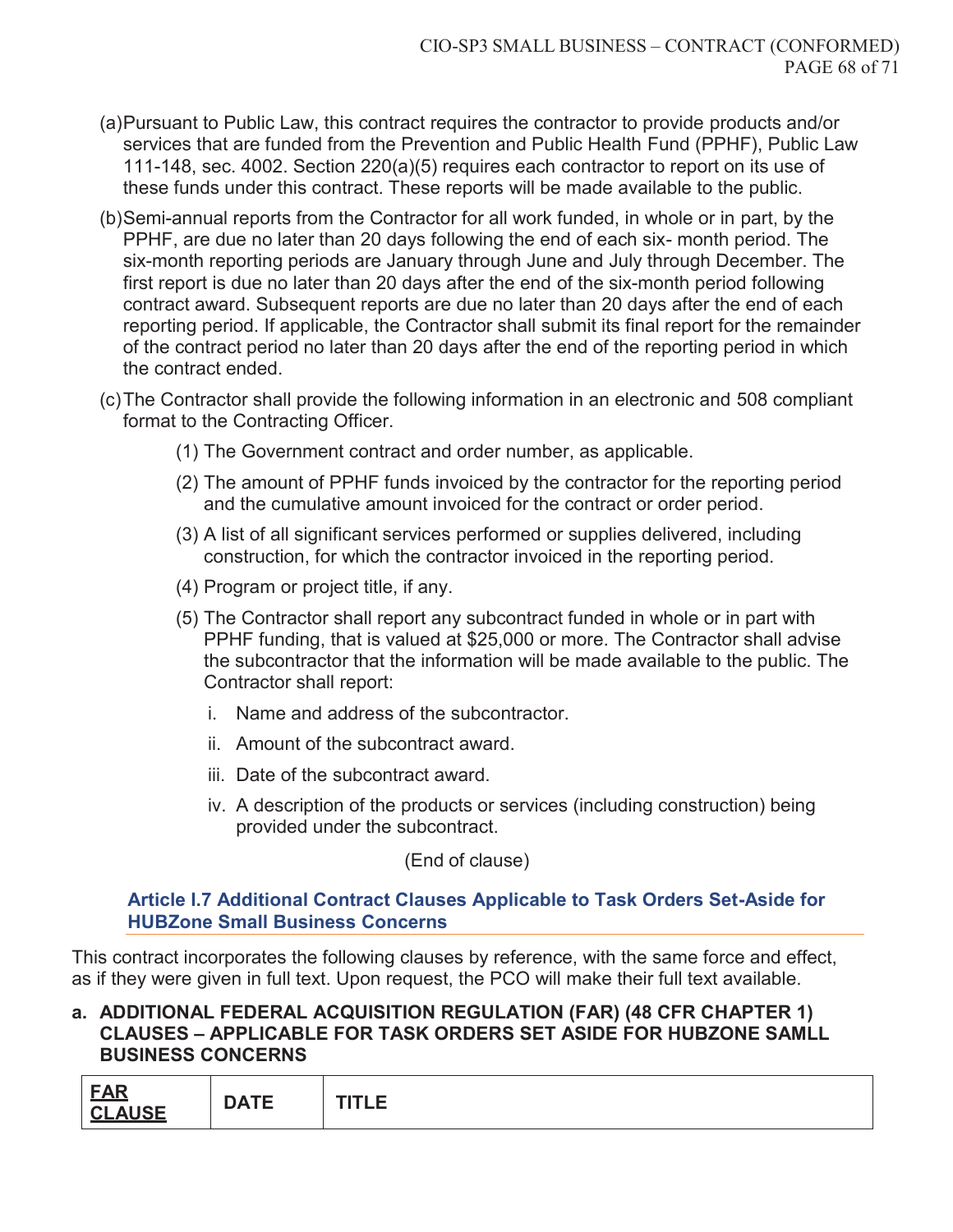(a) Pursuant to Public Law, this contract requires the contractor to provide products and/or services that are funded from the Prevention and Public Health Fund (PPHF), Public Law 111-148, sec. 4002. Section 220(a)(5) requires each contractor to report on its use of these funds under this contract. These reports will be made available to the public.

(b) Semi-annual reports from the Contractor for all work funded, in whole or in part, by the PPHF, are due no later than 20 days following the end of each six- month period. The six-month reporting periods are January through June and July through December. The first report is due no later than 20 days after the end of the six-month period following contract award. Subsequent reports are due no later than 20 days after the end of each reporting period. If applicable, the Contractor shall submit its final report for the remainder of the contract period no later than 20 days after the end of the reporting period in which the contract ended.

(c) The Contractor shall provide the following information in an electronic and 508 compliant format to the Contracting Officer.

(1) The Government contract and order number, as applicable.

(2) The amount of PPHF funds invoiced by the contractor for the reporting period and the cumulative amount invoiced for the contract or order period.

(3) A list of all significant services performed or supplies delivered, including construction, for which the contractor invoiced in the reporting period.

(4) Program or project title, if any.

(5) The Contractor shall report any subcontract funded in whole or in part with PPHF funding, that is valued at $25,000 or more. The Contractor shall advise the subcontractor that the information will be made available to the public. The Contractor shall report:

i. Name and address of the subcontractor.

ii. Amount of the subcontract award.

iii. Date of the subcontract award.

iv. A description of the products or services (including construction) being provided under the subcontract.

(End of clause)

### Article I.7 Additional Contract Clauses Applicable to Task Orders Set-Aside for HUBZone Small Business Concerns

This contract incorporates the following clauses by reference, with the same force and effect, as if they were given in full text. Upon request, the PCO will make their full text available.

**a. ADDITIONAL FEDERAL ACQUISITION REGULATION (FAR) (48 CFR CHAPTER 1) CLAUSES – APPLICABLE FOR TASK ORDERS SET ASIDE FOR HUBZONE SAMLL BUSINESS CONCERNS**

| FAR CLAUSE | DATE | TITLE |
|---|---|---|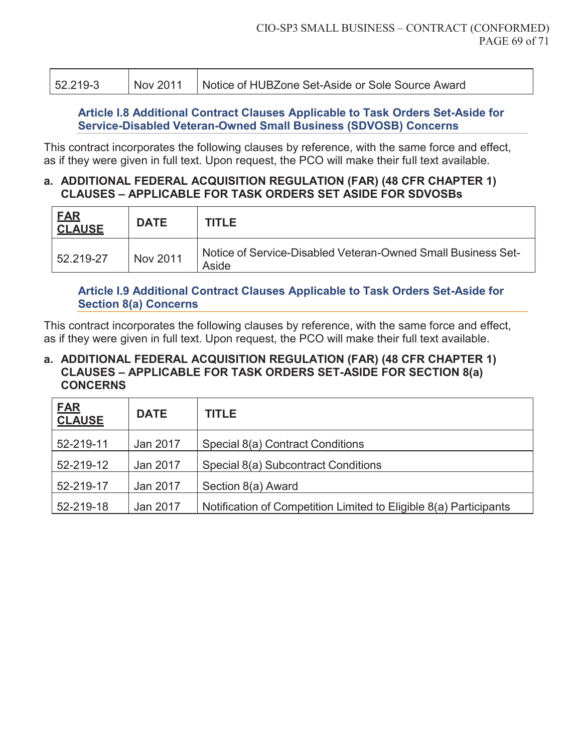| 52.219-3 | Nov 2011 | Notice of HUBZone Set-Aside or Sole Source Award |
|---|---|---|

### Article I.8 Additional Contract Clauses Applicable to Task Orders Set-Aside for Service-Disabled Veteran-Owned Small Business (SDVOSB) Concerns

This contract incorporates the following clauses by reference, with the same force and effect, as if they were given in full text. Upon request, the PCO will make their full text available.

**a. ADDITIONAL FEDERAL ACQUISITION REGULATION (FAR) (48 CFR CHAPTER 1) CLAUSES – APPLICABLE FOR TASK ORDERS SET ASIDE FOR SDVOSBs**

| FAR CLAUSE | DATE | TITLE |
|---|---|---|
| 52.219-27 | Nov 2011 | Notice of Service-Disabled Veteran-Owned Small Business Set-Aside |

### Article I.9 Additional Contract Clauses Applicable to Task Orders Set-Aside for Section 8(a) Concerns

This contract incorporates the following clauses by reference, with the same force and effect, as if they were given in full text. Upon request, the PCO will make their full text available.

**a. ADDITIONAL FEDERAL ACQUISITION REGULATION (FAR) (48 CFR CHAPTER 1) CLAUSES – APPLICABLE FOR TASK ORDERS SET-ASIDE FOR SECTION 8(a) CONCERNS**

| FAR CLAUSE | DATE | TITLE |
|---|---|---|
| 52-219-11 | Jan 2017 | Special 8(a) Contract Conditions |
| 52-219-12 | Jan 2017 | Special 8(a) Subcontract Conditions |
| 52-219-17 | Jan 2017 | Section 8(a) Award |
| 52-219-18 | Jan 2017 | Notification of Competition Limited to Eligible 8(a) Participants |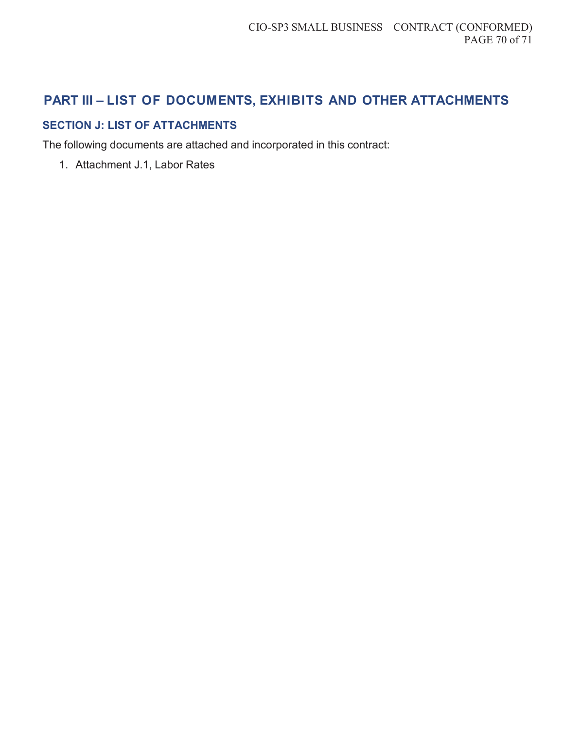# PART III – LIST OF DOCUMENTS, EXHIBITS AND OTHER ATTACHMENTS

## SECTION J: LIST OF ATTACHMENTS

The following documents are attached and incorporated in this contract:

1. Attachment J.1, Labor Rates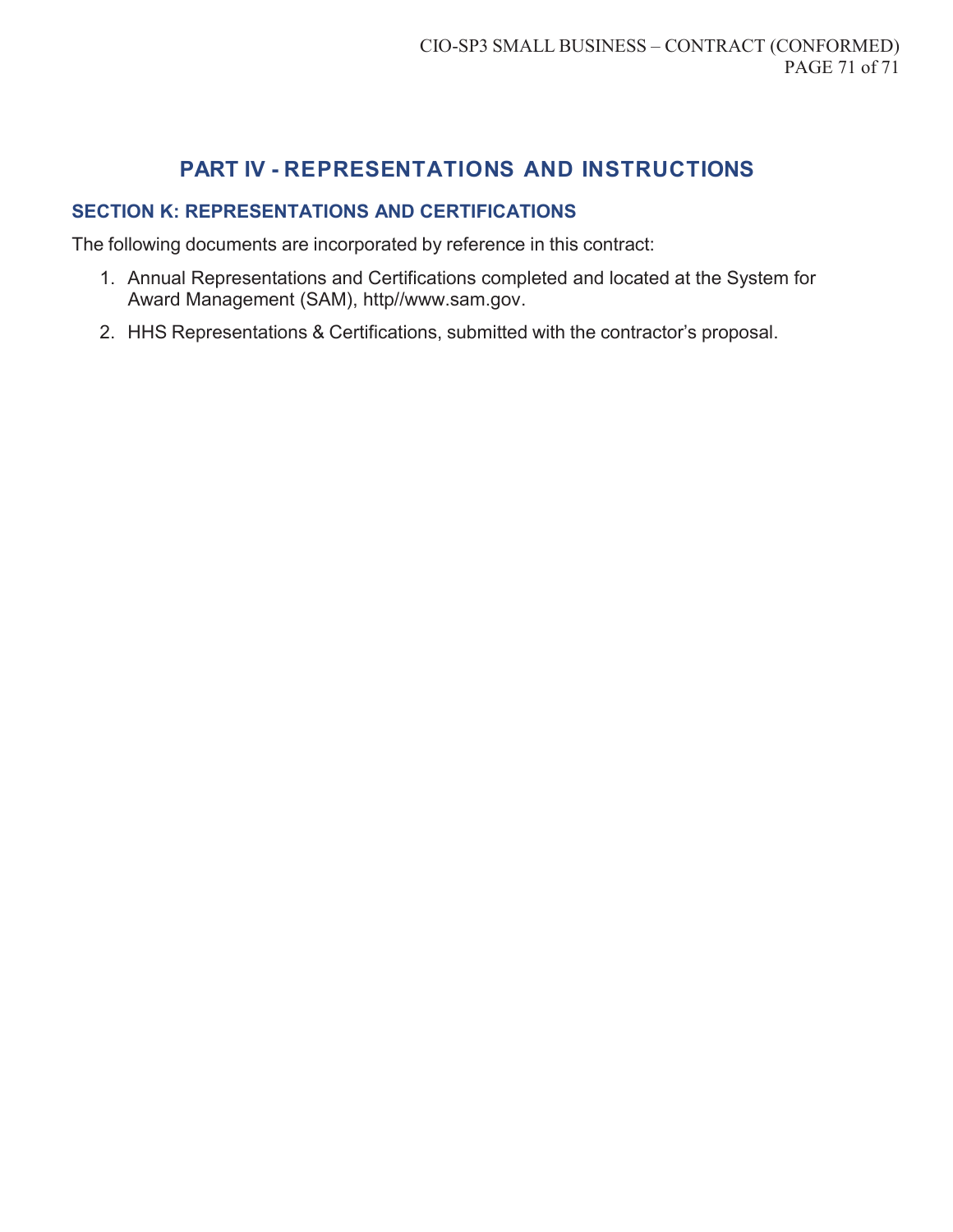# PART IV - REPRESENTATIONS AND INSTRUCTIONS

## SECTION K: REPRESENTATIONS AND CERTIFICATIONS

The following documents are incorporated by reference in this contract:

1. Annual Representations and Certifications completed and located at the System for Award Management (SAM), http//www.sam.gov.
2. HHS Representations & Certifications, submitted with the contractor's proposal.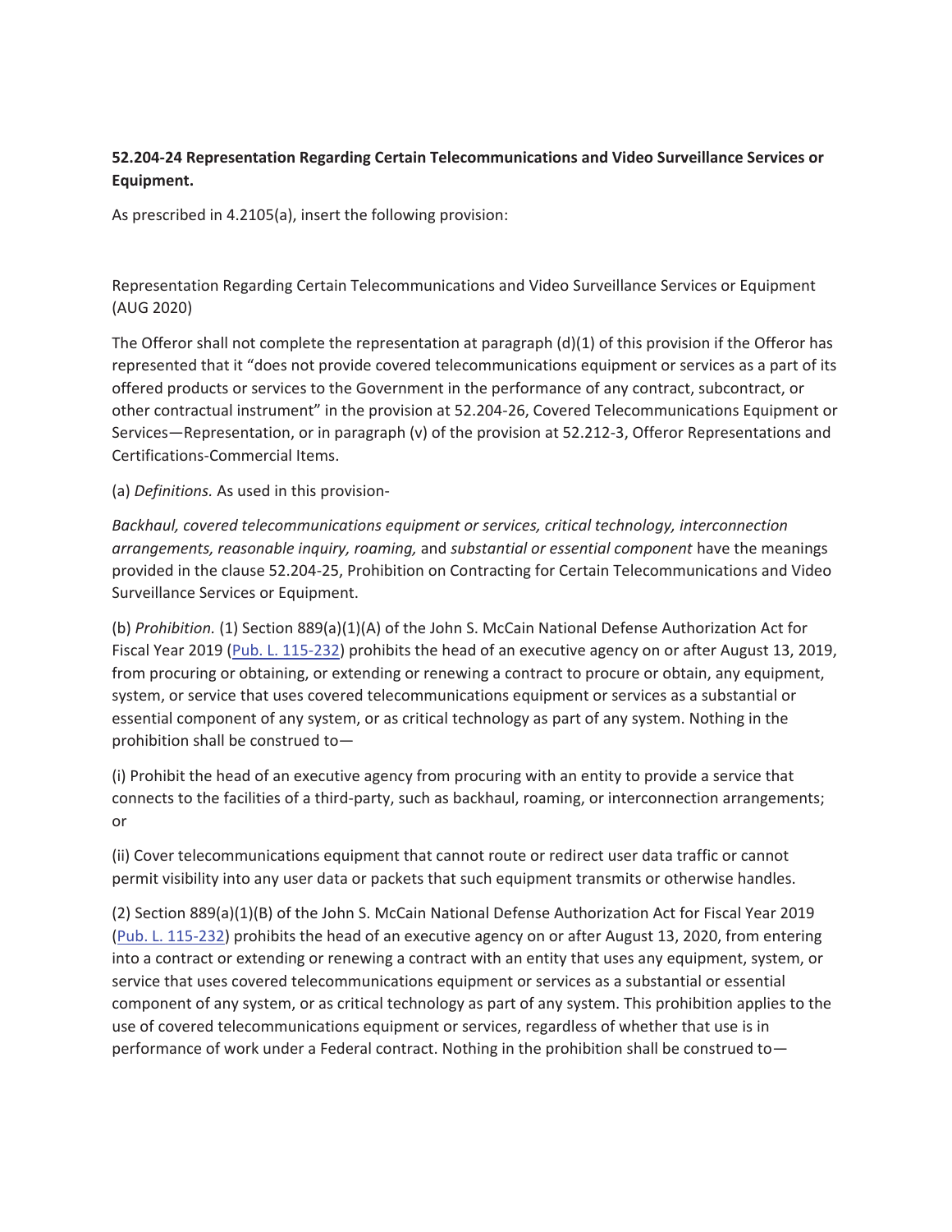**52.204-24 Representation Regarding Certain Telecommunications and Video Surveillance Services or Equipment.**

As prescribed in 4.2105(a), insert the following provision:

Representation Regarding Certain Telecommunications and Video Surveillance Services or Equipment (AUG 2020)

The Offeror shall not complete the representation at paragraph (d)(1) of this provision if the Offeror has represented that it "does not provide covered telecommunications equipment or services as a part of its offered products or services to the Government in the performance of any contract, subcontract, or other contractual instrument" in the provision at 52.204-26, Covered Telecommunications Equipment or Services—Representation, or in paragraph (v) of the provision at 52.212-3, Offeror Representations and Certifications-Commercial Items.

(a) *Definitions.* As used in this provision-

*Backhaul, covered telecommunications equipment or services, critical technology, interconnection arrangements, reasonable inquiry, roaming,* and *substantial or essential component* have the meanings provided in the clause 52.204-25, Prohibition on Contracting for Certain Telecommunications and Video Surveillance Services or Equipment.

(b) *Prohibition.* (1) Section 889(a)(1)(A) of the John S. McCain National Defense Authorization Act for Fiscal Year 2019 (Pub. L. 115-232) prohibits the head of an executive agency on or after August 13, 2019, from procuring or obtaining, or extending or renewing a contract to procure or obtain, any equipment, system, or service that uses covered telecommunications equipment or services as a substantial or essential component of any system, or as critical technology as part of any system. Nothing in the prohibition shall be construed to—

(i) Prohibit the head of an executive agency from procuring with an entity to provide a service that connects to the facilities of a third-party, such as backhaul, roaming, or interconnection arrangements; or

(ii) Cover telecommunications equipment that cannot route or redirect user data traffic or cannot permit visibility into any user data or packets that such equipment transmits or otherwise handles.

(2) Section 889(a)(1)(B) of the John S. McCain National Defense Authorization Act for Fiscal Year 2019 (Pub. L. 115-232) prohibits the head of an executive agency on or after August 13, 2020, from entering into a contract or extending or renewing a contract with an entity that uses any equipment, system, or service that uses covered telecommunications equipment or services as a substantial or essential component of any system, or as critical technology as part of any system. This prohibition applies to the use of covered telecommunications equipment or services, regardless of whether that use is in performance of work under a Federal contract. Nothing in the prohibition shall be construed to—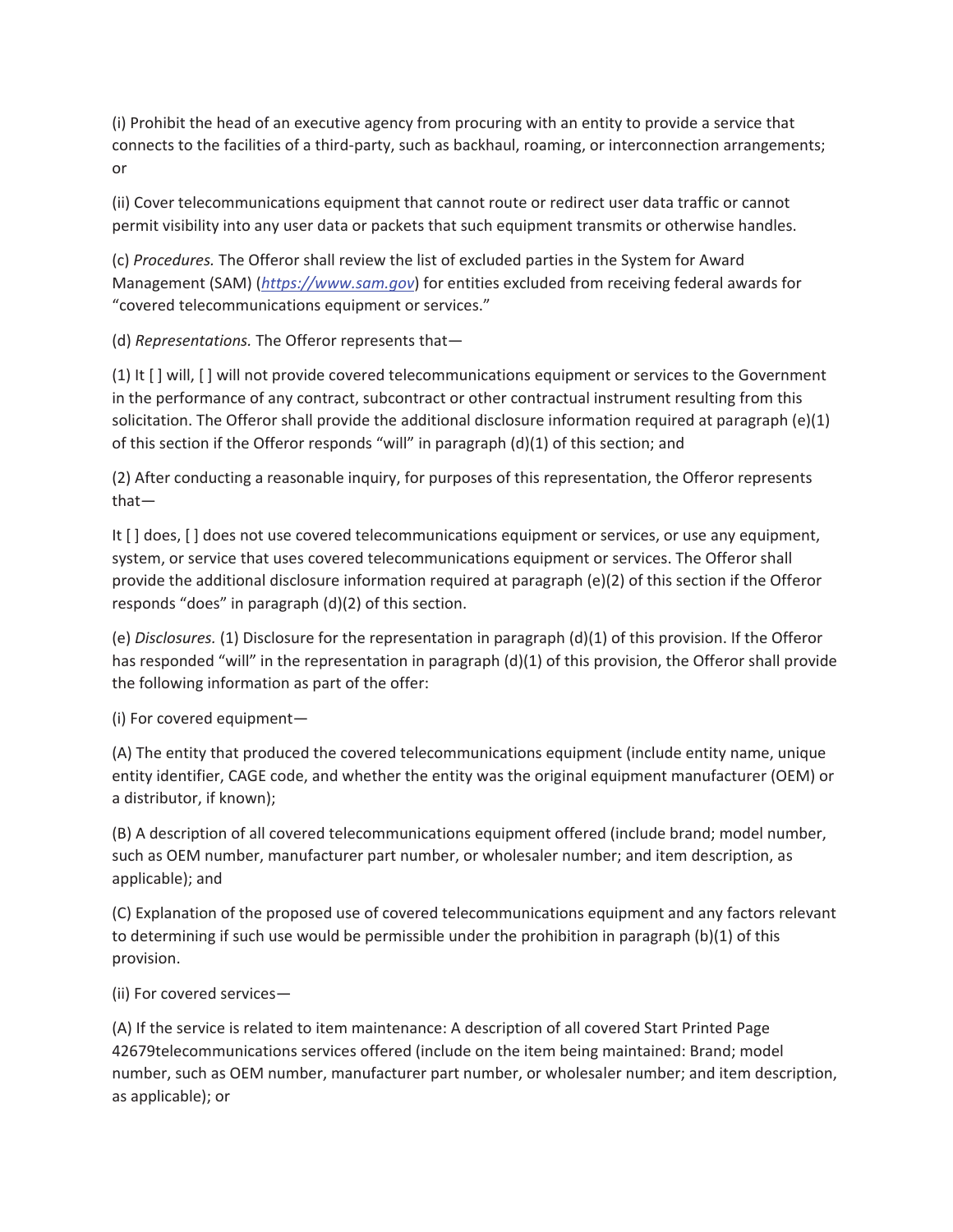(i) Prohibit the head of an executive agency from procuring with an entity to provide a service that connects to the facilities of a third-party, such as backhaul, roaming, or interconnection arrangements; or

(ii) Cover telecommunications equipment that cannot route or redirect user data traffic or cannot permit visibility into any user data or packets that such equipment transmits or otherwise handles.

(c) *Procedures.* The Offeror shall review the list of excluded parties in the System for Award Management (SAM) (*https://www.sam.gov*) for entities excluded from receiving federal awards for "covered telecommunications equipment or services."

(d) *Representations.* The Offeror represents that—

(1) It [ ] will, [ ] will not provide covered telecommunications equipment or services to the Government in the performance of any contract, subcontract or other contractual instrument resulting from this solicitation. The Offeror shall provide the additional disclosure information required at paragraph (e)(1) of this section if the Offeror responds "will" in paragraph (d)(1) of this section; and

(2) After conducting a reasonable inquiry, for purposes of this representation, the Offeror represents that—

It [ ] does, [ ] does not use covered telecommunications equipment or services, or use any equipment, system, or service that uses covered telecommunications equipment or services. The Offeror shall provide the additional disclosure information required at paragraph (e)(2) of this section if the Offeror responds "does" in paragraph (d)(2) of this section.

(e) *Disclosures.* (1) Disclosure for the representation in paragraph (d)(1) of this provision. If the Offeror has responded "will" in the representation in paragraph (d)(1) of this provision, the Offeror shall provide the following information as part of the offer:

(i) For covered equipment—

(A) The entity that produced the covered telecommunications equipment (include entity name, unique entity identifier, CAGE code, and whether the entity was the original equipment manufacturer (OEM) or a distributor, if known);

(B) A description of all covered telecommunications equipment offered (include brand; model number, such as OEM number, manufacturer part number, or wholesaler number; and item description, as applicable); and

(C) Explanation of the proposed use of covered telecommunications equipment and any factors relevant to determining if such use would be permissible under the prohibition in paragraph (b)(1) of this provision.

(ii) For covered services—

(A) If the service is related to item maintenance: A description of all covered Start Printed Page 42679telecommunications services offered (include on the item being maintained: Brand; model number, such as OEM number, manufacturer part number, or wholesaler number; and item description, as applicable); or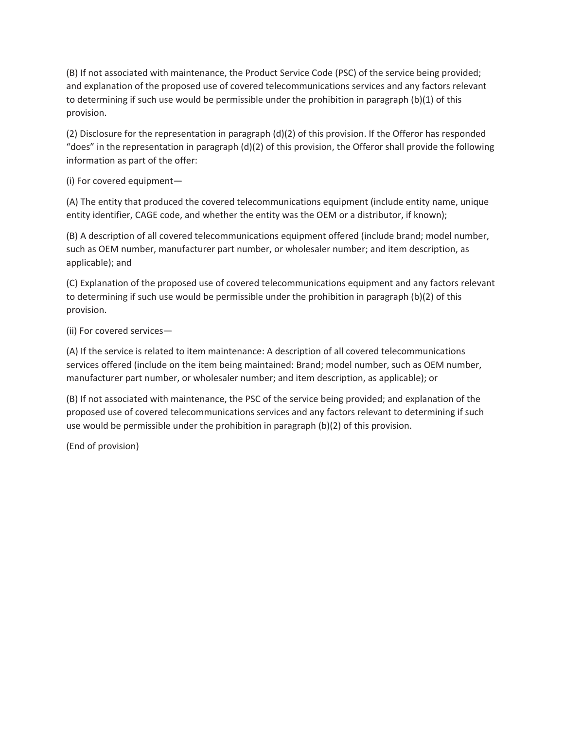(B) If not associated with maintenance, the Product Service Code (PSC) of the service being provided; and explanation of the proposed use of covered telecommunications services and any factors relevant to determining if such use would be permissible under the prohibition in paragraph (b)(1) of this provision.

(2) Disclosure for the representation in paragraph (d)(2) of this provision. If the Offeror has responded “does” in the representation in paragraph (d)(2) of this provision, the Offeror shall provide the following information as part of the offer:

(i) For covered equipment—

(A) The entity that produced the covered telecommunications equipment (include entity name, unique entity identifier, CAGE code, and whether the entity was the OEM or a distributor, if known);

(B) A description of all covered telecommunications equipment offered (include brand; model number, such as OEM number, manufacturer part number, or wholesaler number; and item description, as applicable); and

(C) Explanation of the proposed use of covered telecommunications equipment and any factors relevant to determining if such use would be permissible under the prohibition in paragraph (b)(2) of this provision.

(ii) For covered services—

(A) If the service is related to item maintenance: A description of all covered telecommunications services offered (include on the item being maintained: Brand; model number, such as OEM number, manufacturer part number, or wholesaler number; and item description, as applicable); or

(B) If not associated with maintenance, the PSC of the service being provided; and explanation of the proposed use of covered telecommunications services and any factors relevant to determining if such use would be permissible under the prohibition in paragraph (b)(2) of this provision.

(End of provision)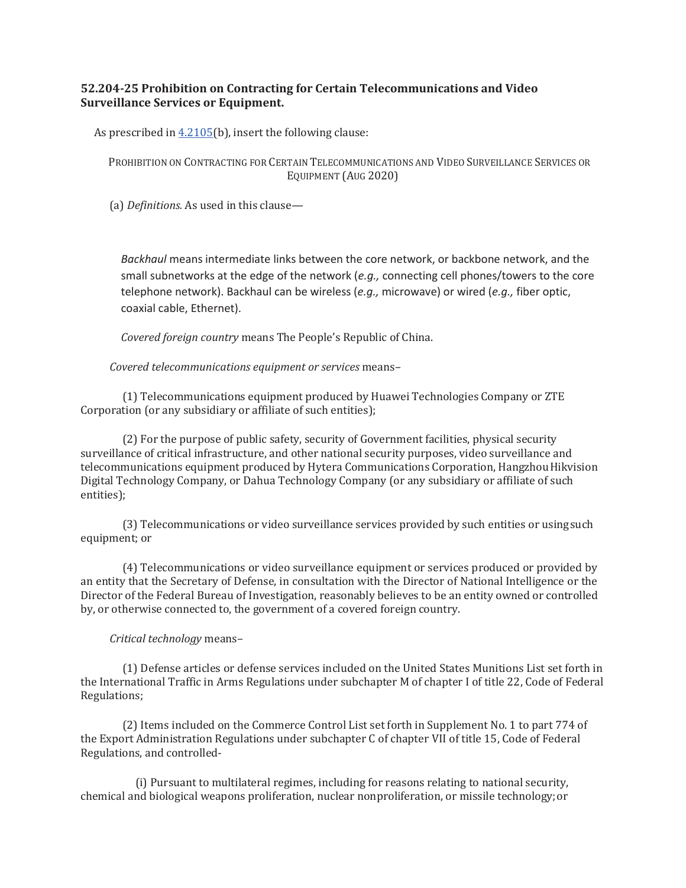### 52.204-25 Prohibition on Contracting for Certain Telecommunications and Video Surveillance Services or Equipment.

As prescribed in 4.2105(b), insert the following clause:

PROHIBITION ON CONTRACTING FOR CERTAIN TELECOMMUNICATIONS AND VIDEO SURVEILLANCE SERVICES OR EQUIPMENT (AUG 2020)

(a) *Definitions.* As used in this clause—

*Backhaul* means intermediate links between the core network, or backbone network, and the small subnetworks at the edge of the network (*e.g.,* connecting cell phones/towers to the core telephone network). Backhaul can be wireless (*e.g.,* microwave) or wired (*e.g.,* fiber optic, coaxial cable, Ethernet).

*Covered foreign country* means The People's Republic of China.

*Covered telecommunications equipment or services* means–

(1) Telecommunications equipment produced by Huawei Technologies Company or ZTE Corporation (or any subsidiary or affiliate of such entities);

(2) For the purpose of public safety, security of Government facilities, physical security surveillance of critical infrastructure, and other national security purposes, video surveillance and telecommunications equipment produced by Hytera Communications Corporation, Hangzhou Hikvision Digital Technology Company, or Dahua Technology Company (or any subsidiary or affiliate of such entities);

(3) Telecommunications or video surveillance services provided by such entities or using such equipment; or

(4) Telecommunications or video surveillance equipment or services produced or provided by an entity that the Secretary of Defense, in consultation with the Director of National Intelligence or the Director of the Federal Bureau of Investigation, reasonably believes to be an entity owned or controlled by, or otherwise connected to, the government of a covered foreign country.

*Critical technology* means–

(1) Defense articles or defense services included on the United States Munitions List set forth in the International Traffic in Arms Regulations under subchapter M of chapter I of title 22, Code of Federal Regulations;

(2) Items included on the Commerce Control List set forth in Supplement No. 1 to part 774 of the Export Administration Regulations under subchapter C of chapter VII of title 15, Code of Federal Regulations, and controlled-

(i) Pursuant to multilateral regimes, including for reasons relating to national security, chemical and biological weapons proliferation, nuclear nonproliferation, or missile technology; or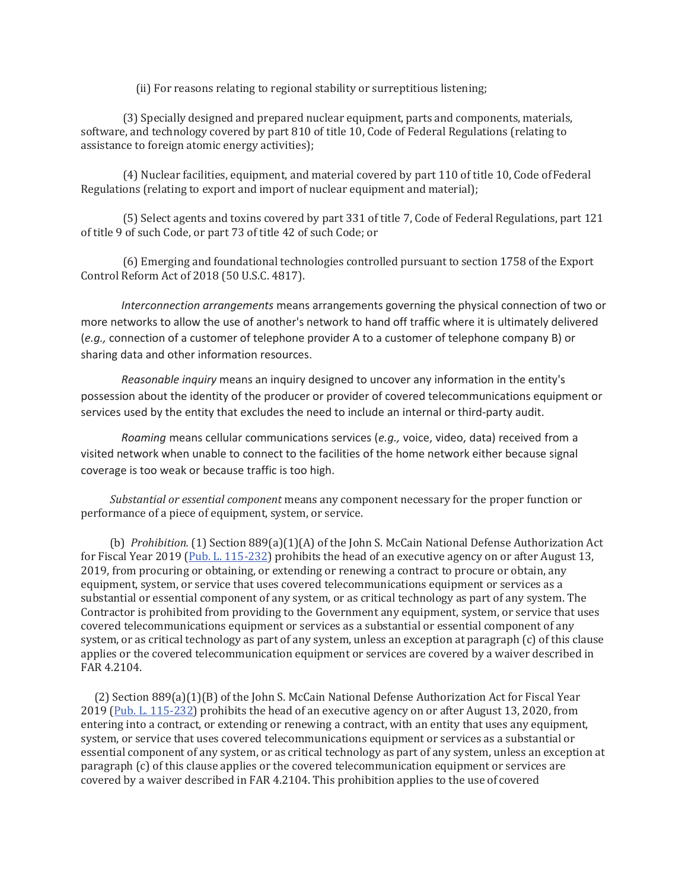(ii) For reasons relating to regional stability or surreptitious listening;

(3) Specially designed and prepared nuclear equipment, parts and components, materials, software, and technology covered by part 810 of title 10, Code of Federal Regulations (relating to assistance to foreign atomic energy activities);

(4) Nuclear facilities, equipment, and material covered by part 110 of title 10, Code of Federal Regulations (relating to export and import of nuclear equipment and material);

(5) Select agents and toxins covered by part 331 of title 7, Code of Federal Regulations, part 121 of title 9 of such Code, or part 73 of title 42 of such Code; or

(6) Emerging and foundational technologies controlled pursuant to section 1758 of the Export Control Reform Act of 2018 (50 U.S.C. 4817).

*Interconnection arrangements* means arrangements governing the physical connection of two or more networks to allow the use of another's network to hand off traffic where it is ultimately delivered (*e.g.,* connection of a customer of telephone provider A to a customer of telephone company B) or sharing data and other information resources.

*Reasonable inquiry* means an inquiry designed to uncover any information in the entity's possession about the identity of the producer or provider of covered telecommunications equipment or services used by the entity that excludes the need to include an internal or third-party audit.

*Roaming* means cellular communications services (*e.g.,* voice, video, data) received from a visited network when unable to connect to the facilities of the home network either because signal coverage is too weak or because traffic is too high.

*Substantial or essential component* means any component necessary for the proper function or performance of a piece of equipment, system, or service.

(b) *Prohibition.* (1) Section 889(a)(1)(A) of the John S. McCain National Defense Authorization Act for Fiscal Year 2019 (Pub. L. 115-232) prohibits the head of an executive agency on or after August 13, 2019, from procuring or obtaining, or extending or renewing a contract to procure or obtain, any equipment, system, or service that uses covered telecommunications equipment or services as a substantial or essential component of any system, or as critical technology as part of any system. The Contractor is prohibited from providing to the Government any equipment, system, or service that uses covered telecommunications equipment or services as a substantial or essential component of any system, or as critical technology as part of any system, unless an exception at paragraph (c) of this clause applies or the covered telecommunication equipment or services are covered by a waiver described in FAR 4.2104.

(2) Section 889(a)(1)(B) of the John S. McCain National Defense Authorization Act for Fiscal Year 2019 (Pub. L. 115-232) prohibits the head of an executive agency on or after August 13, 2020, from entering into a contract, or extending or renewing a contract, with an entity that uses any equipment, system, or service that uses covered telecommunications equipment or services as a substantial or essential component of any system, or as critical technology as part of any system, unless an exception at paragraph (c) of this clause applies or the covered telecommunication equipment or services are covered by a waiver described in FAR 4.2104. This prohibition applies to the use of covered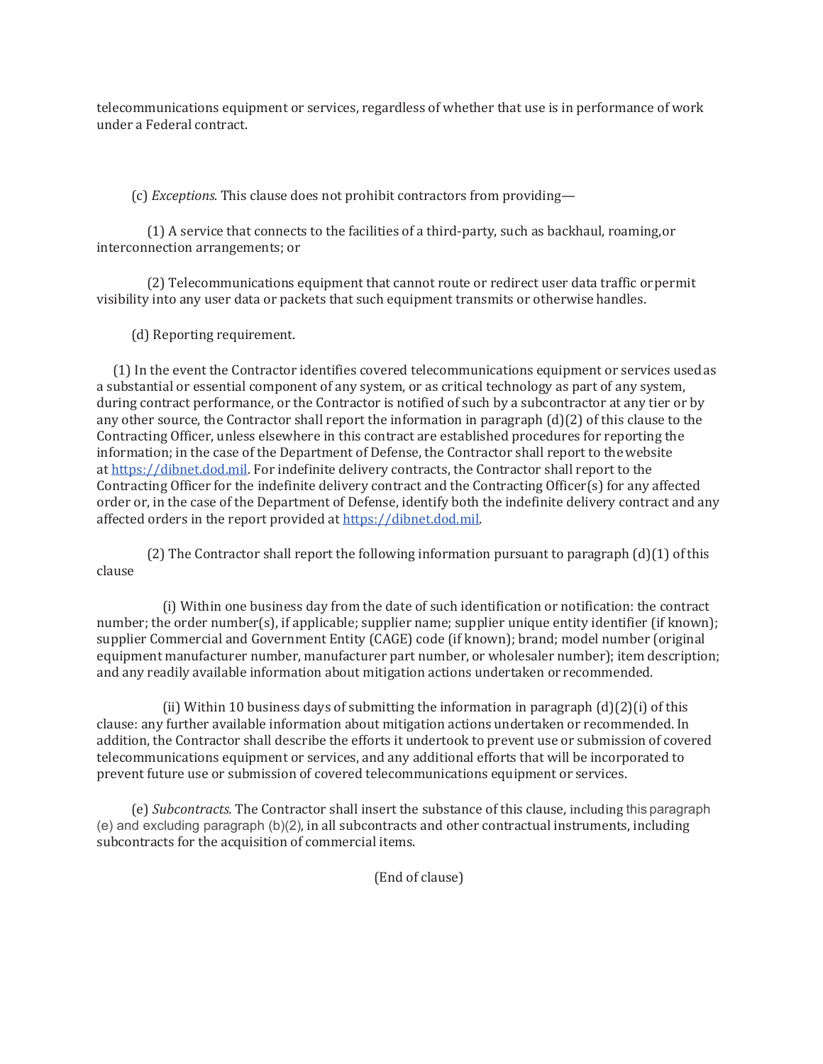telecommunications equipment or services, regardless of whether that use is in performance of work under a Federal contract.

(c) *Exceptions.* This clause does not prohibit contractors from providing—

(1) A service that connects to the facilities of a third-party, such as backhaul, roaming, or interconnection arrangements; or

(2) Telecommunications equipment that cannot route or redirect user data traffic or permit visibility into any user data or packets that such equipment transmits or otherwise handles.

(d) Reporting requirement.

(1) In the event the Contractor identifies covered telecommunications equipment or services used as a substantial or essential component of any system, or as critical technology as part of any system, during contract performance, or the Contractor is notified of such by a subcontractor at any tier or by any other source, the Contractor shall report the information in paragraph (d)(2) of this clause to the Contracting Officer, unless elsewhere in this contract are established procedures for reporting the information; in the case of the Department of Defense, the Contractor shall report to the website at https://dibnet.dod.mil. For indefinite delivery contracts, the Contractor shall report to the Contracting Officer for the indefinite delivery contract and the Contracting Officer(s) for any affected order or, in the case of the Department of Defense, identify both the indefinite delivery contract and any affected orders in the report provided at https://dibnet.dod.mil.

(2) The Contractor shall report the following information pursuant to paragraph (d)(1) of this clause

(i) Within one business day from the date of such identification or notification: the contract number; the order number(s), if applicable; supplier name; supplier unique entity identifier (if known); supplier Commercial and Government Entity (CAGE) code (if known); brand; model number (original equipment manufacturer number, manufacturer part number, or wholesaler number); item description; and any readily available information about mitigation actions undertaken or recommended.

(ii) Within 10 business days of submitting the information in paragraph (d)(2)(i) of this clause: any further available information about mitigation actions undertaken or recommended. In addition, the Contractor shall describe the efforts it undertook to prevent use or submission of covered telecommunications equipment or services, and any additional efforts that will be incorporated to prevent future use or submission of covered telecommunications equipment or services.

(e) *Subcontracts.* The Contractor shall insert the substance of this clause, including this paragraph (e) and excluding paragraph (b)(2), in all subcontracts and other contractual instruments, including subcontracts for the acquisition of commercial items.

(End of clause)